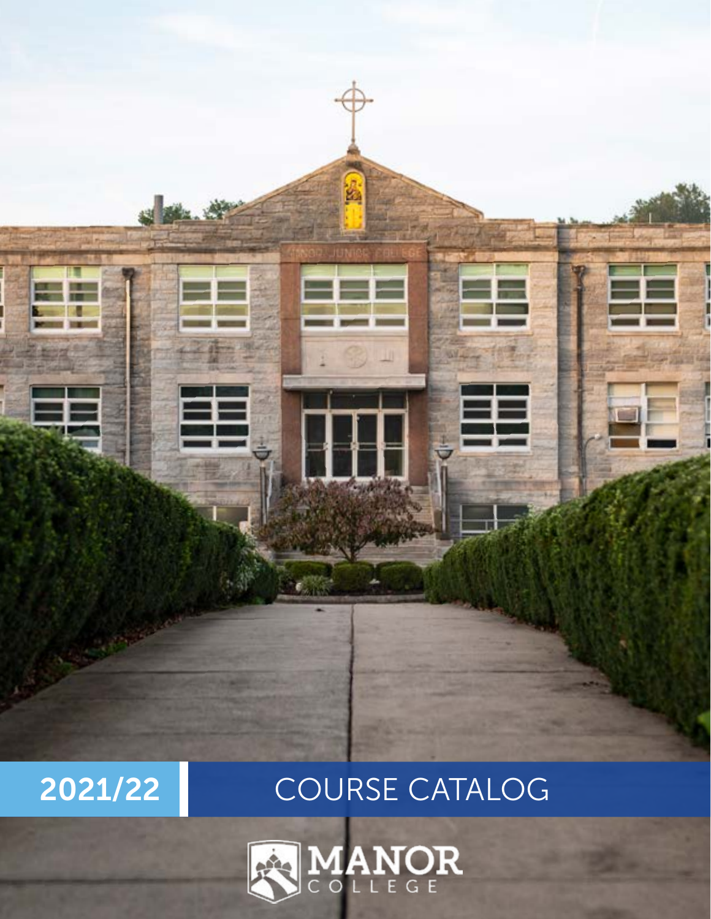# 2021/22 COURSE CATALOG

MANOR COLLEGE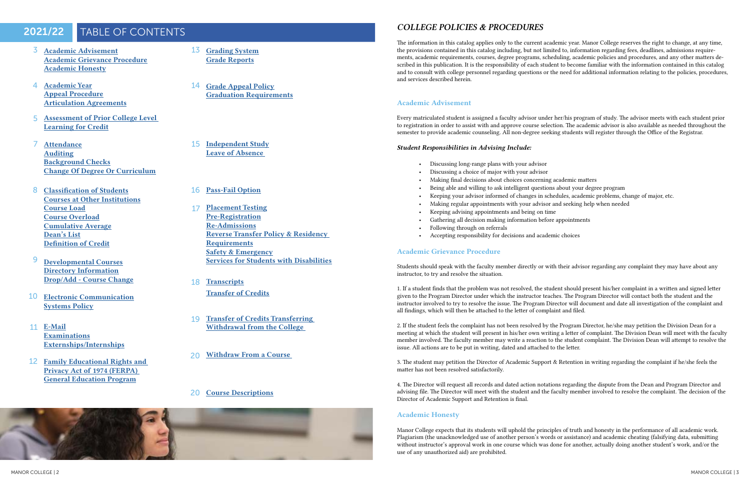# 2021/22 TABLE OF CONTENTS

3 Academic Advisement
Academic Grievance Procedure
Academic Honesty

4 Academic Year
Appeal Procedure
Articulation Agreements

5 Assessment of Prior College Level Learning for Credit

7 Attendance
Auditing
Background Checks
Change Of Degree Or Curriculum

8 Classification of Students
Courses at Other Institutions
Course Load
Course Overload
Cumulative Average
Dean's List
Definition of Credit

9 Developmental Courses
Directory Information
Drop/Add - Course Change

10 Electronic Communication Systems Policy

11 E-Mail
Examinations
Externships/Internships

12 Family Educational Rights and Privacy Act of 1974 (FERPA)
General Education Program

13 Grading System
Grade Reports

14 Grade Appeal Policy
Graduation Requirements

15 Independent Study
Leave of Absence

16 Pass-Fail Option

17 Placement Testing
Pre-Registration
Re-Admissions
Reverse Transfer Policy & Residency Requirements
Safety & Emergency
Services for Students with Disabilities

18 Transcripts
Transfer of Credits

19 Transfer of Credits Transferring
Withdrawal from the College

20 Withdraw From a Course

20 Course Descriptions

## *COLLEGE POLICIES & PROCEDURES*

The information in this catalog applies only to the current academic year. Manor College reserves the right to change, at any time, the provisions contained in this catalog including, but not limited to, information regarding fees, deadlines, admissions requirements, academic requirements, courses, degree programs, scheduling, academic policies and procedures, and any other matters described in this publication. It is the responsibility of each student to become familiar with the information contained in this catalog and to consult with college personnel regarding questions or the need for additional information relating to the policies, procedures, and services described herein.

### Academic Advisement

Every matriculated student is assigned a faculty advisor under her/his program of study. The advisor meets with each student prior to registration in order to assist with and approve course selection. The academic advisor is also available as needed throughout the semester to provide academic counseling. All non-degree seeking students will register through the Office of the Registrar.

***Student Responsibilities in Advising Include:***

- Discussing long-range plans with your advisor
- Discussing a choice of major with your advisor
- Making final decisions about choices concerning academic matters
- Being able and willing to ask intelligent questions about your degree program
- Keeping your advisor informed of changes in schedules, academic problems, change of major, etc.
- Making regular appointments with your advisor and seeking help when needed
- Keeping advising appointments and being on time
- Gathering all decision making information before appointments
- Following through on referrals
- Accepting responsibility for decisions and academic choices

### Academic Grievance Procedure

Students should speak with the faculty member directly or with their advisor regarding any complaint they may have about any instructor, to try and resolve the situation.

1. If a student finds that the problem was not resolved, the student should present his/her complaint in a written and signed letter given to the Program Director under which the instructor teaches. The Program Director will contact both the student and the instructor involved to try to resolve the issue. The Program Director will document and date all investigation of the complaint and all findings, which will then be attached to the letter of complaint and filed.

2. If the student feels the complaint has not been resolved by the Program Director, he/she may petition the Division Dean for a meeting at which the student will present in his/her own writing a letter of complaint. The Division Dean will meet with the faculty member involved. The faculty member may write a reaction to the student complaint. The Division Dean will attempt to resolve the issue. All actions are to be put in writing, dated and attached to the letter.

3. The student may petition the Director of Academic Support & Retention in writing regarding the complaint if he/she feels the matter has not been resolved satisfactorily.

4. The Director will request all records and dated action notations regarding the dispute from the Dean and Program Director and advising file. The Director will meet with the student and the faculty member involved to resolve the complaint. The decision of the Director of Academic Support and Retention is final.

### Academic Honesty

Manor College expects that its students will uphold the principles of truth and honesty in the performance of all academic work. Plagiarism (the unacknowledged use of another person's words or assistance) and academic cheating (falsifying data, submitting without instructor's approval work in one course which was done for another, actually doing another student's work, and/or the use of any unauthorized aid) are prohibited.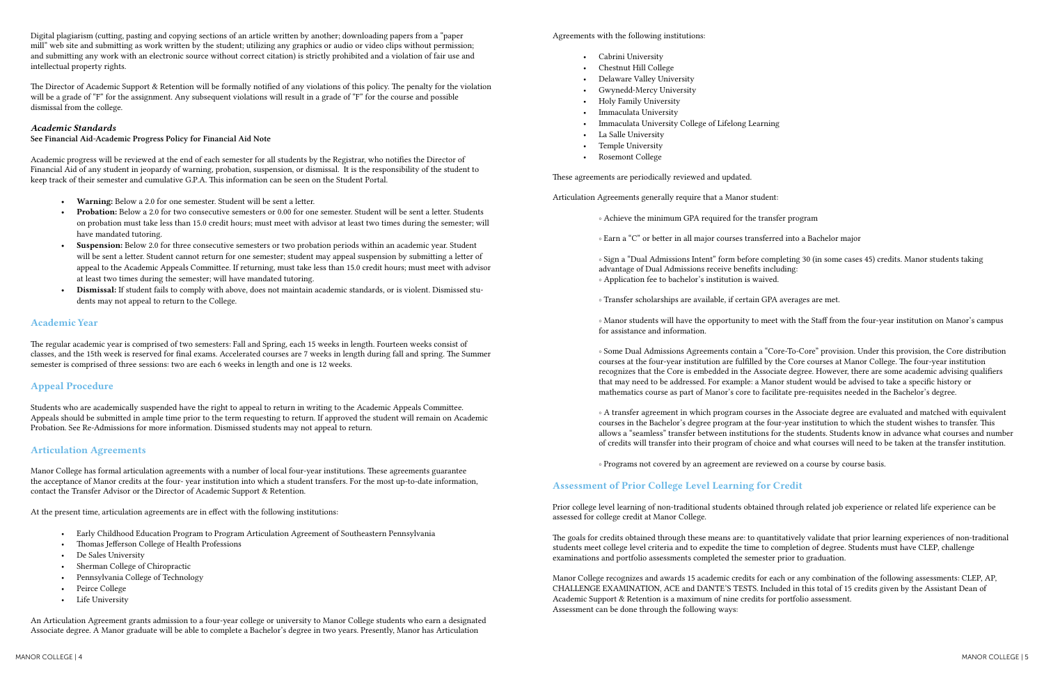Digital plagiarism (cutting, pasting and copying sections of an article written by another; downloading papers from a "paper mill" web site and submitting as work written by the student; utilizing any graphics or audio or video clips without permission; and submitting any work with an electronic source without correct citation) is strictly prohibited and a violation of fair use and intellectual property rights.

The Director of Academic Support & Retention will be formally notified of any violations of this policy. The penalty for the violation will be a grade of "F" for the assignment. Any subsequent violations will result in a grade of "F" for the course and possible dismissal from the college.

### *Academic Standards*

**See Financial Aid-Academic Progress Policy for Financial Aid Note**

Academic progress will be reviewed at the end of each semester for all students by the Registrar, who notifies the Director of Financial Aid of any student in jeopardy of warning, probation, suspension, or dismissal. It is the responsibility of the student to keep track of their semester and cumulative G.P.A. This information can be seen on the Student Portal.

- **Warning:** Below a 2.0 for one semester. Student will be sent a letter.
- **Probation:** Below a 2.0 for two consecutive semesters or 0.00 for one semester. Student will be sent a letter. Students on probation must take less than 15.0 credit hours; must meet with advisor at least two times during the semester; will have mandated tutoring.
- **Suspension:** Below 2.0 for three consecutive semesters or two probation periods within an academic year. Student will be sent a letter. Student cannot return for one semester; student may appeal suspension by submitting a letter of appeal to the Academic Appeals Committee. If returning, must take less than 15.0 credit hours; must meet with advisor at least two times during the semester; will have mandated tutoring.
- **Dismissal:** If student fails to comply with above, does not maintain academic standards, or is violent. Dismissed students may not appeal to return to the College.

## Academic Year

The regular academic year is comprised of two semesters: Fall and Spring, each 15 weeks in length. Fourteen weeks consist of classes, and the 15th week is reserved for final exams. Accelerated courses are 7 weeks in length during fall and spring. The Summer semester is comprised of three sessions: two are each 6 weeks in length and one is 12 weeks.

## Appeal Procedure

Students who are academically suspended have the right to appeal to return in writing to the Academic Appeals Committee. Appeals should be submitted in ample time prior to the term requesting to return. If approved the student will remain on Academic Probation. See Re-Admissions for more information. Dismissed students may not appeal to return.

## Articulation Agreements

Manor College has formal articulation agreements with a number of local four-year institutions. These agreements guarantee the acceptance of Manor credits at the four- year institution into which a student transfers. For the most up-to-date information, contact the Transfer Advisor or the Director of Academic Support & Retention.

At the present time, articulation agreements are in effect with the following institutions:

- Early Childhood Education Program to Program Articulation Agreement of Southeastern Pennsylvania
- Thomas Jefferson College of Health Professions
- De Sales University
- Sherman College of Chiropractic
- Pennsylvania College of Technology
- Peirce College
- Life University

An Articulation Agreement grants admission to a four-year college or university to Manor College students who earn a designated Associate degree. A Manor graduate will be able to complete a Bachelor's degree in two years. Presently, Manor has Articulation Agreements with the following institutions:

- Cabrini University
- Chestnut Hill College
- Delaware Valley University
- Gwynedd-Mercy University
- Holy Family University
- Immaculata University
- Immaculata University College of Lifelong Learning
- La Salle University
- Temple University
- Rosemont College

These agreements are periodically reviewed and updated.

Articulation Agreements generally require that a Manor student:

◦ Achieve the minimum GPA required for the transfer program

◦ Earn a "C" or better in all major courses transferred into a Bachelor major

◦ Sign a "Dual Admissions Intent" form before completing 30 (in some cases 45) credits. Manor students taking advantage of Dual Admissions receive benefits including:
◦ Application fee to bachelor's institution is waived.

◦ Transfer scholarships are available, if certain GPA averages are met.

◦ Manor students will have the opportunity to meet with the Staff from the four-year institution on Manor's campus for assistance and information.

◦ Some Dual Admissions Agreements contain a "Core-To-Core" provision. Under this provision, the Core distribution courses at the four-year institution are fulfilled by the Core courses at Manor College. The four-year institution recognizes that the Core is embedded in the Associate degree. However, there are some academic advising qualifiers that may need to be addressed. For example: a Manor student would be advised to take a specific history or mathematics course as part of Manor's core to facilitate pre-requisites needed in the Bachelor's degree.

◦ A transfer agreement in which program courses in the Associate degree are evaluated and matched with equivalent courses in the Bachelor's degree program at the four-year institution to which the student wishes to transfer. This allows a "seamless" transfer between institutions for the students. Students know in advance what courses and number of credits will transfer into their program of choice and what courses will need to be taken at the transfer institution.

◦ Programs not covered by an agreement are reviewed on a course by course basis.

## Assessment of Prior College Level Learning for Credit

Prior college level learning of non-traditional students obtained through related job experience or related life experience can be assessed for college credit at Manor College.

The goals for credits obtained through these means are: to quantitatively validate that prior learning experiences of non-traditional students meet college level criteria and to expedite the time to completion of degree. Students must have CLEP, challenge examinations and portfolio assessments completed the semester prior to graduation.

Manor College recognizes and awards 15 academic credits for each or any combination of the following assessments: CLEP, AP, CHALLENGE EXAMINATION, ACE and DANTE'S TESTS. Included in this total of 15 credits given by the Assistant Dean of Academic Support & Retention is a maximum of nine credits for portfolio assessment.
Assessment can be done through the following ways: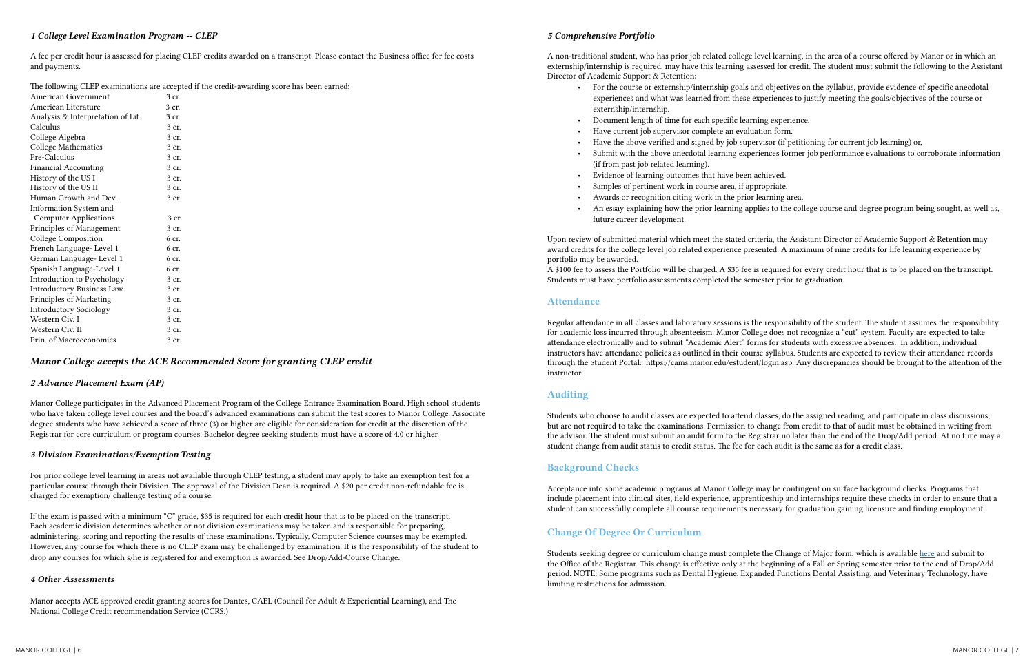### *1 College Level Examination Program -- CLEP*

A fee per credit hour is assessed for placing CLEP credits awarded on a transcript. Please contact the Business office for fee costs and payments.

The following CLEP examinations are accepted if the credit-awarding score has been earned:

| | |
|---|---|
| American Government | 3 cr. |
| American Literature | 3 cr. |
| Analysis & Interpretation of Lit. | 3 cr. |
| Calculus | 3 cr. |
| College Algebra | 3 cr. |
| College Mathematics | 3 cr. |
| Pre-Calculus | 3 cr. |
| Financial Accounting | 3 cr. |
| History of the US I | 3 cr. |
| History of the US II | 3 cr. |
| Human Growth and Dev. | 3 cr. |
| Information System and Computer Applications | 3 cr. |
| Principles of Management | 3 cr. |
| College Composition | 6 cr. |
| French Language- Level 1 | 6 cr. |
| German Language- Level 1 | 6 cr. |
| Spanish Language-Level 1 | 6 cr. |
| Introduction to Psychology | 3 cr. |
| Introductory Business Law | 3 cr. |
| Principles of Marketing | 3 cr. |
| Introductory Sociology | 3 cr. |
| Western Civ. I | 3 cr. |
| Western Civ. II | 3 cr. |
| Prin. of Macroeconomics | 3 cr. |

### *Manor College accepts the ACE Recommended Score for granting CLEP credit*

### *2 Advance Placement Exam (AP)*

Manor College participates in the Advanced Placement Program of the College Entrance Examination Board. High school students who have taken college level courses and the board's advanced examinations can submit the test scores to Manor College. Associate degree students who have achieved a score of three (3) or higher are eligible for consideration for credit at the discretion of the Registrar for core curriculum or program courses. Bachelor degree seeking students must have a score of 4.0 or higher.

### *3 Division Examinations/Exemption Testing*

For prior college level learning in areas not available through CLEP testing, a student may apply to take an exemption test for a particular course through their Division. The approval of the Division Dean is required. A $20 per credit non-refundable fee is charged for exemption/ challenge testing of a course.

If the exam is passed with a minimum "C" grade, $35 is required for each credit hour that is to be placed on the transcript. Each academic division determines whether or not division examinations may be taken and is responsible for preparing, administering, scoring and reporting the results of these examinations. Typically, Computer Science courses may be exempted. However, any course for which there is no CLEP exam may be challenged by examination. It is the responsibility of the student to drop any courses for which s/he is registered for and exemption is awarded. See Drop/Add-Course Change.

### *4 Other Assessments*

Manor accepts ACE approved credit granting scores for Dantes, CAEL (Council for Adult & Experiential Learning), and The National College Credit recommendation Service (CCRS.)

### *5 Comprehensive Portfolio*

A non-traditional student, who has prior job related college level learning, in the area of a course offered by Manor or in which an externship/internship is required, may have this learning assessed for credit. The student must submit the following to the Assistant Director of Academic Support & Retention:

- For the course or externship/internship goals and objectives on the syllabus, provide evidence of specific anecdotal experiences and what was learned from these experiences to justify meeting the goals/objectives of the course or externship/internship.
- Document length of time for each specific learning experience.
- Have current job supervisor complete an evaluation form.
- Have the above verified and signed by job supervisor (if petitioning for current job learning) or,
- Submit with the above anecdotal learning experiences former job performance evaluations to corroborate information (if from past job related learning).
- Evidence of learning outcomes that have been achieved.
- Samples of pertinent work in course area, if appropriate.
- Awards or recognition citing work in the prior learning area.
- An essay explaining how the prior learning applies to the college course and degree program being sought, as well as, future career development.

Upon review of submitted material which meet the stated criteria, the Assistant Director of Academic Support & Retention may award credits for the college level job related experience presented. A maximum of nine credits for life learning experience by portfolio may be awarded.
A $100 fee to assess the Portfolio will be charged. A $35 fee is required for every credit hour that is to be placed on the transcript. Students must have portfolio assessments completed the semester prior to graduation.

## Attendance

Regular attendance in all classes and laboratory sessions is the responsibility of the student. The student assumes the responsibility for academic loss incurred through absenteeism. Manor College does not recognize a "cut" system. Faculty are expected to take attendance electronically and to submit "Academic Alert" forms for students with excessive absences. In addition, individual instructors have attendance policies as outlined in their course syllabus. Students are expected to review their attendance records through the Student Portal: https://cams.manor.edu/estudent/login.asp. Any discrepancies should be brought to the attention of the instructor.

## Auditing

Students who choose to audit classes are expected to attend classes, do the assigned reading, and participate in class discussions, but are not required to take the examinations. Permission to change from credit to that of audit must be obtained in writing from the advisor. The student must submit an audit form to the Registrar no later than the end of the Drop/Add period. At no time may a student change from audit status to credit status. The fee for each audit is the same as for a credit class.

## Background Checks

Acceptance into some academic programs at Manor College may be contingent on surface background checks. Programs that include placement into clinical sites, field experience, apprenticeship and internships require these checks in order to ensure that a student can successfully complete all course requirements necessary for graduation gaining licensure and finding employment.

## Change Of Degree Or Curriculum

Students seeking degree or curriculum change must complete the Change of Major form, which is available here and submit to the Office of the Registrar. This change is effective only at the beginning of a Fall or Spring semester prior to the end of Drop/Add period. NOTE: Some programs such as Dental Hygiene, Expanded Functions Dental Assisting, and Veterinary Technology, have limiting restrictions for admission.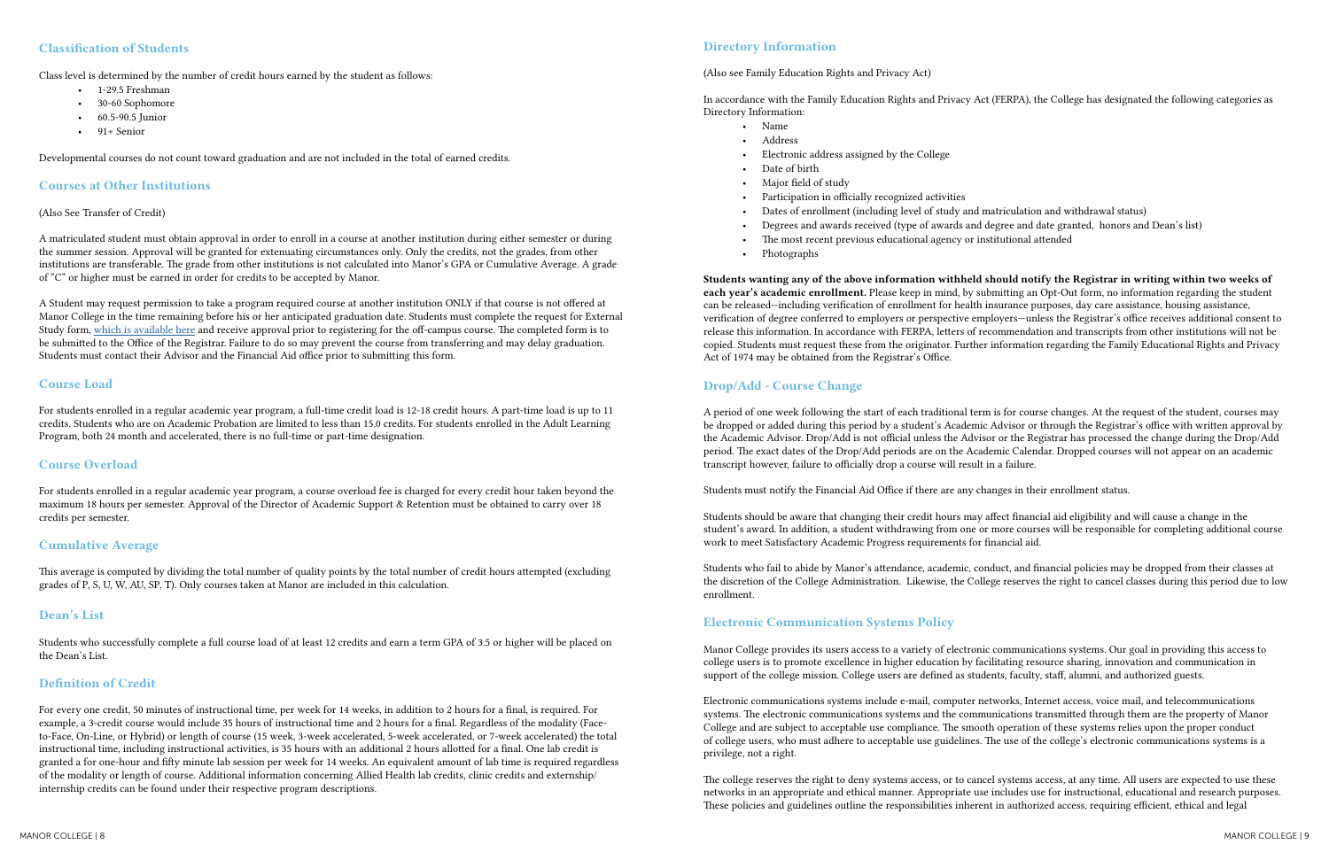## Classification of Students

Class level is determined by the number of credit hours earned by the student as follows:

- 1-29.5 Freshman
- 30-60 Sophomore
- 60.5-90.5 Junior
- 91+ Senior

Developmental courses do not count toward graduation and are not included in the total of earned credits.

## Courses at Other Institutions

(Also See Transfer of Credit)

A matriculated student must obtain approval in order to enroll in a course at another institution during either semester or during the summer session. Approval will be granted for extenuating circumstances only. Only the credits, not the grades, from other institutions are transferable. The grade from other institutions is not calculated into Manor's GPA or Cumulative Average. A grade of "C" or higher must be earned in order for credits to be accepted by Manor.

A Student may request permission to take a program required course at another institution ONLY if that course is not offered at Manor College in the time remaining before his or her anticipated graduation date. Students must complete the request for External Study form, which is available here and receive approval prior to registering for the off-campus course. The completed form is to be submitted to the Office of the Registrar. Failure to do so may prevent the course from transferring and may delay graduation. Students must contact their Advisor and the Financial Aid office prior to submitting this form.

## Course Load

For students enrolled in a regular academic year program, a full-time credit load is 12-18 credit hours. A part-time load is up to 11 credits. Students who are on Academic Probation are limited to less than 15.0 credits. For students enrolled in the Adult Learning Program, both 24 month and accelerated, there is no full-time or part-time designation.

## Course Overload

For students enrolled in a regular academic year program, a course overload fee is charged for every credit hour taken beyond the maximum 18 hours per semester. Approval of the Director of Academic Support & Retention must be obtained to carry over 18 credits per semester.

## Cumulative Average

This average is computed by dividing the total number of quality points by the total number of credit hours attempted (excluding grades of P, S, U, W, AU, SP, T). Only courses taken at Manor are included in this calculation.

## Dean's List

Students who successfully complete a full course load of at least 12 credits and earn a term GPA of 3.5 or higher will be placed on the Dean's List.

## Definition of Credit

For every one credit, 50 minutes of instructional time, per week for 14 weeks, in addition to 2 hours for a final, is required. For example, a 3-credit course would include 35 hours of instructional time and 2 hours for a final. Regardless of the modality (Face-to-Face, On-Line, or Hybrid) or length of course (15 week, 3-week accelerated, 5-week accelerated, or 7-week accelerated) the total instructional time, including instructional activities, is 35 hours with an additional 2 hours allotted for a final. One lab credit is granted a for one-hour and fifty minute lab session per week for 14 weeks. An equivalent amount of lab time is required regardless of the modality or length of course. Additional information concerning Allied Health lab credits, clinic credits and externship/internship credits can be found under their respective program descriptions.

## Directory Information

(Also see Family Education Rights and Privacy Act)

In accordance with the Family Education Rights and Privacy Act (FERPA), the College has designated the following categories as Directory Information:

- Name
- Address
- Electronic address assigned by the College
- Date of birth
- Major field of study
- Participation in officially recognized activities
- Dates of enrollment (including level of study and matriculation and withdrawal status)
- Degrees and awards received (type of awards and degree and date granted, honors and Dean's list)
- The most recent previous educational agency or institutional attended
- Photographs

**Students wanting any of the above information withheld should notify the Registrar in writing within two weeks of each year's academic enrollment.** Please keep in mind, by submitting an Opt-Out form, no information regarding the student can be released--including verification of enrollment for health insurance purposes, day care assistance, housing assistance, verification of degree conferred to employers or perspective employers—unless the Registrar's office receives additional consent to release this information. In accordance with FERPA, letters of recommendation and transcripts from other institutions will not be copied. Students must request these from the originator. Further information regarding the Family Educational Rights and Privacy Act of 1974 may be obtained from the Registrar's Office.

## Drop/Add - Course Change

A period of one week following the start of each traditional term is for course changes. At the request of the student, courses may be dropped or added during this period by a student's Academic Advisor or through the Registrar's office with written approval by the Academic Advisor. Drop/Add is not official unless the Advisor or the Registrar has processed the change during the Drop/Add period. The exact dates of the Drop/Add periods are on the Academic Calendar. Dropped courses will not appear on an academic transcript however, failure to officially drop a course will result in a failure.

Students must notify the Financial Aid Office if there are any changes in their enrollment status.

Students should be aware that changing their credit hours may affect financial aid eligibility and will cause a change in the student's award. In addition, a student withdrawing from one or more courses will be responsible for completing additional course work to meet Satisfactory Academic Progress requirements for financial aid.

Students who fail to abide by Manor's attendance, academic, conduct, and financial policies may be dropped from their classes at the discretion of the College Administration. Likewise, the College reserves the right to cancel classes during this period due to low enrollment.

## Electronic Communication Systems Policy

Manor College provides its users access to a variety of electronic communications systems. Our goal in providing this access to college users is to promote excellence in higher education by facilitating resource sharing, innovation and communication in support of the college mission. College users are defined as students, faculty, staff, alumni, and authorized guests.

Electronic communications systems include e-mail, computer networks, Internet access, voice mail, and telecommunications systems. The electronic communications systems and the communications transmitted through them are the property of Manor College and are subject to acceptable use compliance. The smooth operation of these systems relies upon the proper conduct of college users, who must adhere to acceptable use guidelines. The use of the college's electronic communications systems is a privilege, not a right.

The college reserves the right to deny systems access, or to cancel systems access, at any time. All users are expected to use these networks in an appropriate and ethical manner. Appropriate use includes use for instructional, educational and research purposes. These policies and guidelines outline the responsibilities inherent in authorized access, requiring efficient, ethical and legal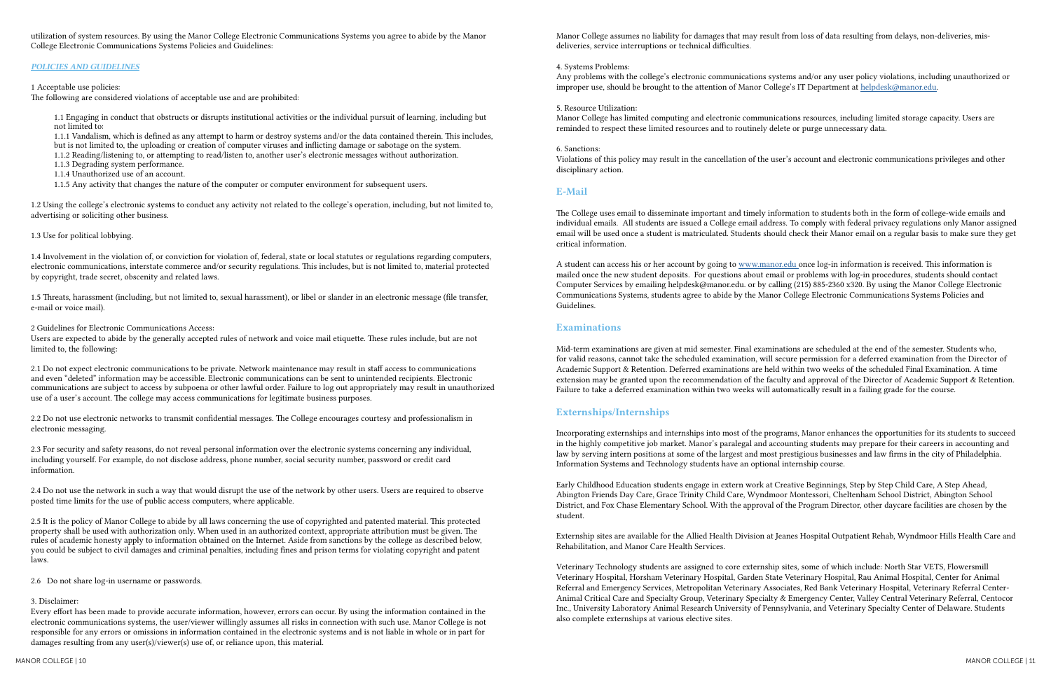utilization of system resources. By using the Manor College Electronic Communications Systems you agree to abide by the Manor College Electronic Communications Systems Policies and Guidelines:

***POLICIES AND GUIDELINES***

1 Acceptable use policies:
The following are considered violations of acceptable use and are prohibited:

1.1 Engaging in conduct that obstructs or disrupts institutional activities or the individual pursuit of learning, including but not limited to:
1.1.1 Vandalism, which is defined as any attempt to harm or destroy systems and/or the data contained therein. This includes, but is not limited to, the uploading or creation of computer viruses and inflicting damage or sabotage on the system.
1.1.2 Reading/listening to, or attempting to read/listen to, another user's electronic messages without authorization.
1.1.3 Degrading system performance.
1.1.4 Unauthorized use of an account.
1.1.5 Any activity that changes the nature of the computer or computer environment for subsequent users.

1.2 Using the college's electronic systems to conduct any activity not related to the college's operation, including, but not limited to, advertising or soliciting other business.

1.3 Use for political lobbying.

1.4 Involvement in the violation of, or conviction for violation of, federal, state or local statutes or regulations regarding computers, electronic communications, interstate commerce and/or security regulations. This includes, but is not limited to, material protected by copyright, trade secret, obscenity and related laws.

1.5 Threats, harassment (including, but not limited to, sexual harassment), or libel or slander in an electronic message (file transfer, e-mail or voice mail).

2 Guidelines for Electronic Communications Access:
Users are expected to abide by the generally accepted rules of network and voice mail etiquette. These rules include, but are not limited to, the following:

2.1 Do not expect electronic communications to be private. Network maintenance may result in staff access to communications and even "deleted" information may be accessible. Electronic communications can be sent to unintended recipients. Electronic communications are subject to access by subpoena or other lawful order. Failure to log out appropriately may result in unauthorized use of a user's account. The college may access communications for legitimate business purposes.

2.2 Do not use electronic networks to transmit confidential messages. The College encourages courtesy and professionalism in electronic messaging.

2.3 For security and safety reasons, do not reveal personal information over the electronic systems concerning any individual, including yourself. For example, do not disclose address, phone number, social security number, password or credit card information.

2.4 Do not use the network in such a way that would disrupt the use of the network by other users. Users are required to observe posted time limits for the use of public access computers, where applicable.

2.5 It is the policy of Manor College to abide by all laws concerning the use of copyrighted and patented material. This protected property shall be used with authorization only. When used in an authorized context, appropriate attribution must be given. The rules of academic honesty apply to information obtained on the Internet. Aside from sanctions by the college as described below, you could be subject to civil damages and criminal penalties, including fines and prison terms for violating copyright and patent laws.

2.6 Do not share log-in username or passwords.

3. Disclaimer:
Every effort has been made to provide accurate information, however, errors can occur. By using the information contained in the electronic communications systems, the user/viewer willingly assumes all risks in connection with such use. Manor College is not responsible for any errors or omissions in information contained in the electronic systems and is not liable in whole or in part for damages resulting from any user(s)/viewer(s) use of, or reliance upon, this material.

Manor College assumes no liability for damages that may result from loss of data resulting from delays, non-deliveries, mis-deliveries, service interruptions or technical difficulties.

4. Systems Problems:
Any problems with the college's electronic communications systems and/or any user policy violations, including unauthorized or improper use, should be brought to the attention of Manor College's IT Department at helpdesk@manor.edu.

5. Resource Utilization:
Manor College has limited computing and electronic communications resources, including limited storage capacity. Users are reminded to respect these limited resources and to routinely delete or purge unnecessary data.

6. Sanctions:
Violations of this policy may result in the cancellation of the user's account and electronic communications privileges and other disciplinary action.

## E-Mail

The College uses email to disseminate important and timely information to students both in the form of college-wide emails and individual emails. All students are issued a College email address. To comply with federal privacy regulations only Manor assigned email will be used once a student is matriculated. Students should check their Manor email on a regular basis to make sure they get critical information.

A student can access his or her account by going to www.manor.edu once log-in information is received. This information is mailed once the new student deposits. For questions about email or problems with log-in procedures, students should contact Computer Services by emailing helpdesk@manor.edu. or by calling (215) 885-2360 x320. By using the Manor College Electronic Communications Systems, students agree to abide by the Manor College Electronic Communications Systems Policies and Guidelines.

## Examinations

Mid-term examinations are given at mid semester. Final examinations are scheduled at the end of the semester. Students who, for valid reasons, cannot take the scheduled examination, will secure permission for a deferred examination from the Director of Academic Support & Retention. Deferred examinations are held within two weeks of the scheduled Final Examination. A time extension may be granted upon the recommendation of the faculty and approval of the Director of Academic Support & Retention. Failure to take a deferred examination within two weeks will automatically result in a failing grade for the course.

## Externships/Internships

Incorporating externships and internships into most of the programs, Manor enhances the opportunities for its students to succeed in the highly competitive job market. Manor's paralegal and accounting students may prepare for their careers in accounting and law by serving intern positions at some of the largest and most prestigious businesses and law firms in the city of Philadelphia. Information Systems and Technology students have an optional internship course.

Early Childhood Education students engage in extern work at Creative Beginnings, Step by Step Child Care, A Step Ahead, Abington Friends Day Care, Grace Trinity Child Care, Wyndmoor Montessori, Cheltenham School District, Abington School District, and Fox Chase Elementary School. With the approval of the Program Director, other daycare facilities are chosen by the student.

Externship sites are available for the Allied Health Division at Jeanes Hospital Outpatient Rehab, Wyndmoor Hills Health Care and Rehabilitation, and Manor Care Health Services.

Veterinary Technology students are assigned to core externship sites, some of which include: North Star VETS, Flowersmill Veterinary Hospital, Horsham Veterinary Hospital, Garden State Veterinary Hospital, Rau Animal Hospital, Center for Animal Referral and Emergency Services, Metropolitan Veterinary Associates, Red Bank Veterinary Hospital, Veterinary Referral Center-Animal Critical Care and Specialty Group, Veterinary Specialty & Emergency Center, Valley Central Veterinary Referral, Centocor Inc., University Laboratory Animal Research University of Pennsylvania, and Veterinary Specialty Center of Delaware. Students also complete externships at various elective sites.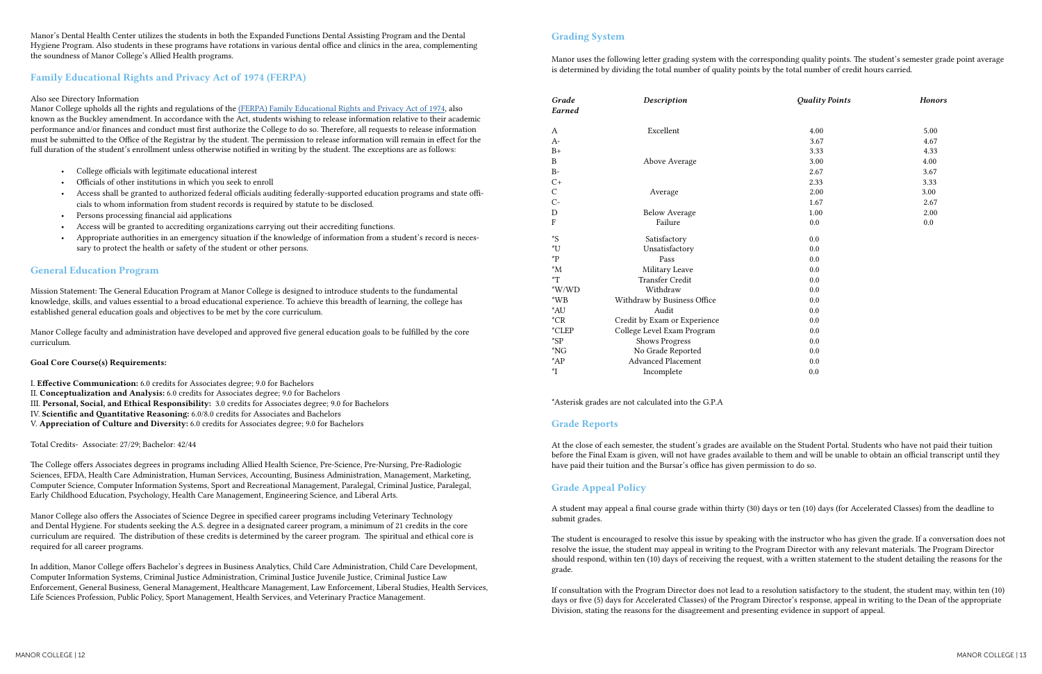Manor's Dental Health Center utilizes the students in both the Expanded Functions Dental Assisting Program and the Dental Hygiene Program. Also students in these programs have rotations in various dental office and clinics in the area, complementing the soundness of Manor College's Allied Health programs.

## Family Educational Rights and Privacy Act of 1974 (FERPA)

Also see Directory Information
Manor College upholds all the rights and regulations of the (FERPA) Family Educational Rights and Privacy Act of 1974, also known as the Buckley amendment. In accordance with the Act, students wishing to release information relative to their academic performance and/or finances and conduct must first authorize the College to do so. Therefore, all requests to release information must be submitted to the Office of the Registrar by the student. The permission to release information will remain in effect for the full duration of the student's enrollment unless otherwise notified in writing by the student. The exceptions are as follows:

- College officials with legitimate educational interest
- Officials of other institutions in which you seek to enroll
- Access shall be granted to authorized federal officials auditing federally-supported education programs and state officials to whom information from student records is required by statute to be disclosed.
- Persons processing financial aid applications
- Access will be granted to accrediting organizations carrying out their accrediting functions.
- Appropriate authorities in an emergency situation if the knowledge of information from a student's record is necessary to protect the health or safety of the student or other persons.

## General Education Program

Mission Statement: The General Education Program at Manor College is designed to introduce students to the fundamental knowledge, skills, and values essential to a broad educational experience. To achieve this breadth of learning, the college has established general education goals and objectives to be met by the core curriculum.

Manor College faculty and administration have developed and approved five general education goals to be fulfilled by the core curriculum.

**Goal Core Course(s) Requirements:**

I. **Effective Communication:** 6.0 credits for Associates degree; 9.0 for Bachelors
II. **Conceptualization and Analysis:** 6.0 credits for Associates degree; 9.0 for Bachelors
III. **Personal, Social, and Ethical Responsibility:** 3.0 credits for Associates degree; 9.0 for Bachelors
IV. **Scientific and Quantitative Reasoning:** 6.0/8.0 credits for Associates and Bachelors
V. **Appreciation of Culture and Diversity:** 6.0 credits for Associates degree; 9.0 for Bachelors

Total Credits- Associate: 27/29; Bachelor: 42/44

The College offers Associates degrees in programs including Allied Health Science, Pre-Science, Pre-Nursing, Pre-Radiologic Sciences, EFDA, Health Care Administration, Human Services, Accounting, Business Administration, Management, Marketing, Computer Science, Computer Information Systems, Sport and Recreational Management, Paralegal, Criminal Justice, Paralegal, Early Childhood Education, Psychology, Health Care Management, Engineering Science, and Liberal Arts.

Manor College also offers the Associates of Science Degree in specified career programs including Veterinary Technology and Dental Hygiene. For students seeking the A.S. degree in a designated career program, a minimum of 21 credits in the core curriculum are required. The distribution of these credits is determined by the career program. The spiritual and ethical core is required for all career programs.

In addition, Manor College offers Bachelor's degrees in Business Analytics, Child Care Administration, Child Care Development, Computer Information Systems, Criminal Justice Administration, Criminal Justice Juvenile Justice, Criminal Justice Law Enforcement, General Business, General Management, Healthcare Management, Law Enforcement, Liberal Studies, Health Services, Life Sciences Profession, Public Policy, Sport Management, Health Services, and Veterinary Practice Management.

## Grading System

Manor uses the following letter grading system with the corresponding quality points. The student's semester grade point average is determined by dividing the total number of quality points by the total number of credit hours carried.

| *Grade Earned* | *Description* | *Quality Points* | *Honors* |
|---|---|---|---|
| A | Excellent | 4.00 | 5.00 |
| A- | | 3.67 | 4.67 |
| B+ | | 3.33 | 4.33 |
| B | Above Average | 3.00 | 4.00 |
| B- | | 2.67 | 3.67 |
| C+ | | 2.33 | 3.33 |
| C | Average | 2.00 | 3.00 |
| C- | | 1.67 | 2.67 |
| D | Below Average | 1.00 | 2.00 |
| F | Failure | 0.0 | 0.0 |
| *S | Satisfactory | 0.0 | |
| *U | Unsatisfactory | 0.0 | |
| *P | Pass | 0.0 | |
| *M | Military Leave | 0.0 | |
| *T | Transfer Credit | 0.0 | |
| *W/WD | Withdraw | 0.0 | |
| *WB | Withdraw by Business Office | 0.0 | |
| *AU | Audit | 0.0 | |
| *CR | Credit by Exam or Experience | 0.0 | |
| *CLEP | College Level Exam Program | 0.0 | |
| *SP | Shows Progress | 0.0 | |
| *NG | No Grade Reported | 0.0 | |
| *AP | Advanced Placement | 0.0 | |
| *I | Incomplete | 0.0 | |

*Asterisk grades are not calculated into the G.P.A

## Grade Reports

At the close of each semester, the student's grades are available on the Student Portal. Students who have not paid their tuition before the Final Exam is given, will not have grades available to them and will be unable to obtain an official transcript until they have paid their tuition and the Bursar's office has given permission to do so.

## Grade Appeal Policy

A student may appeal a final course grade within thirty (30) days or ten (10) days (for Accelerated Classes) from the deadline to submit grades.

The student is encouraged to resolve this issue by speaking with the instructor who has given the grade. If a conversation does not resolve the issue, the student may appeal in writing to the Program Director with any relevant materials. The Program Director should respond, within ten (10) days of receiving the request, with a written statement to the student detailing the reasons for the grade.

If consultation with the Program Director does not lead to a resolution satisfactory to the student, the student may, within ten (10) days or five (5) days for Accelerated Classes) of the Program Director's response, appeal in writing to the Dean of the appropriate Division, stating the reasons for the disagreement and presenting evidence in support of appeal.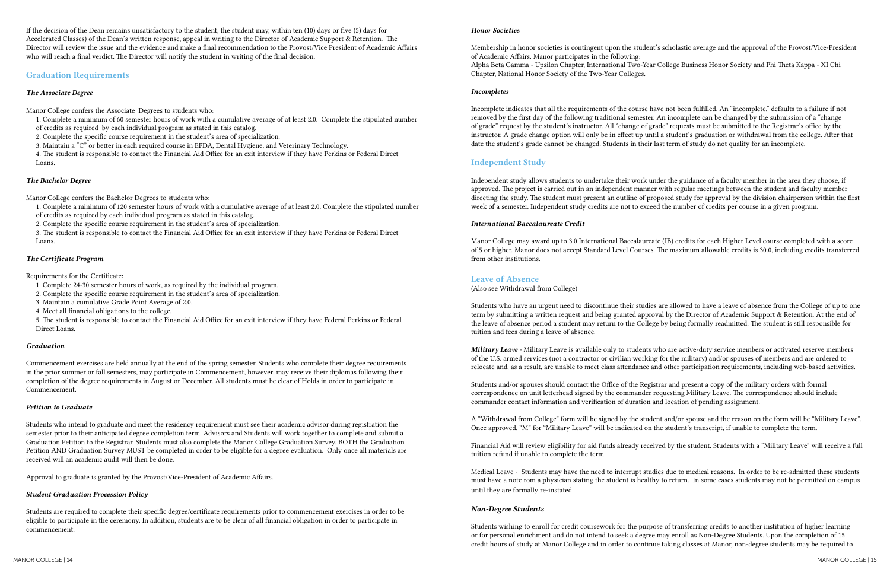If the decision of the Dean remains unsatisfactory to the student, the student may, within ten (10) days or five (5) days for Accelerated Classes) of the Dean's written response, appeal in writing to the Director of Academic Support & Retention. The Director will review the issue and the evidence and make a final recommendation to the Provost/Vice President of Academic Affairs who will reach a final verdict. The Director will notify the student in writing of the final decision.

## Graduation Requirements

### *The Associate Degree*

Manor College confers the Associate Degrees to students who:

1. Complete a minimum of 60 semester hours of work with a cumulative average of at least 2.0. Complete the stipulated number of credits as required by each individual program as stated in this catalog.
2. Complete the specific course requirement in the student's area of specialization.
3. Maintain a "C" or better in each required course in EFDA, Dental Hygiene, and Veterinary Technology.
4. The student is responsible to contact the Financial Aid Office for an exit interview if they have Perkins or Federal Direct Loans.

### *The Bachelor Degree*

Manor College confers the Bachelor Degrees to students who:

1. Complete a minimum of 120 semester hours of work with a cumulative average of at least 2.0. Complete the stipulated number of credits as required by each individual program as stated in this catalog.
2. Complete the specific course requirement in the student's area of specialization.
3. The student is responsible to contact the Financial Aid Office for an exit interview if they have Perkins or Federal Direct Loans.

### *The Certificate Program*

Requirements for the Certificate:

1. Complete 24-30 semester hours of work, as required by the individual program.
2. Complete the specific course requirement in the student's area of specialization.
3. Maintain a cumulative Grade Point Average of 2.0.
4. Meet all financial obligations to the college.
5. The student is responsible to contact the Financial Aid Office for an exit interview if they have Federal Perkins or Federal Direct Loans.

### *Graduation*

Commencement exercises are held annually at the end of the spring semester. Students who complete their degree requirements in the prior summer or fall semesters, may participate in Commencement, however, may receive their diplomas following their completion of the degree requirements in August or December. All students must be clear of Holds in order to participate in Commencement.

### *Petition to Graduate*

Students who intend to graduate and meet the residency requirement must see their academic advisor during registration the semester prior to their anticipated degree completion term. Advisors and Students will work together to complete and submit a Graduation Petition to the Registrar. Students must also complete the Manor College Graduation Survey. BOTH the Graduation Petition AND Graduation Survey MUST be completed in order to be eligible for a degree evaluation. Only once all materials are received will an academic audit will then be done.

Approval to graduate is granted by the Provost/Vice-President of Academic Affairs.

### *Student Graduation Procession Policy*

Students are required to complete their specific degree/certificate requirements prior to commencement exercises in order to be eligible to participate in the ceremony. In addition, students are to be clear of all financial obligation in order to participate in commencement.

### *Honor Societies*

Membership in honor societies is contingent upon the student's scholastic average and the approval of the Provost/Vice-President of Academic Affairs. Manor participates in the following:
Alpha Beta Gamma - Upsilon Chapter, International Two-Year College Business Honor Society and Phi Theta Kappa - XI Chi Chapter, National Honor Society of the Two-Year Colleges.

### *Incompletes*

Incomplete indicates that all the requirements of the course have not been fulfilled. An "incomplete," defaults to a failure if not removed by the first day of the following traditional semester. An incomplete can be changed by the submission of a "change of grade" request by the student's instructor. All "change of grade" requests must be submitted to the Registrar's office by the instructor. A grade change option will only be in effect up until a student's graduation or withdrawal from the college. After that date the student's grade cannot be changed. Students in their last term of study do not qualify for an incomplete.

## Independent Study

Independent study allows students to undertake their work under the guidance of a faculty member in the area they choose, if approved. The project is carried out in an independent manner with regular meetings between the student and faculty member directing the study. The student must present an outline of proposed study for approval by the division chairperson within the first week of a semester. Independent study credits are not to exceed the number of credits per course in a given program.

### *International Baccalaureate Credit*

Manor College may award up to 3.0 International Baccalaureate (IB) credits for each Higher Level course completed with a score of 5 or higher. Manor does not accept Standard Level Courses. The maximum allowable credits is 30.0, including credits transferred from other institutions.

## Leave of Absence

(Also see Withdrawal from College)

Students who have an urgent need to discontinue their studies are allowed to have a leave of absence from the College of up to one term by submitting a written request and being granted approval by the Director of Academic Support & Retention. At the end of the leave of absence period a student may return to the College by being formally readmitted. The student is still responsible for tuition and fees during a leave of absence.

***Military Leave*** - Military Leave is available only to students who are active-duty service members or activated reserve members of the U.S. armed services (not a contractor or civilian working for the military) and/or spouses of members and are ordered to relocate and, as a result, are unable to meet class attendance and other participation requirements, including web-based activities.

Students and/or spouses should contact the Office of the Registrar and present a copy of the military orders with formal correspondence on unit letterhead signed by the commander requesting Military Leave. The correspondence should include commander contact information and verification of duration and location of pending assignment.

A "Withdrawal from College" form will be signed by the student and/or spouse and the reason on the form will be "Military Leave". Once approved, "M" for "Military Leave" will be indicated on the student's transcript, if unable to complete the term.

Financial Aid will review eligibility for aid funds already received by the student. Students with a "Military Leave" will receive a full tuition refund if unable to complete the term.

Medical Leave - Students may have the need to interrupt studies due to medical reasons. In order to be re-admitted these students must have a note rom a physician stating the student is healthy to return. In some cases students may not be permitted on campus until they are formally re-instated.

### *Non-Degree Students*

Students wishing to enroll for credit coursework for the purpose of transferring credits to another institution of higher learning or for personal enrichment and do not intend to seek a degree may enroll as Non-Degree Students. Upon the completion of 15 credit hours of study at Manor College and in order to continue taking classes at Manor, non-degree students may be required to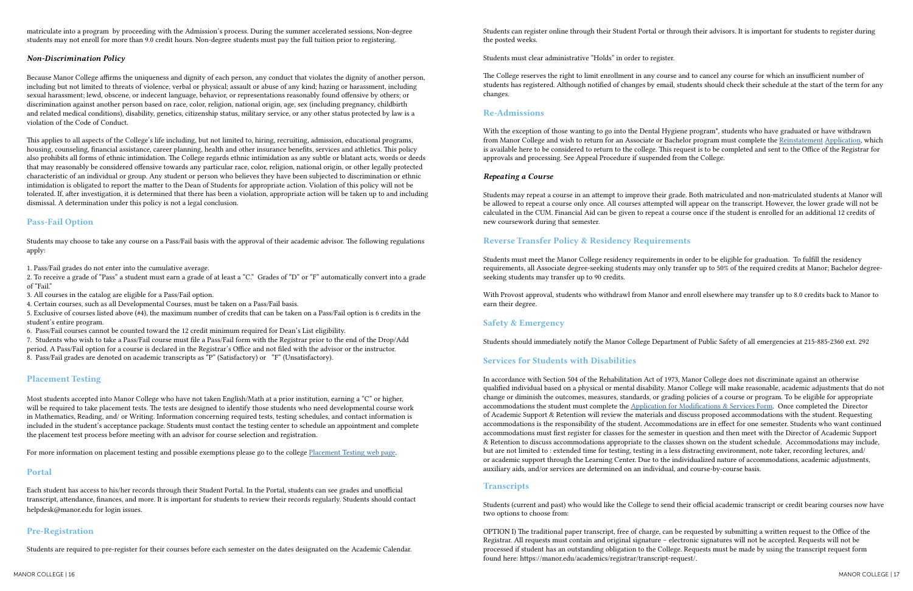matriculate into a program by proceeding with the Admission's process. During the summer accelerated sessions, Non-degree students may not enroll for more than 9.0 credit hours. Non-degree students must pay the full tuition prior to registering.

### *Non-Discrimination Policy*

Because Manor College affirms the uniqueness and dignity of each person, any conduct that violates the dignity of another person, including but not limited to threats of violence, verbal or physical; assault or abuse of any kind; hazing or harassment, including sexual harassment; lewd, obscene, or indecent language, behavior, or representations reasonably found offensive by others; or discrimination against another person based on race, color, religion, national origin, age, sex (including pregnancy, childbirth and related medical conditions), disability, genetics, citizenship status, military service, or any other status protected by law is a violation of the Code of Conduct.

This applies to all aspects of the College's life including, but not limited to, hiring, recruiting, admission, educational programs, housing, counseling, financial assistance, career planning, health and other insurance benefits, services and athletics. This policy also prohibits all forms of ethnic intimidation. The College regards ethnic intimidation as any subtle or blatant acts, words or deeds that may reasonably be considered offensive towards any particular race, color, religion, national origin, or other legally protected characteristic of an individual or group. Any student or person who believes they have been subjected to discrimination or ethnic intimidation is obligated to report the matter to the Dean of Students for appropriate action. Violation of this policy will not be tolerated. If, after investigation, it is determined that there has been a violation, appropriate action will be taken up to and including dismissal. A determination under this policy is not a legal conclusion.

## Pass-Fail Option

Students may choose to take any course on a Pass/Fail basis with the approval of their academic advisor. The following regulations apply:

1. Pass/Fail grades do not enter into the cumulative average.
2. To receive a grade of "Pass" a student must earn a grade of at least a "C." Grades of "D" or "F" automatically convert into a grade of "Fail."
3. All courses in the catalog are eligible for a Pass/Fail option.
4. Certain courses, such as all Developmental Courses, must be taken on a Pass/Fail basis.
5. Exclusive of courses listed above (#4), the maximum number of credits that can be taken on a Pass/Fail option is 6 credits in the student's entire program.
6. Pass/Fail courses cannot be counted toward the 12 credit minimum required for Dean's List eligibility.
7. Students who wish to take a Pass/Fail course must file a Pass/Fail form with the Registrar prior to the end of the Drop/Add period. A Pass/Fail option for a course is declared in the Registrar's Office and not filed with the advisor or the instructor.
8. Pass/Fail grades are denoted on academic transcripts as "P" (Satisfactory) or "F" (Unsatisfactory).

## Placement Testing

Most students accepted into Manor College who have not taken English/Math at a prior institution, earning a "C" or higher, will be required to take placement tests. The tests are designed to identify those students who need developmental course work in Mathematics, Reading, and/ or Writing. Information concerning required tests, testing schedules, and contact information is included in the student's acceptance package. Students must contact the testing center to schedule an appointment and complete the placement test process before meeting with an advisor for course selection and registration.

For more information on placement testing and possible exemptions please go to the college Placement Testing web page.

## Portal

Each student has access to his/her records through their Student Portal. In the Portal, students can see grades and unofficial transcript, attendance, finances, and more. It is important for students to review their records regularly. Students should contact helpdesk@manor.edu for login issues.

## Pre-Registration

Students are required to pre-register for their courses before each semester on the dates designated on the Academic Calendar.

Students can register online through their Student Portal or through their advisors. It is important for students to register during the posted weeks.

Students must clear administrative "Holds" in order to register.

The College reserves the right to limit enrollment in any course and to cancel any course for which an insufficient number of students has registered. Although notified of changes by email, students should check their schedule at the start of the term for any changes.

## Re-Admissions

With the exception of those wanting to go into the Dental Hygiene program*, students who have graduated or have withdrawn from Manor College and wish to return for an Associate or Bachelor program must complete the Reinstatement Application, which is available here to be considered to return to the college. This request is to be completed and sent to the Office of the Registrar for approvals and processing. See Appeal Procedure if suspended from the College.

### *Repeating a Course*

Students may repeat a course in an attempt to improve their grade. Both matriculated and non-matriculated students at Manor will be allowed to repeat a course only once. All courses attempted will appear on the transcript. However, the lower grade will not be calculated in the CUM. Financial Aid can be given to repeat a course once if the student is enrolled for an additional 12 credits of new coursework during that semester.

## Reverse Transfer Policy & Residency Requirements

Students must meet the Manor College residency requirements in order to be eligible for graduation. To fulfill the residency requirements, all Associate degree-seeking students may only transfer up to 50% of the required credits at Manor; Bachelor degree-seeking students may transfer up to 90 credits.

With Provost approval, students who withdrawl from Manor and enroll elsewhere may transfer up to 8.0 credits back to Manor to earn their degree.

## Safety & Emergency

Students should immediately notify the Manor College Department of Public Safety of all emergencies at 215-885-2360 ext. 292

## Services for Students with Disabilities

In accordance with Section 504 of the Rehabilitation Act of 1973, Manor College does not discriminate against an otherwise qualified individual based on a physical or mental disability. Manor College will make reasonable, academic adjustments that do not change or diminish the outcomes, measures, standards, or grading policies of a course or program. To be eligible for appropriate accommodations the student must complete the Application for Modifications & Services Form. Once completed the Director of Academic Support & Retention will review the materials and discuss proposed accommodations with the student. Requesting accommodations is the responsibility of the student. Accommodations are in effect for one semester. Students who want continued accommodations must first register for classes for the semester in question and then meet with the Director of Academic Support & Retention to discuss accommodations appropriate to the classes shown on the student schedule. Accommodations may include, but are not limited to : extended time for testing, testing in a less distracting environment, note taker, recording lectures, and/ or academic support through the Learning Center. Due to the individualized nature of accommodations, academic adjustments, auxiliary aids, and/or services are determined on an individual, and course-by-course basis.

## Transcripts

Students (current and past) who would like the College to send their official academic transcript or credit bearing courses now have two options to choose from:

OPTION I) The traditional paper transcript, free of charge, can be requested by submitting a written request to the Office of the Registrar. All requests must contain and original signature – electronic signatures will not be accepted. Requests will not be processed if student has an outstanding obligation to the College. Requests must be made by using the transcript request form found here: https://manor.edu/academics/registrar/transcript-request/.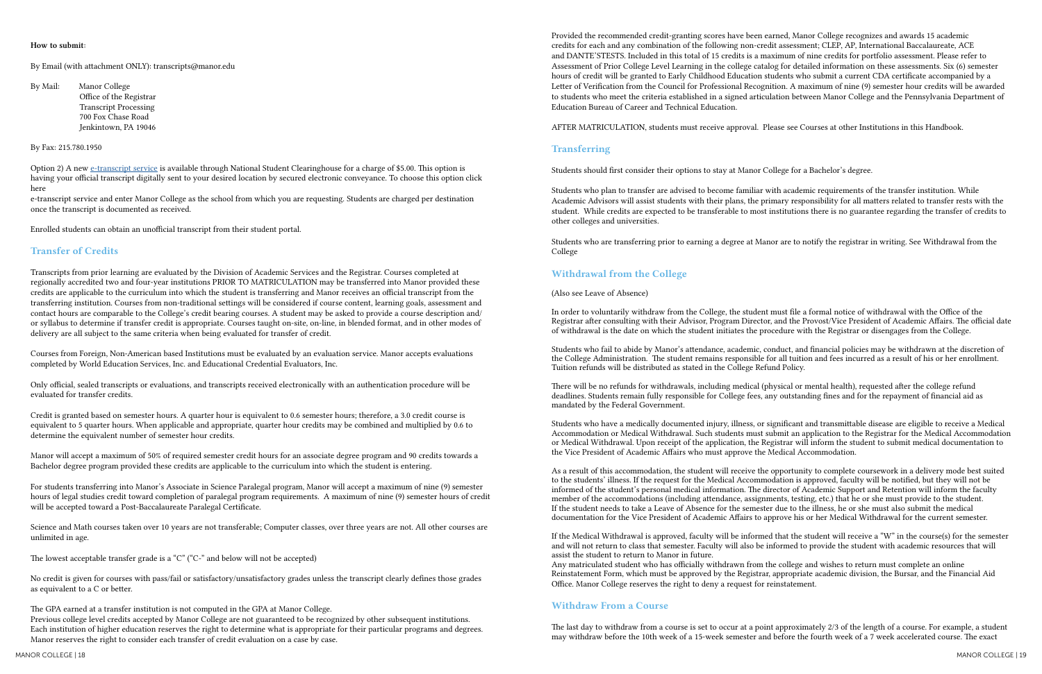**How to submit**:

By Email (with attachment ONLY): transcripts@manor.edu

By Mail: Manor College
Office of the Registrar
Transcript Processing
700 Fox Chase Road
Jenkintown, PA 19046

By Fax: 215.780.1950

Option 2) A new e-transcript service is available through National Student Clearinghouse for a charge of $5.00. This option is having your official transcript digitally sent to your desired location by secured electronic conveyance. To choose this option click here

e-transcript service and enter Manor College as the school from which you are requesting. Students are charged per destination once the transcript is documented as received.

Enrolled students can obtain an unofficial transcript from their student portal.

## Transfer of Credits

Transcripts from prior learning are evaluated by the Division of Academic Services and the Registrar. Courses completed at regionally accredited two and four-year institutions PRIOR TO MATRICULATION may be transferred into Manor provided these credits are applicable to the curriculum into which the student is transferring and Manor receives an official transcript from the transferring institution. Courses from non-traditional settings will be considered if course content, learning goals, assessment and contact hours are comparable to the College's credit bearing courses. A student may be asked to provide a course description and/or syllabus to determine if transfer credit is appropriate. Courses taught on-site, on-line, in blended format, and in other modes of delivery are all subject to the same criteria when being evaluated for transfer of credit.

Courses from Foreign, Non-American based Institutions must be evaluated by an evaluation service. Manor accepts evaluations completed by World Education Services, Inc. and Educational Credential Evaluators, Inc.

Only official, sealed transcripts or evaluations, and transcripts received electronically with an authentication procedure will be evaluated for transfer credits.

Credit is granted based on semester hours. A quarter hour is equivalent to 0.6 semester hours; therefore, a 3.0 credit course is equivalent to 5 quarter hours. When applicable and appropriate, quarter hour credits may be combined and multiplied by 0.6 to determine the equivalent number of semester hour credits.

Manor will accept a maximum of 50% of required semester credit hours for an associate degree program and 90 credits towards a Bachelor degree program provided these credits are applicable to the curriculum into which the student is entering.

For students transferring into Manor's Associate in Science Paralegal program, Manor will accept a maximum of nine (9) semester hours of legal studies credit toward completion of paralegal program requirements. A maximum of nine (9) semester hours of credit will be accepted toward a Post-Baccalaureate Paralegal Certificate.

Science and Math courses taken over 10 years are not transferable; Computer classes, over three years are not. All other courses are unlimited in age.

The lowest acceptable transfer grade is a "C" ("C-" and below will not be accepted)

No credit is given for courses with pass/fail or satisfactory/unsatisfactory grades unless the transcript clearly defines those grades as equivalent to a C or better.

The GPA earned at a transfer institution is not computed in the GPA at Manor College.
Previous college level credits accepted by Manor College are not guaranteed to be recognized by other subsequent institutions. Each institution of higher education reserves the right to determine what is appropriate for their particular programs and degrees. Manor reserves the right to consider each transfer of credit evaluation on a case by case.

Provided the recommended credit-granting scores have been earned, Manor College recognizes and awards 15 academic credits for each and any combination of the following non-credit assessment; CLEP, AP, International Baccalaureate, ACE and DANTE'STESTS. Included in this total of 15 credits is a maximum of nine credits for portfolio assessment. Please refer to Assessment of Prior College Level Learning in the college catalog for detailed information on these assessments. Six (6) semester hours of credit will be granted to Early Childhood Education students who submit a current CDA certificate accompanied by a Letter of Verification from the Council for Professional Recognition. A maximum of nine (9) semester hour credits will be awarded to students who meet the criteria established in a signed articulation between Manor College and the Pennsylvania Department of Education Bureau of Career and Technical Education.

AFTER MATRICULATION, students must receive approval. Please see Courses at other Institutions in this Handbook.

## Transferring

Students should first consider their options to stay at Manor College for a Bachelor's degree.

Students who plan to transfer are advised to become familiar with academic requirements of the transfer institution. While Academic Advisors will assist students with their plans, the primary responsibility for all matters related to transfer rests with the student. While credits are expected to be transferable to most institutions there is no guarantee regarding the transfer of credits to other colleges and universities.

Students who are transferring prior to earning a degree at Manor are to notify the registrar in writing. See Withdrawal from the College

## Withdrawal from the College

(Also see Leave of Absence)

In order to voluntarily withdraw from the College, the student must file a formal notice of withdrawal with the Office of the Registrar after consulting with their Advisor, Program Director, and the Provost/Vice President of Academic Affairs. The official date of withdrawal is the date on which the student initiates the procedure with the Registrar or disengages from the College.

Students who fail to abide by Manor's attendance, academic, conduct, and financial policies may be withdrawn at the discretion of the College Administration. The student remains responsible for all tuition and fees incurred as a result of his or her enrollment. Tuition refunds will be distributed as stated in the College Refund Policy.

There will be no refunds for withdrawals, including medical (physical or mental health), requested after the college refund deadlines. Students remain fully responsible for College fees, any outstanding fines and for the repayment of financial aid as mandated by the Federal Government.

Students who have a medically documented injury, illness, or significant and transmittable disease are eligible to receive a Medical Accommodation or Medical Withdrawal. Such students must submit an application to the Registrar for the Medical Accommodation or Medical Withdrawal. Upon receipt of the application, the Registrar will inform the student to submit medical documentation to the Vice President of Academic Affairs who must approve the Medical Accommodation.

As a result of this accommodation, the student will receive the opportunity to complete coursework in a delivery mode best suited to the students' illness. If the request for the Medical Accommodation is approved, faculty will be notified, but they will not be informed of the student's personal medical information. The director of Academic Support and Retention will inform the faculty member of the accommodations (including attendance, assignments, testing, etc.) that he or she must provide to the student. If the student needs to take a Leave of Absence for the semester due to the illness, he or she must also submit the medical documentation for the Vice President of Academic Affairs to approve his or her Medical Withdrawal for the current semester.

If the Medical Withdrawal is approved, faculty will be informed that the student will receive a "W" in the course(s) for the semester and will not return to class that semester. Faculty will also be informed to provide the student with academic resources that will assist the student to return to Manor in future.
Any matriculated student who has officially withdrawn from the college and wishes to return must complete an online Reinstatement Form, which must be approved by the Registrar, appropriate academic division, the Bursar, and the Financial Aid Office. Manor College reserves the right to deny a request for reinstatement.

## Withdraw From a Course

The last day to withdraw from a course is set to occur at a point approximately 2/3 of the length of a course. For example, a student may withdraw before the 10th week of a 15-week semester and before the fourth week of a 7 week accelerated course. The exact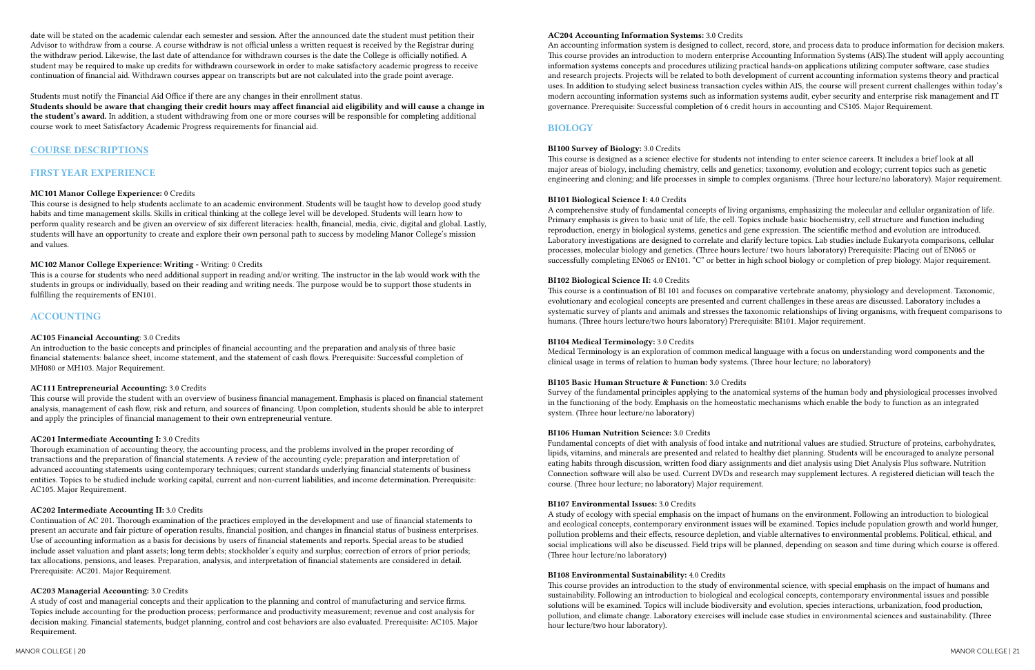date will be stated on the academic calendar each semester and session. After the announced date the student must petition their Advisor to withdraw from a course. A course withdraw is not official unless a written request is received by the Registrar during the withdraw period. Likewise, the last date of attendance for withdrawn courses is the date the College is officially notified. A student may be required to make up credits for withdrawn coursework in order to make satisfactory academic progress to receive continuation of financial aid. Withdrawn courses appear on transcripts but are not calculated into the grade point average.

Students must notify the Financial Aid Office if there are any changes in their enrollment status.

**Students should be aware that changing their credit hours may affect financial aid eligibility and will cause a change in the student's award.** In addition, a student withdrawing from one or more courses will be responsible for completing additional course work to meet Satisfactory Academic Progress requirements for financial aid.

## COURSE DESCRIPTIONS

## FIRST YEAR EXPERIENCE

**MC101 Manor College Experience:** 0 Credits

This course is designed to help students acclimate to an academic environment. Students will be taught how to develop good study habits and time management skills. Skills in critical thinking at the college level will be developed. Students will learn how to perform quality research and be given an overview of six different literacies: health, financial, media, civic, digital and global. Lastly, students will have an opportunity to create and explore their own personal path to success by modeling Manor College's mission and values.

**MC102 Manor College Experience: Writing** - Writing: 0 Credits

This is a course for students who need additional support in reading and/or writing. The instructor in the lab would work with the students in groups or individually, based on their reading and writing needs. The purpose would be to support those students in fulfilling the requirements of EN101.

## ACCOUNTING

**AC105 Financial Accounting**: 3.0 Credits

An introduction to the basic concepts and principles of financial accounting and the preparation and analysis of three basic financial statements: balance sheet, income statement, and the statement of cash flows. Prerequisite: Successful completion of MH080 or MH103. Major Requirement.

**AC111 Entrepreneurial Accounting:** 3.0 Credits

This course will provide the student with an overview of business financial management. Emphasis is placed on financial statement analysis, management of cash flow, risk and return, and sources of financing. Upon completion, students should be able to interpret and apply the principles of financial management to their own entrepreneurial venture.

**AC201 Intermediate Accounting I:** 3.0 Credits

Thorough examination of accounting theory, the accounting process, and the problems involved in the proper recording of transactions and the preparation of financial statements. A review of the accounting cycle; preparation and interpretation of advanced accounting statements using contemporary techniques; current standards underlying financial statements of business entities. Topics to be studied include working capital, current and non-current liabilities, and income determination. Prerequisite: AC105. Major Requirement.

**AC202 Intermediate Accounting II:** 3.0 Credits

Continuation of AC 201. Thorough examination of the practices employed in the development and use of financial statements to present an accurate and fair picture of operation results, financial position, and changes in financial status of business enterprises. Use of accounting information as a basis for decisions by users of financial statements and reports. Special areas to be studied include asset valuation and plant assets; long term debts; stockholder's equity and surplus; correction of errors of prior periods; tax allocations, pensions, and leases. Preparation, analysis, and interpretation of financial statements are considered in detail. Prerequisite: AC201. Major Requirement.

**AC203 Managerial Accounting:** 3.0 Credits

A study of cost and managerial concepts and their application to the planning and control of manufacturing and service firms. Topics include accounting for the production process; performance and productivity measurement; revenue and cost analysis for decision making. Financial statements, budget planning, control and cost behaviors are also evaluated. Prerequisite: AC105. Major Requirement.

**AC204 Accounting Information Systems:** 3.0 Credits

An accounting information system is designed to collect, record, store, and process data to produce information for decision makers. This course provides an introduction to modern enterprise Accounting Information Systems (AIS).The student will apply accounting information systems concepts and procedures utilizing practical hands-on applications utilizing computer software, case studies and research projects. Projects will be related to both development of current accounting information systems theory and practical uses. In addition to studying select business transaction cycles within AIS, the course will present current challenges within today's modern accounting information systems such as information systems audit, cyber security and enterprise risk management and IT governance. Prerequisite: Successful completion of 6 credit hours in accounting and CS105. Major Requirement.

## BIOLOGY

**BI100 Survey of Biology:** 3.0 Credits

This course is designed as a science elective for students not intending to enter science careers. It includes a brief look at all major areas of biology, including chemistry, cells and genetics; taxonomy, evolution and ecology; current topics such as genetic engineering and cloning; and life processes in simple to complex organisms. (Three hour lecture/no laboratory). Major requirement.

**BI101 Biological Science I:** 4.0 Credits

A comprehensive study of fundamental concepts of living organisms, emphasizing the molecular and cellular organization of life. Primary emphasis is given to basic unit of life, the cell. Topics include basic biochemistry, cell structure and function including reproduction, energy in biological systems, genetics and gene expression. The scientific method and evolution are introduced. Laboratory investigations are designed to correlate and clarify lecture topics. Lab studies include Eukaryota comparisons, cellular processes, molecular biology and genetics. (Three hours lecture/ two hours laboratory) Prerequisite: Placing out of EN065 or successfully completing EN065 or EN101. "C" or better in high school biology or completion of prep biology. Major requirement.

**BI102 Biological Science II:** 4.0 Credits

This course is a continuation of BI 101 and focuses on comparative vertebrate anatomy, physiology and development. Taxonomic, evolutionary and ecological concepts are presented and current challenges in these areas are discussed. Laboratory includes a systematic survey of plants and animals and stresses the taxonomic relationships of living organisms, with frequent comparisons to humans. (Three hours lecture/two hours laboratory) Prerequisite: BI101. Major requirement.

**BI104 Medical Terminology:** 3.0 Credits

Medical Terminology is an exploration of common medical language with a focus on understanding word components and the clinical usage in terms of relation to human body systems. (Three hour lecture; no laboratory)

**BI105 Basic Human Structure & Function:** 3.0 Credits

Survey of the fundamental principles applying to the anatomical systems of the human body and physiological processes involved in the functioning of the body. Emphasis on the homeostatic mechanisms which enable the body to function as an integrated system. (Three hour lecture/no laboratory)

**BI106 Human Nutrition Science:** 3.0 Credits

Fundamental concepts of diet with analysis of food intake and nutritional values are studied. Structure of proteins, carbohydrates, lipids, vitamins, and minerals are presented and related to healthy diet planning. Students will be encouraged to analyze personal eating habits through discussion, written food diary assignments and diet analysis using Diet Analysis Plus software. Nutrition Connection software will also be used. Current DVDs and research may supplement lectures. A registered dietician will teach the course. (Three hour lecture; no laboratory) Major requirement.

**BI107 Environmental Issues:** 3.0 Credits

A study of ecology with special emphasis on the impact of humans on the environment. Following an introduction to biological and ecological concepts, contemporary environment issues will be examined. Topics include population growth and world hunger, pollution problems and their effects, resource depletion, and viable alternatives to environmental problems. Political, ethical, and social implications will also be discussed. Field trips will be planned, depending on season and time during which course is offered. (Three hour lecture/no laboratory)

**BI108 Environmental Sustainability:** 4.0 Credits

This course provides an introduction to the study of environmental science, with special emphasis on the impact of humans and sustainability. Following an introduction to biological and ecological concepts, contemporary environmental issues and possible solutions will be examined. Topics will include biodiversity and evolution, species interactions, urbanization, food production, pollution, and climate change. Laboratory exercises will include case studies in environmental sciences and sustainability. (Three hour lecture/two hour laboratory).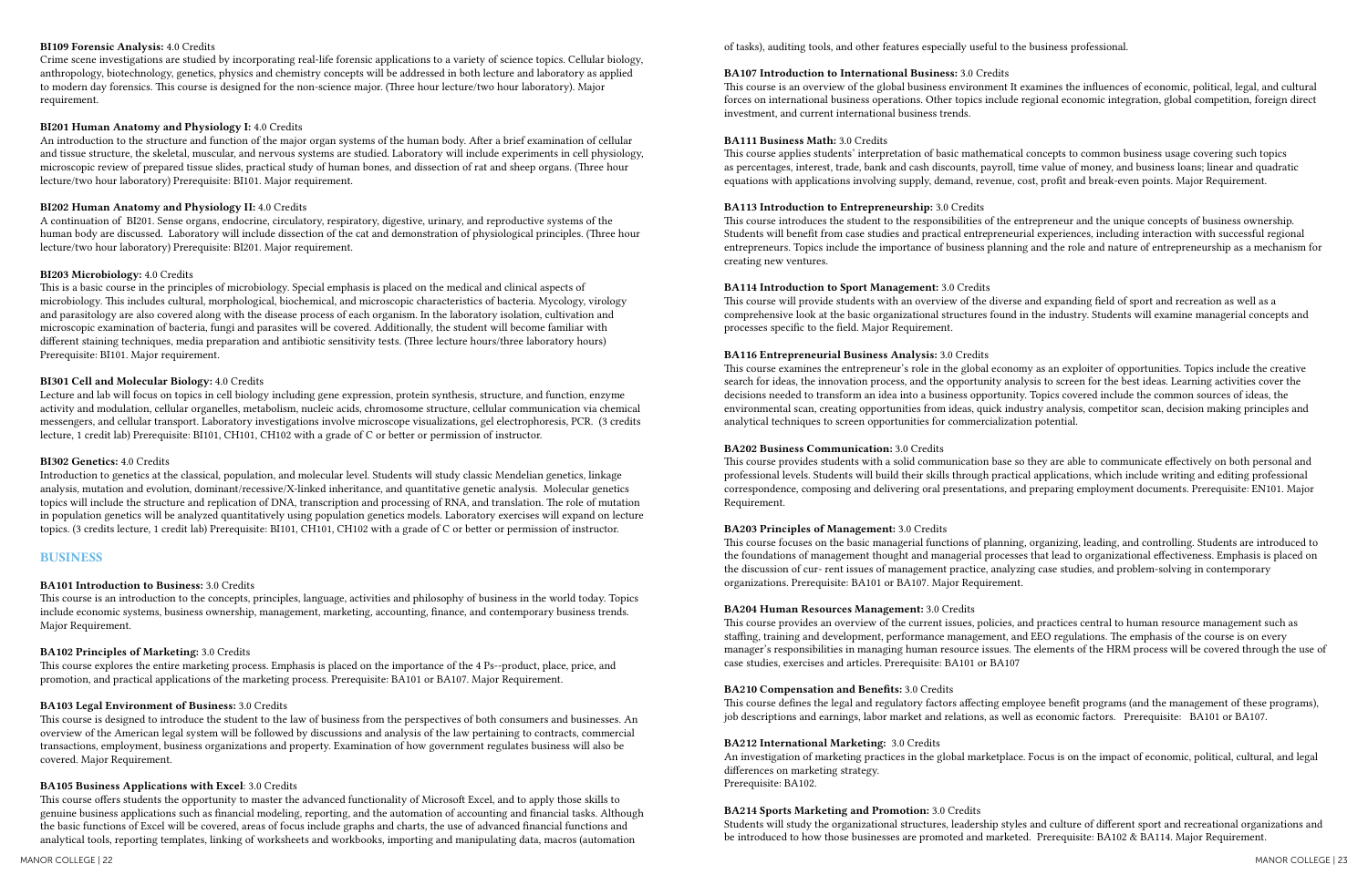**BI109 Forensic Analysis:** 4.0 Credits
Crime scene investigations are studied by incorporating real-life forensic applications to a variety of science topics. Cellular biology, anthropology, biotechnology, genetics, physics and chemistry concepts will be addressed in both lecture and laboratory as applied to modern day forensics. This course is designed for the non-science major. (Three hour lecture/two hour laboratory). Major requirement.

**BI201 Human Anatomy and Physiology I:** 4.0 Credits
An introduction to the structure and function of the major organ systems of the human body. After a brief examination of cellular and tissue structure, the skeletal, muscular, and nervous systems are studied. Laboratory will include experiments in cell physiology, microscopic review of prepared tissue slides, practical study of human bones, and dissection of rat and sheep organs. (Three hour lecture/two hour laboratory) Prerequisite: BI101. Major requirement.

**BI202 Human Anatomy and Physiology II:** 4.0 Credits
A continuation of BI201. Sense organs, endocrine, circulatory, respiratory, digestive, urinary, and reproductive systems of the human body are discussed. Laboratory will include dissection of the cat and demonstration of physiological principles. (Three hour lecture/two hour laboratory) Prerequisite: BI201. Major requirement.

**BI203 Microbiology:** 4.0 Credits
This is a basic course in the principles of microbiology. Special emphasis is placed on the medical and clinical aspects of microbiology. This includes cultural, morphological, biochemical, and microscopic characteristics of bacteria. Mycology, virology and parasitology are also covered along with the disease process of each organism. In the laboratory isolation, cultivation and microscopic examination of bacteria, fungi and parasites will be covered. Additionally, the student will become familiar with different staining techniques, media preparation and antibiotic sensitivity tests. (Three lecture hours/three laboratory hours) Prerequisite: BI101. Major requirement.

**BI301 Cell and Molecular Biology:** 4.0 Credits
Lecture and lab will focus on topics in cell biology including gene expression, protein synthesis, structure, and function, enzyme activity and modulation, cellular organelles, metabolism, nucleic acids, chromosome structure, cellular communication via chemical messengers, and cellular transport. Laboratory investigations involve microscope visualizations, gel electrophoresis, PCR. (3 credits lecture, 1 credit lab) Prerequisite: BI101, CH101, CH102 with a grade of C or better or permission of instructor.

**BI302 Genetics:** 4.0 Credits
Introduction to genetics at the classical, population, and molecular level. Students will study classic Mendelian genetics, linkage analysis, mutation and evolution, dominant/recessive/X-linked inheritance, and quantitative genetic analysis. Molecular genetics topics will include the structure and replication of DNA, transcription and processing of RNA, and translation. The role of mutation in population genetics will be analyzed quantitatively using population genetics models. Laboratory exercises will expand on lecture topics. (3 credits lecture, 1 credit lab) Prerequisite: BI101, CH101, CH102 with a grade of C or better or permission of instructor.

## BUSINESS

**BA101 Introduction to Business:** 3.0 Credits
This course is an introduction to the concepts, principles, language, activities and philosophy of business in the world today. Topics include economic systems, business ownership, management, marketing, accounting, finance, and contemporary business trends. Major Requirement.

**BA102 Principles of Marketing:** 3.0 Credits
This course explores the entire marketing process. Emphasis is placed on the importance of the 4 Ps--product, place, price, and promotion, and practical applications of the marketing process. Prerequisite: BA101 or BA107. Major Requirement.

**BA103 Legal Environment of Business:** 3.0 Credits
This course is designed to introduce the student to the law of business from the perspectives of both consumers and businesses. An overview of the American legal system will be followed by discussions and analysis of the law pertaining to contracts, commercial transactions, employment, business organizations and property. Examination of how government regulates business will also be covered. Major Requirement.

**BA105 Business Applications with Excel**: 3.0 Credits
This course offers students the opportunity to master the advanced functionality of Microsoft Excel, and to apply those skills to genuine business applications such as financial modeling, reporting, and the automation of accounting and financial tasks. Although the basic functions of Excel will be covered, areas of focus include graphs and charts, the use of advanced financial functions and analytical tools, reporting templates, linking of worksheets and workbooks, importing and manipulating data, macros (automation of tasks), auditing tools, and other features especially useful to the business professional.

**BA107 Introduction to International Business:** 3.0 Credits
This course is an overview of the global business environment It examines the influences of economic, political, legal, and cultural forces on international business operations. Other topics include regional economic integration, global competition, foreign direct investment, and current international business trends.

**BA111 Business Math:** 3.0 Credits
This course applies students' interpretation of basic mathematical concepts to common business usage covering such topics as percentages, interest, trade, bank and cash discounts, payroll, time value of money, and business loans; linear and quadratic equations with applications involving supply, demand, revenue, cost, profit and break-even points. Major Requirement.

**BA113 Introduction to Entrepreneurship:** 3.0 Credits
This course introduces the student to the responsibilities of the entrepreneur and the unique concepts of business ownership. Students will benefit from case studies and practical entrepreneurial experiences, including interaction with successful regional entrepreneurs. Topics include the importance of business planning and the role and nature of entrepreneurship as a mechanism for creating new ventures.

**BA114 Introduction to Sport Management:** 3.0 Credits
This course will provide students with an overview of the diverse and expanding field of sport and recreation as well as a comprehensive look at the basic organizational structures found in the industry. Students will examine managerial concepts and processes specific to the field. Major Requirement.

**BA116 Entrepreneurial Business Analysis:** 3.0 Credits
This course examines the entrepreneur's role in the global economy as an exploiter of opportunities. Topics include the creative search for ideas, the innovation process, and the opportunity analysis to screen for the best ideas. Learning activities cover the decisions needed to transform an idea into a business opportunity. Topics covered include the common sources of ideas, the environmental scan, creating opportunities from ideas, quick industry analysis, competitor scan, decision making principles and analytical techniques to screen opportunities for commercialization potential.

**BA202 Business Communication:** 3.0 Credits
This course provides students with a solid communication base so they are able to communicate effectively on both personal and professional levels. Students will build their skills through practical applications, which include writing and editing professional correspondence, composing and delivering oral presentations, and preparing employment documents. Prerequisite: EN101. Major Requirement.

**BA203 Principles of Management:** 3.0 Credits
This course focuses on the basic managerial functions of planning, organizing, leading, and controlling. Students are introduced to the foundations of management thought and managerial processes that lead to organizational effectiveness. Emphasis is placed on the discussion of cur- rent issues of management practice, analyzing case studies, and problem-solving in contemporary organizations. Prerequisite: BA101 or BA107. Major Requirement.

**BA204 Human Resources Management:** 3.0 Credits
This course provides an overview of the current issues, policies, and practices central to human resource management such as staffing, training and development, performance management, and EEO regulations. The emphasis of the course is on every manager's responsibilities in managing human resource issues. The elements of the HRM process will be covered through the use of case studies, exercises and articles. Prerequisite: BA101 or BA107

**BA210 Compensation and Benefits:** 3.0 Credits
This course defines the legal and regulatory factors affecting employee benefit programs (and the management of these programs), job descriptions and earnings, labor market and relations, as well as economic factors. Prerequisite: BA101 or BA107.

**BA212 International Marketing:** 3.0 Credits
An investigation of marketing practices in the global marketplace. Focus is on the impact of economic, political, cultural, and legal differences on marketing strategy.
Prerequisite: BA102.

**BA214 Sports Marketing and Promotion:** 3.0 Credits
Students will study the organizational structures, leadership styles and culture of different sport and recreational organizations and be introduced to how those businesses are promoted and marketed. Prerequisite: BA102 & BA114. Major Requirement.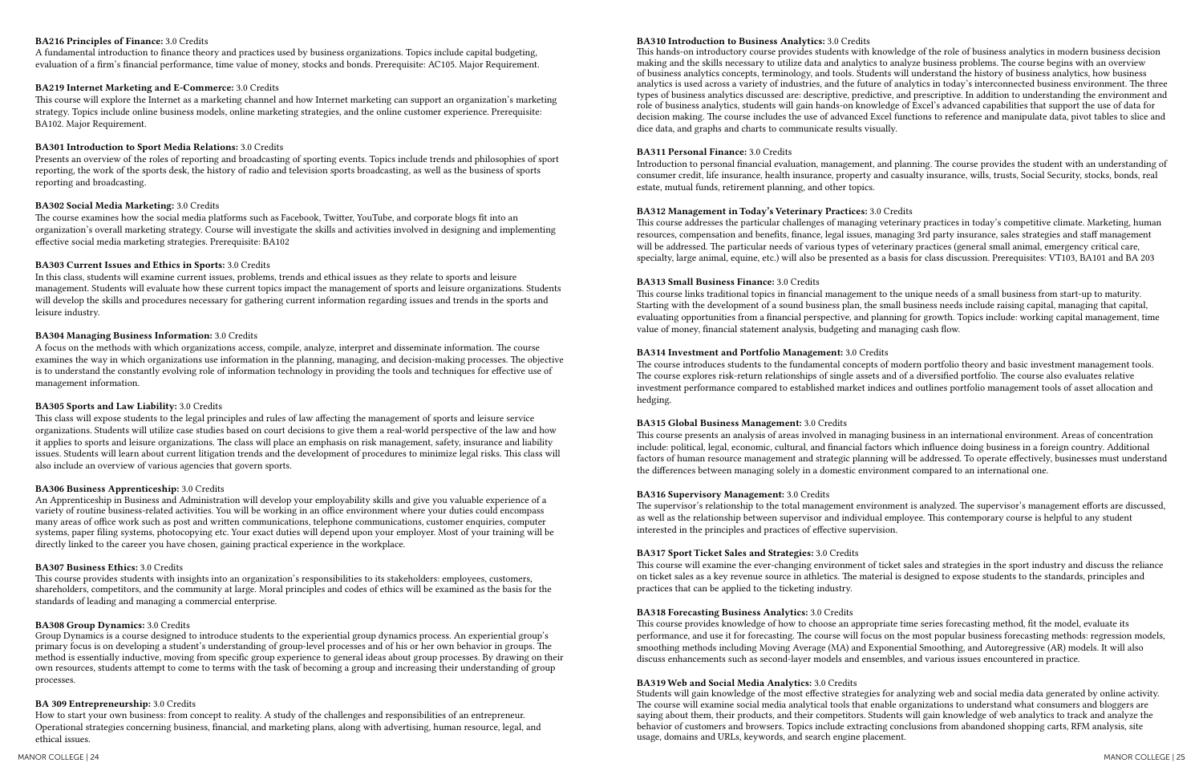**BA216 Principles of Finance:** 3.0 Credits
A fundamental introduction to finance theory and practices used by business organizations. Topics include capital budgeting, evaluation of a firm's financial performance, time value of money, stocks and bonds. Prerequisite: AC105. Major Requirement.

**BA219 Internet Marketing and E-Commerce:** 3.0 Credits
This course will explore the Internet as a marketing channel and how Internet marketing can support an organization's marketing strategy. Topics include online business models, online marketing strategies, and the online customer experience. Prerequisite: BA102. Major Requirement.

**BA301 Introduction to Sport Media Relations:** 3.0 Credits
Presents an overview of the roles of reporting and broadcasting of sporting events. Topics include trends and philosophies of sport reporting, the work of the sports desk, the history of radio and television sports broadcasting, as well as the business of sports reporting and broadcasting.

**BA302 Social Media Marketing:** 3.0 Credits
The course examines how the social media platforms such as Facebook, Twitter, YouTube, and corporate blogs fit into an organization's overall marketing strategy. Course will investigate the skills and activities involved in designing and implementing effective social media marketing strategies. Prerequisite: BA102

**BA303 Current Issues and Ethics in Sports:** 3.0 Credits
In this class, students will examine current issues, problems, trends and ethical issues as they relate to sports and leisure management. Students will evaluate how these current topics impact the management of sports and leisure organizations. Students will develop the skills and procedures necessary for gathering current information regarding issues and trends in the sports and leisure industry.

**BA304 Managing Business Information:** 3.0 Credits
A focus on the methods with which organizations access, compile, analyze, interpret and disseminate information. The course examines the way in which organizations use information in the planning, managing, and decision-making processes. The objective is to understand the constantly evolving role of information technology in providing the tools and techniques for effective use of management information.

**BA305 Sports and Law Liability:** 3.0 Credits
This class will expose students to the legal principles and rules of law affecting the management of sports and leisure service organizations. Students will utilize case studies based on court decisions to give them a real-world perspective of the law and how it applies to sports and leisure organizations. The class will place an emphasis on risk management, safety, insurance and liability issues. Students will learn about current litigation trends and the development of procedures to minimize legal risks. This class will also include an overview of various agencies that govern sports.

**BA306 Business Apprenticeship:** 3.0 Credits
An Apprenticeship in Business and Administration will develop your employability skills and give you valuable experience of a variety of routine business-related activities. You will be working in an office environment where your duties could encompass many areas of office work such as post and written communications, telephone communications, customer enquiries, computer systems, paper filing systems, photocopying etc. Your exact duties will depend upon your employer. Most of your training will be directly linked to the career you have chosen, gaining practical experience in the workplace.

**BA307 Business Ethics:** 3.0 Credits
This course provides students with insights into an organization's responsibilities to its stakeholders: employees, customers, shareholders, competitors, and the community at large. Moral principles and codes of ethics will be examined as the basis for the standards of leading and managing a commercial enterprise.

**BA308 Group Dynamics:** 3.0 Credits
Group Dynamics is a course designed to introduce students to the experiential group dynamics process. An experiential group's primary focus is on developing a student's understanding of group-level processes and of his or her own behavior in groups. The method is essentially inductive, moving from specific group experience to general ideas about group processes. By drawing on their own resources, students attempt to come to terms with the task of becoming a group and increasing their understanding of group processes.

**BA 309 Entrepreneurship:** 3.0 Credits
How to start your own business: from concept to reality. A study of the challenges and responsibilities of an entrepreneur. Operational strategies concerning business, financial, and marketing plans, along with advertising, human resource, legal, and ethical issues.

**BA310 Introduction to Business Analytics:** 3.0 Credits
This hands-on introductory course provides students with knowledge of the role of business analytics in modern business decision making and the skills necessary to utilize data and analytics to analyze business problems. The course begins with an overview of business analytics concepts, terminology, and tools. Students will understand the history of business analytics, how business analytics is used across a variety of industries, and the future of analytics in today's interconnected business environment. The three types of business analytics discussed are: descriptive, predictive, and prescriptive. In addition to understanding the environment and role of business analytics, students will gain hands-on knowledge of Excel's advanced capabilities that support the use of data for decision making. The course includes the use of advanced Excel functions to reference and manipulate data, pivot tables to slice and dice data, and graphs and charts to communicate results visually.

**BA311 Personal Finance:** 3.0 Credits
Introduction to personal financial evaluation, management, and planning. The course provides the student with an understanding of consumer credit, life insurance, health insurance, property and casualty insurance, wills, trusts, Social Security, stocks, bonds, real estate, mutual funds, retirement planning, and other topics.

**BA312 Management in Today's Veterinary Practices:** 3.0 Credits
This course addresses the particular challenges of managing veterinary practices in today's competitive climate. Marketing, human resources, compensation and benefits, finance, legal issues, managing 3rd party insurance, sales strategies and staff management will be addressed. The particular needs of various types of veterinary practices (general small animal, emergency critical care, specialty, large animal, equine, etc.) will also be presented as a basis for class discussion. Prerequisites: VT103, BA101 and BA 203

**BA313 Small Business Finance:** 3.0 Credits
This course links traditional topics in financial management to the unique needs of a small business from start-up to maturity. Starting with the development of a sound business plan, the small business needs include raising capital, managing that capital, evaluating opportunities from a financial perspective, and planning for growth. Topics include: working capital management, time value of money, financial statement analysis, budgeting and managing cash flow.

**BA314 Investment and Portfolio Management:** 3.0 Credits
The course introduces students to the fundamental concepts of modern portfolio theory and basic investment management tools. The course explores risk-return relationships of single assets and of a diversified portfolio. The course also evaluates relative investment performance compared to established market indices and outlines portfolio management tools of asset allocation and hedging.

**BA315 Global Business Management:** 3.0 Credits
This course presents an analysis of areas involved in managing business in an international environment. Areas of concentration include: political, legal, economic, cultural, and financial factors which influence doing business in a foreign country. Additional factors of human resource management and strategic planning will be addressed. To operate effectively, businesses must understand the differences between managing solely in a domestic environment compared to an international one.

**BA316 Supervisory Management:** 3.0 Credits
The supervisor's relationship to the total management environment is analyzed. The supervisor's management efforts are discussed, as well as the relationship between supervisor and individual employee. This contemporary course is helpful to any student interested in the principles and practices of effective supervision.

**BA317 Sport Ticket Sales and Strategies:** 3.0 Credits
This course will examine the ever-changing environment of ticket sales and strategies in the sport industry and discuss the reliance on ticket sales as a key revenue source in athletics. The material is designed to expose students to the standards, principles and practices that can be applied to the ticketing industry.

**BA318 Forecasting Business Analytics:** 3.0 Credits
This course provides knowledge of how to choose an appropriate time series forecasting method, fit the model, evaluate its performance, and use it for forecasting. The course will focus on the most popular business forecasting methods: regression models, smoothing methods including Moving Average (MA) and Exponential Smoothing, and Autoregressive (AR) models. It will also discuss enhancements such as second-layer models and ensembles, and various issues encountered in practice.

**BA319 Web and Social Media Analytics:** 3.0 Credits
Students will gain knowledge of the most effective strategies for analyzing web and social media data generated by online activity. The course will examine social media analytical tools that enable organizations to understand what consumers and bloggers are saying about them, their products, and their competitors. Students will gain knowledge of web analytics to track and analyze the behavior of customers and browsers. Topics include extracting conclusions from abandoned shopping carts, RFM analysis, site usage, domains and URLs, keywords, and search engine placement.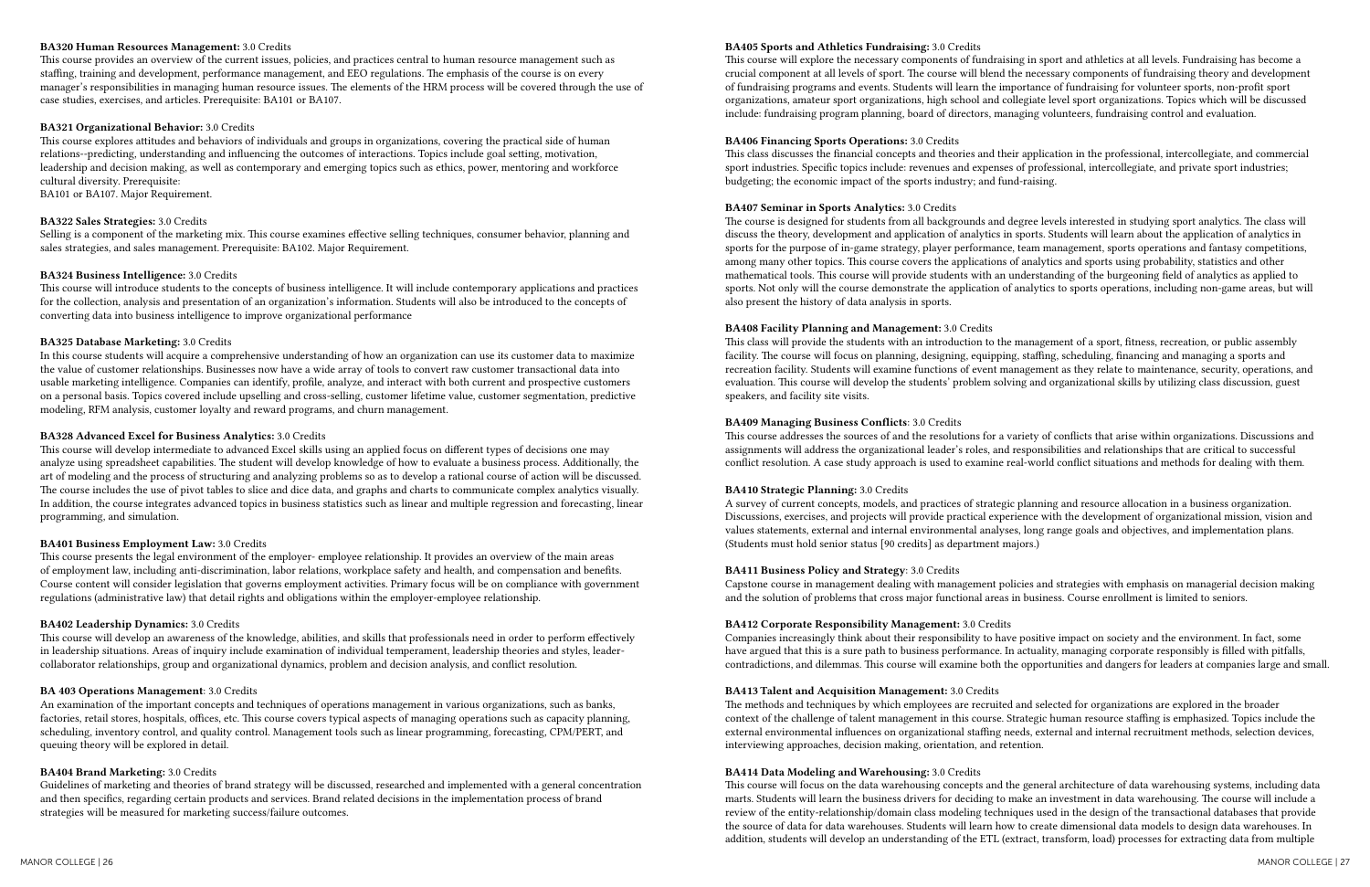**BA320 Human Resources Management:** 3.0 Credits
This course provides an overview of the current issues, policies, and practices central to human resource management such as staffing, training and development, performance management, and EEO regulations. The emphasis of the course is on every manager's responsibilities in managing human resource issues. The elements of the HRM process will be covered through the use of case studies, exercises, and articles. Prerequisite: BA101 or BA107.

**BA321 Organizational Behavior:** 3.0 Credits
This course explores attitudes and behaviors of individuals and groups in organizations, covering the practical side of human relations--predicting, understanding and influencing the outcomes of interactions. Topics include goal setting, motivation, leadership and decision making, as well as contemporary and emerging topics such as ethics, power, mentoring and workforce cultural diversity. Prerequisite:
BA101 or BA107. Major Requirement.

**BA322 Sales Strategies:** 3.0 Credits
Selling is a component of the marketing mix. This course examines effective selling techniques, consumer behavior, planning and sales strategies, and sales management. Prerequisite: BA102. Major Requirement.

**BA324 Business Intelligence:** 3.0 Credits
This course will introduce students to the concepts of business intelligence. It will include contemporary applications and practices for the collection, analysis and presentation of an organization's information. Students will also be introduced to the concepts of converting data into business intelligence to improve organizational performance

**BA325 Database Marketing:** 3.0 Credits
In this course students will acquire a comprehensive understanding of how an organization can use its customer data to maximize the value of customer relationships. Businesses now have a wide array of tools to convert raw customer transactional data into usable marketing intelligence. Companies can identify, profile, analyze, and interact with both current and prospective customers on a personal basis. Topics covered include upselling and cross-selling, customer lifetime value, customer segmentation, predictive modeling, RFM analysis, customer loyalty and reward programs, and churn management.

**BA328 Advanced Excel for Business Analytics:** 3.0 Credits
This course will develop intermediate to advanced Excel skills using an applied focus on different types of decisions one may analyze using spreadsheet capabilities. The student will develop knowledge of how to evaluate a business process. Additionally, the art of modeling and the process of structuring and analyzing problems so as to develop a rational course of action will be discussed. The course includes the use of pivot tables to slice and dice data, and graphs and charts to communicate complex analytics visually. In addition, the course integrates advanced topics in business statistics such as linear and multiple regression and forecasting, linear programming, and simulation.

**BA401 Business Employment Law:** 3.0 Credits
This course presents the legal environment of the employer- employee relationship. It provides an overview of the main areas of employment law, including anti-discrimination, labor relations, workplace safety and health, and compensation and benefits. Course content will consider legislation that governs employment activities. Primary focus will be on compliance with government regulations (administrative law) that detail rights and obligations within the employer-employee relationship.

**BA402 Leadership Dynamics:** 3.0 Credits
This course will develop an awareness of the knowledge, abilities, and skills that professionals need in order to perform effectively in leadership situations. Areas of inquiry include examination of individual temperament, leadership theories and styles, leader-collaborator relationships, group and organizational dynamics, problem and decision analysis, and conflict resolution.

**BA 403 Operations Management**: 3.0 Credits
An examination of the important concepts and techniques of operations management in various organizations, such as banks, factories, retail stores, hospitals, offices, etc. This course covers typical aspects of managing operations such as capacity planning, scheduling, inventory control, and quality control. Management tools such as linear programming, forecasting, CPM/PERT, and queuing theory will be explored in detail.

**BA404 Brand Marketing:** 3.0 Credits
Guidelines of marketing and theories of brand strategy will be discussed, researched and implemented with a general concentration and then specifics, regarding certain products and services. Brand related decisions in the implementation process of brand strategies will be measured for marketing success/failure outcomes.

**BA405 Sports and Athletics Fundraising:** 3.0 Credits
This course will explore the necessary components of fundraising in sport and athletics at all levels. Fundraising has become a crucial component at all levels of sport. The course will blend the necessary components of fundraising theory and development of fundraising programs and events. Students will learn the importance of fundraising for volunteer sports, non-profit sport organizations, amateur sport organizations, high school and collegiate level sport organizations. Topics which will be discussed include: fundraising program planning, board of directors, managing volunteers, fundraising control and evaluation.

**BA406 Financing Sports Operations:** 3.0 Credits
This class discusses the financial concepts and theories and their application in the professional, intercollegiate, and commercial sport industries. Specific topics include: revenues and expenses of professional, intercollegiate, and private sport industries; budgeting; the economic impact of the sports industry; and fund-raising.

**BA407 Seminar in Sports Analytics:** 3.0 Credits
The course is designed for students from all backgrounds and degree levels interested in studying sport analytics. The class will discuss the theory, development and application of analytics in sports. Students will learn about the application of analytics in sports for the purpose of in-game strategy, player performance, team management, sports operations and fantasy competitions, among many other topics. This course covers the applications of analytics and sports using probability, statistics and other mathematical tools. This course will provide students with an understanding of the burgeoning field of analytics as applied to sports. Not only will the course demonstrate the application of analytics to sports operations, including non-game areas, but will also present the history of data analysis in sports.

**BA408 Facility Planning and Management:** 3.0 Credits
This class will provide the students with an introduction to the management of a sport, fitness, recreation, or public assembly facility. The course will focus on planning, designing, equipping, staffing, scheduling, financing and managing a sports and recreation facility. Students will examine functions of event management as they relate to maintenance, security, operations, and evaluation. This course will develop the students' problem solving and organizational skills by utilizing class discussion, guest speakers, and facility site visits.

**BA409 Managing Business Conflicts**: 3.0 Credits
This course addresses the sources of and the resolutions for a variety of conflicts that arise within organizations. Discussions and assignments will address the organizational leader's roles, and responsibilities and relationships that are critical to successful conflict resolution. A case study approach is used to examine real-world conflict situations and methods for dealing with them.

**BA410 Strategic Planning:** 3.0 Credits
A survey of current concepts, models, and practices of strategic planning and resource allocation in a business organization. Discussions, exercises, and projects will provide practical experience with the development of organizational mission, vision and values statements, external and internal environmental analyses, long range goals and objectives, and implementation plans. (Students must hold senior status [90 credits] as department majors.)

**BA411 Business Policy and Strategy**: 3.0 Credits
Capstone course in management dealing with management policies and strategies with emphasis on managerial decision making and the solution of problems that cross major functional areas in business. Course enrollment is limited to seniors.

**BA412 Corporate Responsibility Management:** 3.0 Credits
Companies increasingly think about their responsibility to have positive impact on society and the environment. In fact, some have argued that this is a sure path to business performance. In actuality, managing corporate responsibly is filled with pitfalls, contradictions, and dilemmas. This course will examine both the opportunities and dangers for leaders at companies large and small.

**BA413 Talent and Acquisition Management:** 3.0 Credits
The methods and techniques by which employees are recruited and selected for organizations are explored in the broader context of the challenge of talent management in this course. Strategic human resource staffing is emphasized. Topics include the external environmental influences on organizational staffing needs, external and internal recruitment methods, selection devices, interviewing approaches, decision making, orientation, and retention.

**BA414 Data Modeling and Warehousing:** 3.0 Credits
This course will focus on the data warehousing concepts and the general architecture of data warehousing systems, including data marts. Students will learn the business drivers for deciding to make an investment in data warehousing. The course will include a review of the entity-relationship/domain class modeling techniques used in the design of the transactional databases that provide the source of data for data warehouses. Students will learn how to create dimensional data models to design data warehouses. In addition, students will develop an understanding of the ETL (extract, transform, load) processes for extracting data from multiple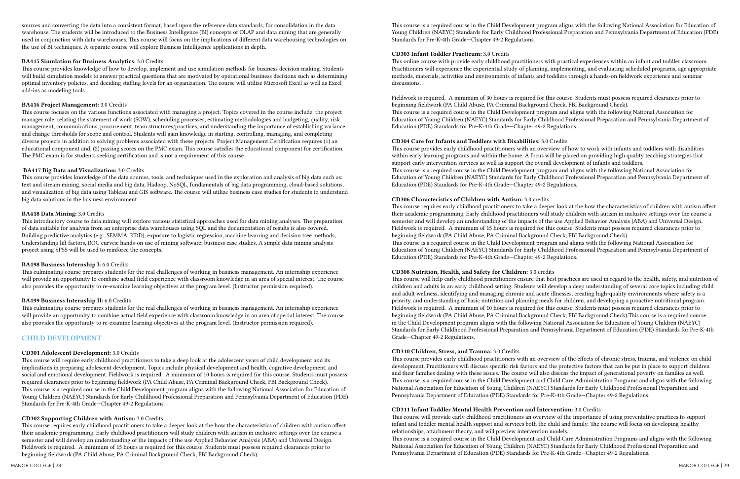sources and converting the data into a consistent format, based upon the reference data standards, for consolidation in the data warehouse. The students will be introduced to the Business Intelligence (BI) concepts of OLAP and data mining that are generally used in conjunction with data warehouses. This course will focus on the implications of different data warehousing technologies on the use of BI techniques. A separate course will explore Business Intelligence applications in depth.

**BA415 Simulation for Business Analytics:** 3.0 Credits
This course provides knowledge of how to develop, implement and use simulation methods for business decision making. Students will build simulation models to answer practical questions that are motivated by operational business decisions such as determining optimal inventory policies, and deciding staffing levels for an organization. The course will utilize Microsoft Excel as well as Excel add-ins as modeling tools.

**BA416 Project Management:** 3.0 Credits
This course focuses on the various functions associated with managing a project. Topics covered in the course include: the project manager role, relating the statement of work (SOW), scheduling processes, estimating methodologies and budgeting, quality, risk management, communications, procurement, team structures/practices, and understanding the importance of establishing variance and change thresholds for scope and control. Students will gain knowledge in starting, controlling, managing, and completing diverse projects in addition to solving problems associated with these projects. Project Management Certification requires (1) an educational component and, (2) passing scores on the PMC exam. This course satisfies the educational component for certification. The PMC exam is for students seeking certification and is not a requirement of this course

**BA417 Big Data and Visualization:** 3.0 Credits
This course provides knowledge of the data sources, tools, and techniques used in the exploration and analysis of big data such as: text and stream mining, social media and big data, Hadoop, NoSQL, fundamentals of big data programming, cloud-based solutions, and visualization of big data using Tableau and GIS software. The course will utilize business case studies for students to understand big data solutions in the business environment.

**BA418 Data Mining:** 3.0 Credits
This introductory course to data mining will explore various statistical approaches used for data mining analyses. The preparation of data suitable for analysis from an enterprise data warehouses using SQL and the documentation of results is also covered. Building predictive analytics (e.g., SEMMA, KDD); exposure to logistic regression, machine learning and decision tree methods; Understanding lift factors, ROC curves; hands-on use of mining software; business case studies. A simple data mining analysis project using SPSS will be used to reinforce the concepts.

**BA498 Business Internship I:** 6.0 Credits
This culminating course prepares students for the real challenges of working in business management. An internship experience will provide an opportunity to combine actual field experience with classroom knowledge in an area of special interest. The course also provides the opportunity to re-examine learning objectives at the program level. (Instructor permission required).

**BA499 Business Internship II:** 6.0 Credits
This culminating course prepares students for the real challenges of working in business management. An internship experience will provide an opportunity to combine actual field experience with classroom knowledge in an area of special interest. The course also provides the opportunity to re-examine learning objectives at the program level. (Instructor permission required).

## CHILD DEVELOPMENT

**CD301 Adolescent Development:** 3.0 Credits
This course will require early childhood practitioners to take a deep look at the adolescent years of child development and its implications in preparing adolescent development. Topics include physical development and health, cognitive development, and social and emotional development. Fieldwork is required. A minimum of 10 hours is required for this course. Students must possess required clearances prior to beginning fieldwork (PA Child Abuse, PA Criminal Background Check, FBI Background Check).
This course is a required course in the Child Development program aligns with the following National Association for Education of Young Children (NAEYC) Standards for Early Childhood Professional Preparation and Pennsylvania Department of Education (PDE) Standards for Pre-K-4th Grade—Chapter 49-2 Regulations.

**CD302 Supporting Children with Autism:** 3.0 Credits
This course requires early childhood practitioners to take a deeper look at the how the characteristics of children with autism affect their academic programming. Early childhood practitioners will study children with autism in inclusive settings over the course a semester and will develop an understanding of the impacts of the use Applied Behavior Analysis (ABA) and Universal Design. Fieldwork is required. A minimum of 15 hours is required for this course. Students must possess required clearances prior to beginning fieldwork (PA Child Abuse, PA Criminal Background Check, FBI Background Check).
This course is a required course in the Child Development program aligns with the following National Association for Education of Young Children (NAEYC) Standards for Early Childhood Professional Preparation and Pennsylvania Department of Education (PDE) Standards for Pre-K-4th Grade—Chapter 49-2 Regulations.

**CD303 Infant Toddler Practicum:** 3.0 Credits
This online course with provide early childhood practitioners with practical experiences within an infant and toddler classroom. Practitioners will experience the experiential study of planning, implementing, and evaluating scheduled programs, age appropriate methods, materials, activities and environments of infants and toddlers through a hands-on fieldwork experience and seminar discussions.

Fieldwork is required. A minimum of 30 hours is required for this course. Students must possess required clearances prior to beginning fieldwork (PA Child Abuse, PA Criminal Background Check, FBI Background Check).
This course is a required course in the Child Development program and aligns with the following National Association for Education of Young Children (NAEYC) Standards for Early Childhood Professional Preparation and Pennsylvania Department of Education (PDE) Standards for Pre-K-4th Grade—Chapter 49-2 Regulations.

**CD304 Care for Infants and Toddlers with Disabilities:** 3.0 Credits
This course provides early childhood practitioners with an overview of how to work with infants and toddlers with disabilities within early learning programs and within the home. A focus will be placed on providing high quality teaching strategies that support early intervention services as well as support the overall development of infants and toddlers.
This course is a required course in the Child Development program and aligns with the following National Association for Education of Young Children (NAEYC) Standards for Early Childhood Professional Preparation and Pennsylvania Department of Education (PDE) Standards for Pre-K-4th Grade—Chapter 49-2 Regulations.

**CD306 Characteristics of Children with Autism:** 3.0 credits
This course requires early childhood practitioners to take a deeper look at the how the characteristics of children with autism affect their academic programming. Early childhood practitioners will study children with autism in inclusive settings over the course a semester and will develop an understanding of the impacts of the use Applied Behavior Analysis (ABA) and Universal Design. Fieldwork is required. A minimum of 15 hours is required for this course. Students must possess required clearances prior to beginning fieldwork (PA Child Abuse, PA Criminal Background Check, FBI Background Check).
This course is a required course in the Child Development program and aligns with the following National Association for Education of Young Children (NAEYC) Standards for Early Childhood Professional Preparation and Pennsylvania Department of Education (PDE) Standards for Pre-K-4th Grade—Chapter 49-2 Regulations.

**CD308 Nutrition, Health, and Safety for Children:** 3.0 credits
This course will help early childhood practitioners ensure that best practices are used in regard to the health, safety, and nutrition of children and adults in an early childhood setting. Students will develop a deep understanding of several core topics including child and adult wellness, identifying and managing chronic and acute illnesses, creating high-quality environments where safety is a priority, and understanding of basic nutrition and planning meals for children, and developing a proactive nutritional program. Fieldwork is required. A minimum of 10 hours is required for this course. Students must possess required clearances prior to beginning fieldwork (PA Child Abuse, PA Criminal Background Check, FBI Background Check).This course is a required course in the Child Development program aligns with the following National Association for Education of Young Children (NAEYC) Standards for Early Childhood Professional Preparation and Pennsylvania Department of Education (PDE) Standards for Pre-K-4th Grade—Chapter 49-2 Regulations.

**CD310 Children, Stress, and Trauma:** 3.0 Credits
This course provides early childhood practitioners with an overview of the effects of chronic stress, trauma, and violence on child development. Practitioners will discuss specific risk factors and the protective factors that can be put in place to support children and their families dealing with these issues. The course will also discuss the impact of generational poverty on families as well. This course is a required course in the Child Development and Child Care Administration Programs and aligns with the following National Association for Education of Young Children (NAEYC) Standards for Early Childhood Professional Preparation and Pennsylvania Department of Education (PDE) Standards for Pre-K-4th Grade—Chapter 49-2 Regulations.

**CD311 Infant Toddler Mental Health Prevention and Intervention:** 3.0 Credits
This course will provide early childhood practitioners an overview of the importance of using preventative practices to support infant and toddler mental health support and services both the child and family. The course will focus on developing healthy relationships, attachment theory, and will preview intervention models.
This course is a required course in the Child Development and Child Care Administration Programs and aligns with the following National Association for Education of Young Children (NAEYC) Standards for Early Childhood Professional Preparation and Pennsylvania Department of Education (PDE) Standards for Pre-K-4th Grade—Chapter 49-2 Regulations.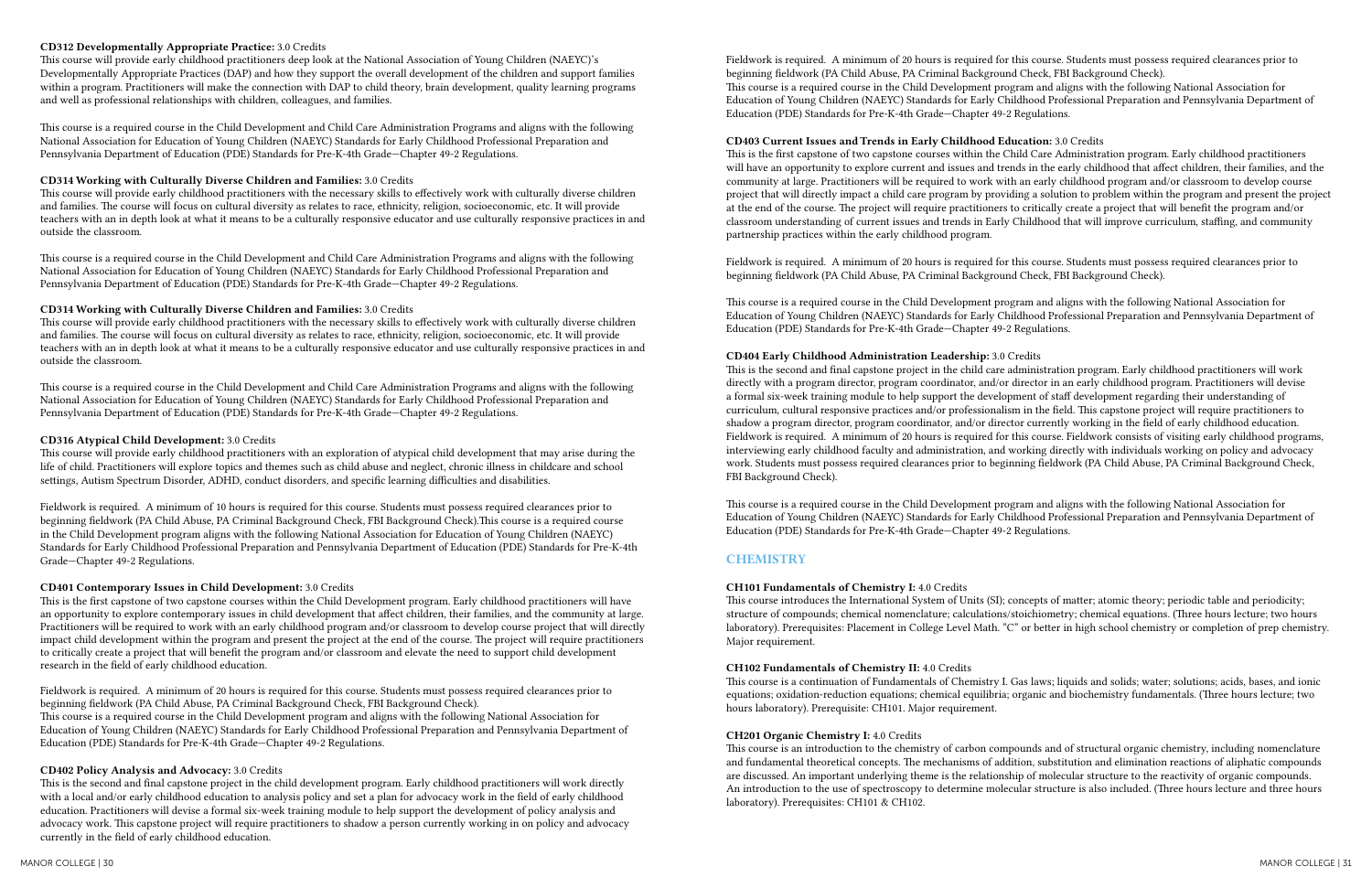**CD312 Developmentally Appropriate Practice:** 3.0 Credits
This course will provide early childhood practitioners deep look at the National Association of Young Children (NAEYC)'s Developmentally Appropriate Practices (DAP) and how they support the overall development of the children and support families within a program. Practitioners will make the connection with DAP to child theory, brain development, quality learning programs and well as professional relationships with children, colleagues, and families.

This course is a required course in the Child Development and Child Care Administration Programs and aligns with the following National Association for Education of Young Children (NAEYC) Standards for Early Childhood Professional Preparation and Pennsylvania Department of Education (PDE) Standards for Pre-K-4th Grade—Chapter 49-2 Regulations.

**CD314 Working with Culturally Diverse Children and Families:** 3.0 Credits
This course will provide early childhood practitioners with the necessary skills to effectively work with culturally diverse children and families. The course will focus on cultural diversity as relates to race, ethnicity, religion, socioeconomic, etc. It will provide teachers with an in depth look at what it means to be a culturally responsive educator and use culturally responsive practices in and outside the classroom.

This course is a required course in the Child Development and Child Care Administration Programs and aligns with the following National Association for Education of Young Children (NAEYC) Standards for Early Childhood Professional Preparation and Pennsylvania Department of Education (PDE) Standards for Pre-K-4th Grade—Chapter 49-2 Regulations.

**CD314 Working with Culturally Diverse Children and Families:** 3.0 Credits
This course will provide early childhood practitioners with the necessary skills to effectively work with culturally diverse children and families. The course will focus on cultural diversity as relates to race, ethnicity, religion, socioeconomic, etc. It will provide teachers with an in depth look at what it means to be a culturally responsive educator and use culturally responsive practices in and outside the classroom.

This course is a required course in the Child Development and Child Care Administration Programs and aligns with the following National Association for Education of Young Children (NAEYC) Standards for Early Childhood Professional Preparation and Pennsylvania Department of Education (PDE) Standards for Pre-K-4th Grade—Chapter 49-2 Regulations.

**CD316 Atypical Child Development:** 3.0 Credits
This course will provide early childhood practitioners with an exploration of atypical child development that may arise during the life of child. Practitioners will explore topics and themes such as child abuse and neglect, chronic illness in childcare and school settings, Autism Spectrum Disorder, ADHD, conduct disorders, and specific learning difficulties and disabilities.

Fieldwork is required. A minimum of 10 hours is required for this course. Students must possess required clearances prior to beginning fieldwork (PA Child Abuse, PA Criminal Background Check, FBI Background Check).This course is a required course in the Child Development program aligns with the following National Association for Education of Young Children (NAEYC) Standards for Early Childhood Professional Preparation and Pennsylvania Department of Education (PDE) Standards for Pre-K-4th Grade—Chapter 49-2 Regulations.

**CD401 Contemporary Issues in Child Development:** 3.0 Credits
This is the first capstone of two capstone courses within the Child Development program. Early childhood practitioners will have an opportunity to explore contemporary issues in child development that affect children, their families, and the community at large. Practitioners will be required to work with an early childhood program and/or classroom to develop course project that will directly impact child development within the program and present the project at the end of the course. The project will require practitioners to critically create a project that will benefit the program and/or classroom and elevate the need to support child development research in the field of early childhood education.

Fieldwork is required. A minimum of 20 hours is required for this course. Students must possess required clearances prior to beginning fieldwork (PA Child Abuse, PA Criminal Background Check, FBI Background Check).
This course is a required course in the Child Development program and aligns with the following National Association for Education of Young Children (NAEYC) Standards for Early Childhood Professional Preparation and Pennsylvania Department of Education (PDE) Standards for Pre-K-4th Grade—Chapter 49-2 Regulations.

**CD402 Policy Analysis and Advocacy:** 3.0 Credits
This is the second and final capstone project in the child development program. Early childhood practitioners will work directly with a local and/or early childhood education to analysis policy and set a plan for advocacy work in the field of early childhood education. Practitioners will devise a formal six-week training module to help support the development of policy analysis and advocacy work. This capstone project will require practitioners to shadow a person currently working in on policy and advocacy currently in the field of early childhood education.

Fieldwork is required. A minimum of 20 hours is required for this course. Students must possess required clearances prior to beginning fieldwork (PA Child Abuse, PA Criminal Background Check, FBI Background Check).
This course is a required course in the Child Development program and aligns with the following National Association for Education of Young Children (NAEYC) Standards for Early Childhood Professional Preparation and Pennsylvania Department of Education (PDE) Standards for Pre-K-4th Grade—Chapter 49-2 Regulations.

**CD403 Current Issues and Trends in Early Childhood Education:** 3.0 Credits
This is the first capstone of two capstone courses within the Child Care Administration program. Early childhood practitioners will have an opportunity to explore current and issues and trends in the early childhood that affect children, their families, and the community at large. Practitioners will be required to work with an early childhood program and/or classroom to develop course project that will directly impact a child care program by providing a solution to problem within the program and present the project at the end of the course. The project will require practitioners to critically create a project that will benefit the program and/or classroom understanding of current issues and trends in Early Childhood that will improve curriculum, staffing, and community partnership practices within the early childhood program.

Fieldwork is required. A minimum of 20 hours is required for this course. Students must possess required clearances prior to beginning fieldwork (PA Child Abuse, PA Criminal Background Check, FBI Background Check).

This course is a required course in the Child Development program and aligns with the following National Association for Education of Young Children (NAEYC) Standards for Early Childhood Professional Preparation and Pennsylvania Department of Education (PDE) Standards for Pre-K-4th Grade—Chapter 49-2 Regulations.

**CD404 Early Childhood Administration Leadership:** 3.0 Credits
This is the second and final capstone project in the child care administration program. Early childhood practitioners will work directly with a program director, program coordinator, and/or director in an early childhood program. Practitioners will devise a formal six-week training module to help support the development of staff development regarding their understanding of curriculum, cultural responsive practices and/or professionalism in the field. This capstone project will require practitioners to shadow a program director, program coordinator, and/or director currently working in the field of early childhood education. Fieldwork is required. A minimum of 20 hours is required for this course. Fieldwork consists of visiting early childhood programs, interviewing early childhood faculty and administration, and working directly with individuals working on policy and advocacy work. Students must possess required clearances prior to beginning fieldwork (PA Child Abuse, PA Criminal Background Check, FBI Background Check).

This course is a required course in the Child Development program and aligns with the following National Association for Education of Young Children (NAEYC) Standards for Early Childhood Professional Preparation and Pennsylvania Department of Education (PDE) Standards for Pre-K-4th Grade—Chapter 49-2 Regulations.

## CHEMISTRY

**CH101 Fundamentals of Chemistry I:** 4.0 Credits
This course introduces the International System of Units (SI); concepts of matter; atomic theory; periodic table and periodicity; structure of compounds; chemical nomenclature; calculations/stoichiometry; chemical equations. (Three hours lecture; two hours laboratory). Prerequisites: Placement in College Level Math. "C" or better in high school chemistry or completion of prep chemistry. Major requirement.

**CH102 Fundamentals of Chemistry II:** 4.0 Credits
This course is a continuation of Fundamentals of Chemistry I. Gas laws; liquids and solids; water; solutions; acids, bases, and ionic equations; oxidation-reduction equations; chemical equilibria; organic and biochemistry fundamentals. (Three hours lecture; two hours laboratory). Prerequisite: CH101. Major requirement.

**CH201 Organic Chemistry I:** 4.0 Credits
This course is an introduction to the chemistry of carbon compounds and of structural organic chemistry, including nomenclature and fundamental theoretical concepts. The mechanisms of addition, substitution and elimination reactions of aliphatic compounds are discussed. An important underlying theme is the relationship of molecular structure to the reactivity of organic compounds. An introduction to the use of spectroscopy to determine molecular structure is also included. (Three hours lecture and three hours laboratory). Prerequisites: CH101 & CH102.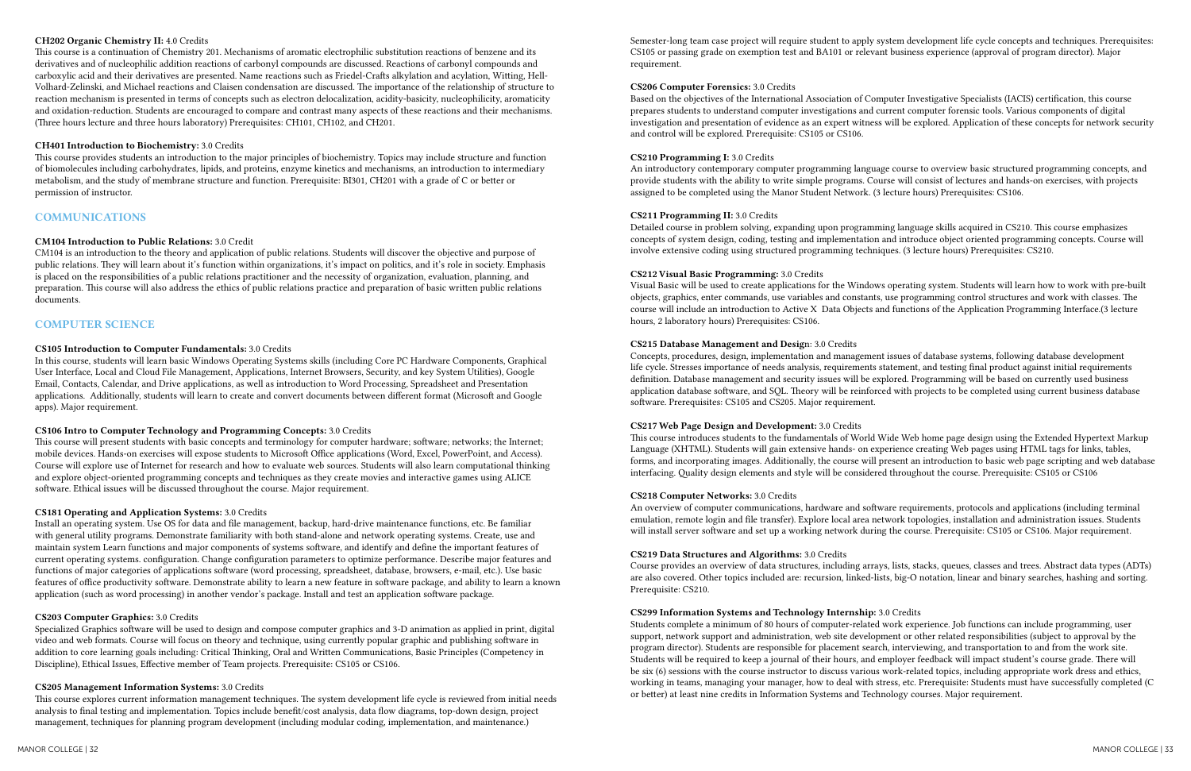**CH202 Organic Chemistry II:** 4.0 Credits
This course is a continuation of Chemistry 201. Mechanisms of aromatic electrophilic substitution reactions of benzene and its derivatives and of nucleophilic addition reactions of carbonyl compounds are discussed. Reactions of carbonyl compounds and carboxylic acid and their derivatives are presented. Name reactions such as Friedel-Crafts alkylation and acylation, Witting, Hell-Volhard-Zelinski, and Michael reactions and Claisen condensation are discussed. The importance of the relationship of structure to reaction mechanism is presented in terms of concepts such as electron delocalization, acidity-basicity, nucleophilicity, aromaticity and oxidation-reduction. Students are encouraged to compare and contrast many aspects of these reactions and their mechanisms. (Three hours lecture and three hours laboratory) Prerequisites: CH101, CH102, and CH201.

**CH401 Introduction to Biochemistry:** 3.0 Credits
This course provides students an introduction to the major principles of biochemistry. Topics may include structure and function of biomolecules including carbohydrates, lipids, and proteins, enzyme kinetics and mechanisms, an introduction to intermediary metabolism, and the study of membrane structure and function. Prerequisite: BI301, CH201 with a grade of C or better or permission of instructor.

## COMMUNICATIONS

**CM104 Introduction to Public Relations:** 3.0 Credit
CM104 is an introduction to the theory and application of public relations. Students will discover the objective and purpose of public relations. They will learn about it's function within organizations, it's impact on politics, and it's role in society. Emphasis is placed on the responsibilities of a public relations practitioner and the necessity of organization, evaluation, planning, and preparation. This course will also address the ethics of public relations practice and preparation of basic written public relations documents.

## COMPUTER SCIENCE

**CS105 Introduction to Computer Fundamentals:** 3.0 Credits
In this course, students will learn basic Windows Operating Systems skills (including Core PC Hardware Components, Graphical User Interface, Local and Cloud File Management, Applications, Internet Browsers, Security, and key System Utilities), Google Email, Contacts, Calendar, and Drive applications, as well as introduction to Word Processing, Spreadsheet and Presentation applications. Additionally, students will learn to create and convert documents between different format (Microsoft and Google apps). Major requirement.

**CS106 Intro to Computer Technology and Programming Concepts:** 3.0 Credits
This course will present students with basic concepts and terminology for computer hardware; software; networks; the Internet; mobile devices. Hands-on exercises will expose students to Microsoft Office applications (Word, Excel, PowerPoint, and Access). Course will explore use of Internet for research and how to evaluate web sources. Students will also learn computational thinking and explore object-oriented programming concepts and techniques as they create movies and interactive games using ALICE software. Ethical issues will be discussed throughout the course. Major requirement.

**CS181 Operating and Application Systems:** 3.0 Credits
Install an operating system. Use OS for data and file management, backup, hard-drive maintenance functions, etc. Be familiar with general utility programs. Demonstrate familiarity with both stand-alone and network operating systems. Create, use and maintain system Learn functions and major components of systems software, and identify and define the important features of current operating systems. configuration. Change configuration parameters to optimize performance. Describe major features and functions of major categories of applications software (word processing, spreadsheet, database, browsers, e-mail, etc.). Use basic features of office productivity software. Demonstrate ability to learn a new feature in software package, and ability to learn a known application (such as word processing) in another vendor's package. Install and test an application software package.

**CS203 Computer Graphics:** 3.0 Credits
Specialized Graphics software will be used to design and compose computer graphics and 3-D animation as applied in print, digital video and web formats. Course will focus on theory and technique, using currently popular graphic and publishing software in addition to core learning goals including: Critical Thinking, Oral and Written Communications, Basic Principles (Competency in Discipline), Ethical Issues, Effective member of Team projects. Prerequisite: CS105 or CS106.

**CS205 Management Information Systems:** 3.0 Credits
This course explores current information management techniques. The system development life cycle is reviewed from initial needs analysis to final testing and implementation. Topics include benefit/cost analysis, data flow diagrams, top-down design, project management, techniques for planning program development (including modular coding, implementation, and maintenance.) Semester-long team case project will require student to apply system development life cycle concepts and techniques. Prerequisites: CS105 or passing grade on exemption test and BA101 or relevant business experience (approval of program director). Major requirement.

**CS206 Computer Forensics:** 3.0 Credits
Based on the objectives of the International Association of Computer Investigative Specialists (IACIS) certification, this course prepares students to understand computer investigations and current computer forensic tools. Various components of digital investigation and presentation of evidence as an expert witness will be explored. Application of these concepts for network security and control will be explored. Prerequisite: CS105 or CS106.

**CS210 Programming I:** 3.0 Credits
An introductory contemporary computer programming language course to overview basic structured programming concepts, and provide students with the ability to write simple programs. Course will consist of lectures and hands-on exercises, with projects assigned to be completed using the Manor Student Network. (3 lecture hours) Prerequisites: CS106.

**CS211 Programming II:** 3.0 Credits
Detailed course in problem solving, expanding upon programming language skills acquired in CS210. This course emphasizes concepts of system design, coding, testing and implementation and introduce object oriented programming concepts. Course will involve extensive coding using structured programming techniques. (3 lecture hours) Prerequisites: CS210.

**CS212 Visual Basic Programming:** 3.0 Credits
Visual Basic will be used to create applications for the Windows operating system. Students will learn how to work with pre-built objects, graphics, enter commands, use variables and constants, use programming control structures and work with classes. The course will include an introduction to Active X Data Objects and functions of the Application Programming Interface.(3 lecture hours, 2 laboratory hours) Prerequisites: CS106.

**CS215 Database Management and Design:** 3.0 Credits
Concepts, procedures, design, implementation and management issues of database systems, following database development life cycle. Stresses importance of needs analysis, requirements statement, and testing final product against initial requirements definition. Database management and security issues will be explored. Programming will be based on currently used business application database software, and SQL. Theory will be reinforced with projects to be completed using current business database software. Prerequisites: CS105 and CS205. Major requirement.

**CS217 Web Page Design and Development:** 3.0 Credits
This course introduces students to the fundamentals of World Wide Web home page design using the Extended Hypertext Markup Language (XHTML). Students will gain extensive hands- on experience creating Web pages using HTML tags for links, tables, forms, and incorporating images. Additionally, the course will present an introduction to basic web page scripting and web database interfacing. Quality design elements and style will be considered throughout the course. Prerequisite: CS105 or CS106

**CS218 Computer Networks:** 3.0 Credits
An overview of computer communications, hardware and software requirements, protocols and applications (including terminal emulation, remote login and file transfer). Explore local area network topologies, installation and administration issues. Students will install server software and set up a working network during the course. Prerequisite: CS105 or CS106. Major requirement.

**CS219 Data Structures and Algorithms:** 3.0 Credits
Course provides an overview of data structures, including arrays, lists, stacks, queues, classes and trees. Abstract data types (ADTs) are also covered. Other topics included are: recursion, linked-lists, big-O notation, linear and binary searches, hashing and sorting. Prerequisite: CS210.

**CS299 Information Systems and Technology Internship:** 3.0 Credits
Students complete a minimum of 80 hours of computer-related work experience. Job functions can include programming, user support, network support and administration, web site development or other related responsibilities (subject to approval by the program director). Students are responsible for placement search, interviewing, and transportation to and from the work site. Students will be required to keep a journal of their hours, and employer feedback will impact student's course grade. There will be six (6) sessions with the course instructor to discuss various work-related topics, including appropriate work dress and ethics, working in teams, managing your manager, how to deal with stress, etc. Prerequisite: Students must have successfully completed (C or better) at least nine credits in Information Systems and Technology courses. Major requirement.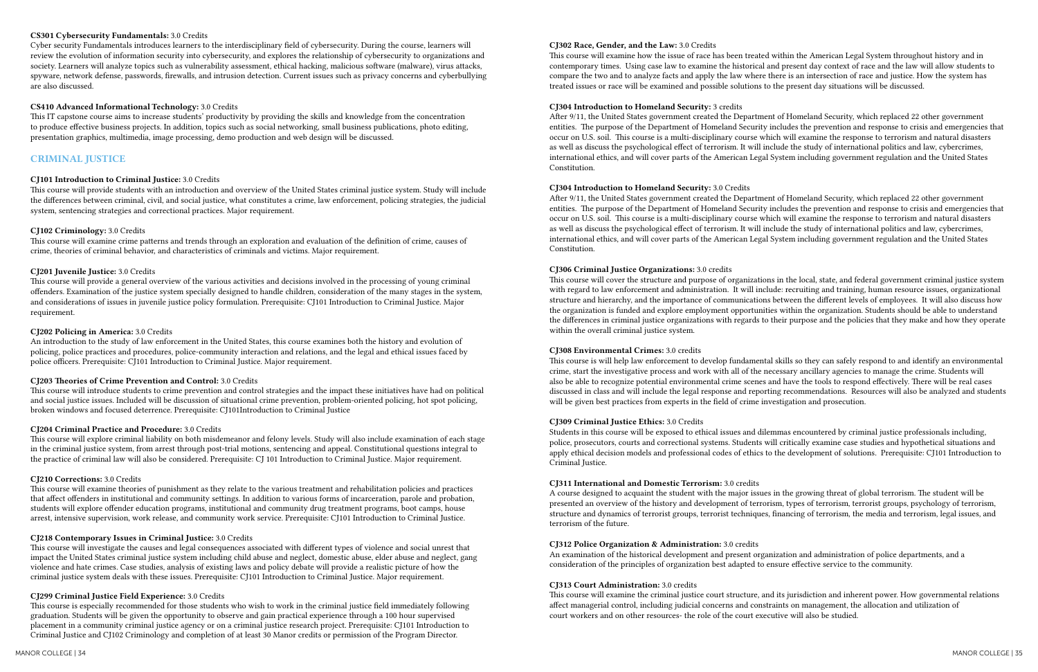**CS301 Cybersecurity Fundamentals:** 3.0 Credits
Cyber security Fundamentals introduces learners to the interdisciplinary field of cybersecurity. During the course, learners will review the evolution of information security into cybersecurity, and explores the relationship of cybersecurity to organizations and society. Learners will analyze topics such as vulnerability assessment, ethical hacking, malicious software (malware), virus attacks, spyware, network defense, passwords, firewalls, and intrusion detection. Current issues such as privacy concerns and cyberbullying are also discussed.

**CS410 Advanced Informational Technology:** 3.0 Credits
This IT capstone course aims to increase students' productivity by providing the skills and knowledge from the concentration to produce effective business projects. In addition, topics such as social networking, small business publications, photo editing, presentation graphics, multimedia, image processing, demo production and web design will be discussed.

## CRIMINAL JUSTICE

**CJ101 Introduction to Criminal Justice:** 3.0 Credits
This course will provide students with an introduction and overview of the United States criminal justice system. Study will include the differences between criminal, civil, and social justice, what constitutes a crime, law enforcement, policing strategies, the judicial system, sentencing strategies and correctional practices. Major requirement.

**CJ102 Criminology:** 3.0 Credits
This course will examine crime patterns and trends through an exploration and evaluation of the definition of crime, causes of crime, theories of criminal behavior, and characteristics of criminals and victims. Major requirement.

**CJ201 Juvenile Justice:** 3.0 Credits
This course will provide a general overview of the various activities and decisions involved in the processing of young criminal offenders. Examination of the justice system specially designed to handle children, consideration of the many stages in the system, and considerations of issues in juvenile justice policy formulation. Prerequisite: CJ101 Introduction to Criminal Justice. Major requirement.

**CJ202 Policing in America:** 3.0 Credits
An introduction to the study of law enforcement in the United States, this course examines both the history and evolution of policing, police practices and procedures, police-community interaction and relations, and the legal and ethical issues faced by police officers. Prerequisite: CJ101 Introduction to Criminal Justice. Major requirement.

**CJ203 Theories of Crime Prevention and Control:** 3.0 Credits
This course will introduce students to crime prevention and control strategies and the impact these initiatives have had on political and social justice issues. Included will be discussion of situational crime prevention, problem-oriented policing, hot spot policing, broken windows and focused deterrence. Prerequisite: CJ101Introduction to Criminal Justice

**CJ204 Criminal Practice and Procedure:** 3.0 Credits
This course will explore criminal liability on both misdemeanor and felony levels. Study will also include examination of each stage in the criminal justice system, from arrest through post-trial motions, sentencing and appeal. Constitutional questions integral to the practice of criminal law will also be considered. Prerequisite: CJ 101 Introduction to Criminal Justice. Major requirement.

**CJ210 Corrections:** 3.0 Credits
This course will examine theories of punishment as they relate to the various treatment and rehabilitation policies and practices that affect offenders in institutional and community settings. In addition to various forms of incarceration, parole and probation, students will explore offender education programs, institutional and community drug treatment programs, boot camps, house arrest, intensive supervision, work release, and community work service. Prerequisite: CJ101 Introduction to Criminal Justice.

**CJ218 Contemporary Issues in Criminal Justice:** 3.0 Credits
This course will investigate the causes and legal consequences associated with different types of violence and social unrest that impact the United States criminal justice system including child abuse and neglect, domestic abuse, elder abuse and neglect, gang violence and hate crimes. Case studies, analysis of existing laws and policy debate will provide a realistic picture of how the criminal justice system deals with these issues. Prerequisite: CJ101 Introduction to Criminal Justice. Major requirement.

**CJ299 Criminal Justice Field Experience:** 3.0 Credits
This course is especially recommended for those students who wish to work in the criminal justice field immediately following graduation. Students will be given the opportunity to observe and gain practical experience through a 100 hour supervised placement in a community criminal justice agency or on a criminal justice research project. Prerequisite: CJ101 Introduction to Criminal Justice and CJ102 Criminology and completion of at least 30 Manor credits or permission of the Program Director.

**CJ302 Race, Gender, and the Law:** 3.0 Credits
This course will examine how the issue of race has been treated within the American Legal System throughout history and in contemporary times. Using case law to examine the historical and present day context of race and the law will allow students to compare the two and to analyze facts and apply the law where there is an intersection of race and justice. How the system has treated issues or race will be examined and possible solutions to the present day situations will be discussed.

**CJ304 Introduction to Homeland Security:** 3 credits
After 9/11, the United States government created the Department of Homeland Security, which replaced 22 other government entities. The purpose of the Department of Homeland Security includes the prevention and response to crisis and emergencies that occur on U.S. soil. This course is a multi-disciplinary course which will examine the response to terrorism and natural disasters as well as discuss the psychological effect of terrorism. It will include the study of international politics and law, cybercrimes, international ethics, and will cover parts of the American Legal System including government regulation and the United States Constitution.

**CJ304 Introduction to Homeland Security:** 3.0 Credits
After 9/11, the United States government created the Department of Homeland Security, which replaced 22 other government entities. The purpose of the Department of Homeland Security includes the prevention and response to crisis and emergencies that occur on U.S. soil. This course is a multi-disciplinary course which will examine the response to terrorism and natural disasters as well as discuss the psychological effect of terrorism. It will include the study of international politics and law, cybercrimes, international ethics, and will cover parts of the American Legal System including government regulation and the United States Constitution.

**CJ306 Criminal Justice Organizations:** 3.0 credits
This course will cover the structure and purpose of organizations in the local, state, and federal government criminal justice system with regard to law enforcement and administration. It will include: recruiting and training, human resource issues, organizational structure and hierarchy, and the importance of communications between the different levels of employees. It will also discuss how the organization is funded and explore employment opportunities within the organization. Students should be able to understand the differences in criminal justice organizations with regards to their purpose and the policies that they make and how they operate within the overall criminal justice system.

**CJ308 Environmental Crimes:** 3.0 credits
This course is will help law enforcement to develop fundamental skills so they can safely respond to and identify an environmental crime, start the investigative process and work with all of the necessary ancillary agencies to manage the crime. Students will also be able to recognize potential environmental crime scenes and have the tools to respond effectively. There will be real cases discussed in class and will include the legal response and reporting recommendations. Resources will also be analyzed and students will be given best practices from experts in the field of crime investigation and prosecution.

**CJ309 Criminal Justice Ethics:** 3.0 Credits
Students in this course will be exposed to ethical issues and dilemmas encountered by criminal justice professionals including, police, prosecutors, courts and correctional systems. Students will critically examine case studies and hypothetical situations and apply ethical decision models and professional codes of ethics to the development of solutions. Prerequisite: CJ101 Introduction to Criminal Justice.

**CJ311 International and Domestic Terrorism:** 3.0 credits
A course designed to acquaint the student with the major issues in the growing threat of global terrorism. The student will be presented an overview of the history and development of terrorism, types of terrorism, terrorist groups, psychology of terrorism, structure and dynamics of terrorist groups, terrorist techniques, financing of terrorism, the media and terrorism, legal issues, and terrorism of the future.

**CJ312 Police Organization & Administration:** 3.0 credits
An examination of the historical development and present organization and administration of police departments, and a consideration of the principles of organization best adapted to ensure effective service to the community.

**CJ313 Court Administration:** 3.0 credits
This course will examine the criminal justice court structure, and its jurisdiction and inherent power. How governmental relations affect managerial control, including judicial concerns and constraints on management, the allocation and utilization of court workers and on other resources- the role of the court executive will also be studied.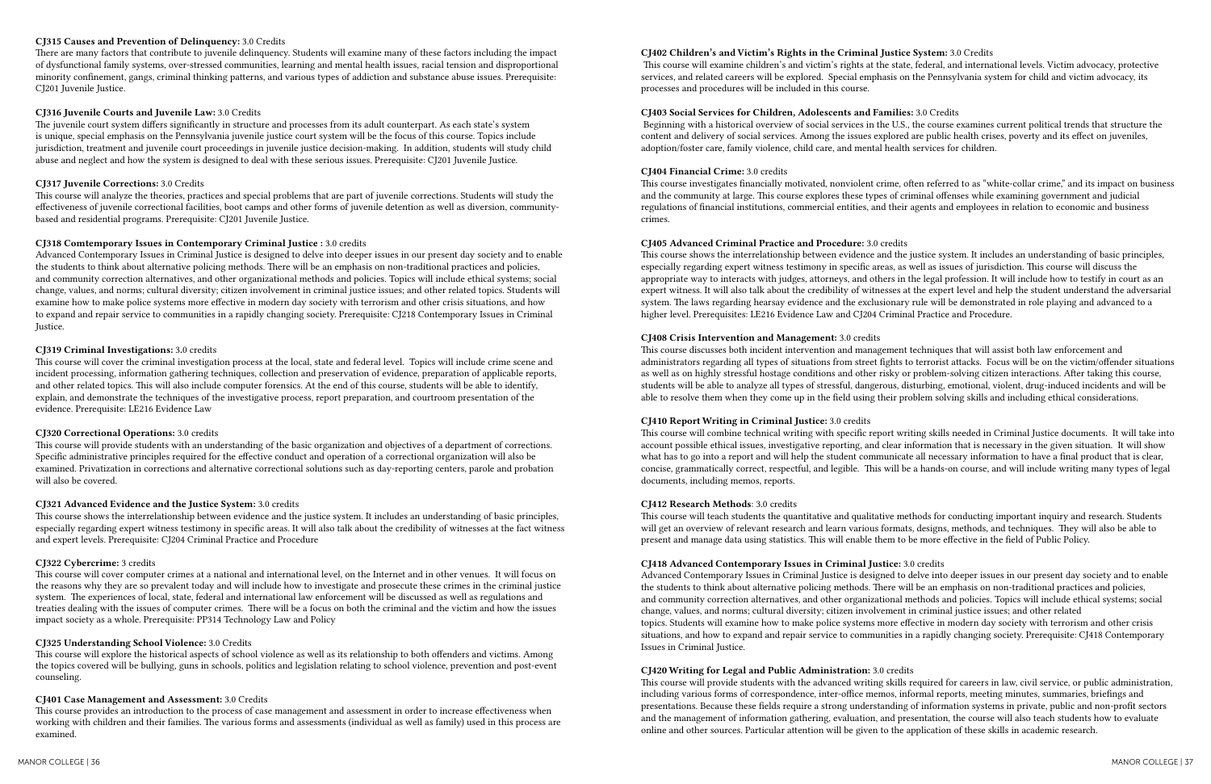**CJ315 Causes and Prevention of Delinquency:** 3.0 Credits
There are many factors that contribute to juvenile delinquency. Students will examine many of these factors including the impact of dysfunctional family systems, over-stressed communities, learning and mental health issues, racial tension and disproportional minority confinement, gangs, criminal thinking patterns, and various types of addiction and substance abuse issues. Prerequisite: CJ201 Juvenile Justice.

**CJ316 Juvenile Courts and Juvenile Law:** 3.0 Credits
The juvenile court system differs significantly in structure and processes from its adult counterpart. As each state's system is unique, special emphasis on the Pennsylvania juvenile justice court system will be the focus of this course. Topics include jurisdiction, treatment and juvenile court proceedings in juvenile justice decision-making. In addition, students will study child abuse and neglect and how the system is designed to deal with these serious issues. Prerequisite: CJ201 Juvenile Justice.

**CJ317 Juvenile Corrections:** 3.0 Credits
This course will analyze the theories, practices and special problems that are part of juvenile corrections. Students will study the effectiveness of juvenile correctional facilities, boot camps and other forms of juvenile detention as well as diversion, community-based and residential programs. Prerequisite: CJ201 Juvenile Justice.

**CJ318 Comtemporary Issues in Contemporary Criminal Justice :** 3.0 credits
Advanced Contemporary Issues in Criminal Justice is designed to delve into deeper issues in our present day society and to enable the students to think about alternative policing methods. There will be an emphasis on non-traditional practices and policies, and community correction alternatives, and other organizational methods and policies. Topics will include ethical systems; social change, values, and norms; cultural diversity; citizen involvement in criminal justice issues; and other related topics. Students will examine how to make police systems more effective in modern day society with terrorism and other crisis situations, and how to expand and repair service to communities in a rapidly changing society. Prerequisite: CJ218 Contemporary Issues in Criminal Justice.

**CJ319 Criminal Investigations:** 3.0 credits
This course will cover the criminal investigation process at the local, state and federal level. Topics will include crime scene and incident processing, information gathering techniques, collection and preservation of evidence, preparation of applicable reports, and other related topics. This will also include computer forensics. At the end of this course, students will be able to identify, explain, and demonstrate the techniques of the investigative process, report preparation, and courtroom presentation of the evidence. Prerequisite: LE216 Evidence Law

**CJ320 Correctional Operations:** 3.0 credits
This course will provide students with an understanding of the basic organization and objectives of a department of corrections. Specific administrative principles required for the effective conduct and operation of a correctional organization will also be examined. Privatization in corrections and alternative correctional solutions such as day-reporting centers, parole and probation will also be covered.

**CJ321 Advanced Evidence and the Justice System:** 3.0 credits
This course shows the interrelationship between evidence and the justice system. It includes an understanding of basic principles, especially regarding expert witness testimony in specific areas. It will also talk about the credibility of witnesses at the fact witness and expert levels. Prerequisite: CJ204 Criminal Practice and Procedure

**CJ322 Cybercrime:** 3 credits
This course will cover computer crimes at a national and international level, on the Internet and in other venues. It will focus on the reasons why they are so prevalent today and will include how to investigate and prosecute these crimes in the criminal justice system. The experiences of local, state, federal and international law enforcement will be discussed as well as regulations and treaties dealing with the issues of computer crimes. There will be a focus on both the criminal and the victim and how the issues impact society as a whole. Prerequisite: PP314 Technology Law and Policy

**CJ325 Understanding School Violence:** 3.0 Credits
This course will explore the historical aspects of school violence as well as its relationship to both offenders and victims. Among the topics covered will be bullying, guns in schools, politics and legislation relating to school violence, prevention and post-event counseling.

**CJ401 Case Management and Assessment:** 3.0 Credits
This course provides an introduction to the process of case management and assessment in order to increase effectiveness when working with children and their families. The various forms and assessments (individual as well as family) used in this process are examined.

**CJ402 Children's and Victim's Rights in the Criminal Justice System:** 3.0 Credits
This course will examine children's and victim's rights at the state, federal, and international levels. Victim advocacy, protective services, and related careers will be explored. Special emphasis on the Pennsylvania system for child and victim advocacy, its processes and procedures will be included in this course.

**CJ403 Social Services for Children, Adolescents and Families:** 3.0 Credits
Beginning with a historical overview of social services in the U.S., the course examines current political trends that structure the content and delivery of social services. Among the issues explored are public health crises, poverty and its effect on juveniles, adoption/foster care, family violence, child care, and mental health services for children.

**CJ404 Financial Crime:** 3.0 credits
This course investigates financially motivated, nonviolent crime, often referred to as "white-collar crime," and its impact on business and the community at large. This course explores these types of criminal offenses while examining government and judicial regulations of financial institutions, commercial entities, and their agents and employees in relation to economic and business crimes.

**CJ405 Advanced Criminal Practice and Procedure:** 3.0 credits
This course shows the interrelationship between evidence and the justice system. It includes an understanding of basic principles, especially regarding expert witness testimony in specific areas, as well as issues of jurisdiction. This course will discuss the appropriate way to interacts with judges, attorneys, and others in the legal profession. It will include how to testify in court as an expert witness. It will also talk about the credibility of witnesses at the expert level and help the student understand the adversarial system. The laws regarding hearsay evidence and the exclusionary rule will be demonstrated in role playing and advanced to a higher level. Prerequisites: LE216 Evidence Law and CJ204 Criminal Practice and Procedure.

**CJ408 Crisis Intervention and Management:** 3.0 credits
This course discusses both incident intervention and management techniques that will assist both law enforcement and administrators regarding all types of situations from street fights to terrorist attacks. Focus will be on the victim/offender situations as well as on highly stressful hostage conditions and other risky or problem-solving citizen interactions. After taking this course, students will be able to analyze all types of stressful, dangerous, disturbing, emotional, violent, drug-induced incidents and will be able to resolve them when they come up in the field using their problem solving skills and including ethical considerations.

**CJ410 Report Writing in Criminal Justice:** 3.0 credits
This course will combine technical writing with specific report writing skills needed in Criminal Justice documents. It will take into account possible ethical issues, investigative reporting, and clear information that is necessary in the given situation. It will show what has to go into a report and will help the student communicate all necessary information to have a final product that is clear, concise, grammatically correct, respectful, and legible. This will be a hands-on course, and will include writing many types of legal documents, including memos, reports.

**CJ412 Research Methods**: 3.0 credits
This course will teach students the quantitative and qualitative methods for conducting important inquiry and research. Students will get an overview of relevant research and learn various formats, designs, methods, and techniques. They will also be able to present and manage data using statistics. This will enable them to be more effective in the field of Public Policy.

**CJ418 Advanced Contemporary Issues in Criminal Justice:** 3.0 credits
Advanced Contemporary Issues in Criminal Justice is designed to delve into deeper issues in our present day society and to enable the students to think about alternative policing methods. There will be an emphasis on non-traditional practices and policies, and community correction alternatives, and other organizational methods and policies. Topics will include ethical systems; social change, values, and norms; cultural diversity; citizen involvement in criminal justice issues; and other related topics. Students will examine how to make police systems more effective in modern day society with terrorism and other crisis situations, and how to expand and repair service to communities in a rapidly changing society. Prerequisite: CJ418 Contemporary Issues in Criminal Justice.

**CJ420 Writing for Legal and Public Administration:** 3.0 credits
This course will provide students with the advanced writing skills required for careers in law, civil service, or public administration, including various forms of correspondence, inter-office memos, informal reports, meeting minutes, summaries, briefings and presentations. Because these fields require a strong understanding of information systems in private, public and non-profit sectors and the management of information gathering, evaluation, and presentation, the course will also teach students how to evaluate online and other sources. Particular attention will be given to the application of these skills in academic research.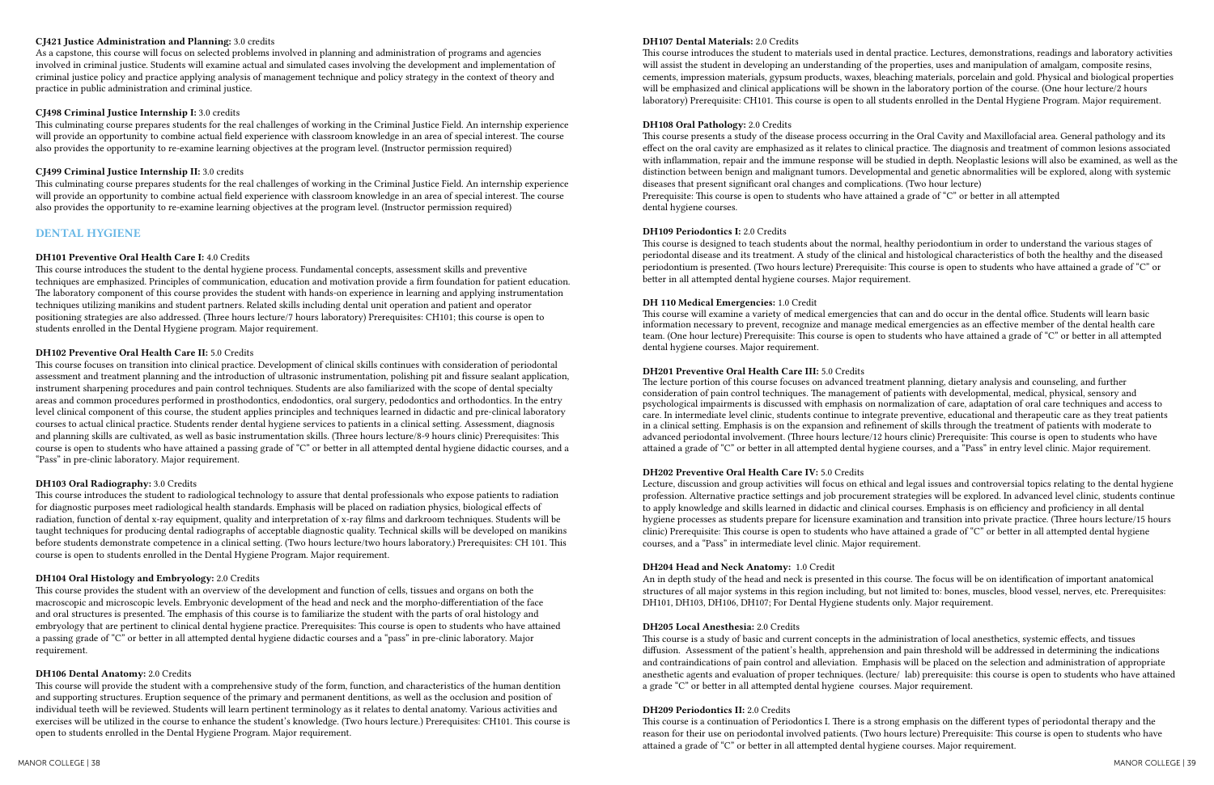**CJ421 Justice Administration and Planning:** 3.0 credits
As a capstone, this course will focus on selected problems involved in planning and administration of programs and agencies involved in criminal justice. Students will examine actual and simulated cases involving the development and implementation of criminal justice policy and practice applying analysis of management technique and policy strategy in the context of theory and practice in public administration and criminal justice.

**CJ498 Criminal Justice Internship I:** 3.0 credits
This culminating course prepares students for the real challenges of working in the Criminal Justice Field. An internship experience will provide an opportunity to combine actual field experience with classroom knowledge in an area of special interest. The course also provides the opportunity to re-examine learning objectives at the program level. (Instructor permission required)

**CJ499 Criminal Justice Internship II:** 3.0 credits
This culminating course prepares students for the real challenges of working in the Criminal Justice Field. An internship experience will provide an opportunity to combine actual field experience with classroom knowledge in an area of special interest. The course also provides the opportunity to re-examine learning objectives at the program level. (Instructor permission required)

## DENTAL HYGIENE

**DH101 Preventive Oral Health Care I:** 4.0 Credits
This course introduces the student to the dental hygiene process. Fundamental concepts, assessment skills and preventive techniques are emphasized. Principles of communication, education and motivation provide a firm foundation for patient education. The laboratory component of this course provides the student with hands-on experience in learning and applying instrumentation techniques utilizing manikins and student partners. Related skills including dental unit operation and patient and operator positioning strategies are also addressed. (Three hours lecture/7 hours laboratory) Prerequisites: CH101; this course is open to students enrolled in the Dental Hygiene program. Major requirement.

**DH102 Preventive Oral Health Care II:** 5.0 Credits
This course focuses on transition into clinical practice. Development of clinical skills continues with consideration of periodontal assessment and treatment planning and the introduction of ultrasonic instrumentation, polishing pit and fissure sealant application, instrument sharpening procedures and pain control techniques. Students are also familiarized with the scope of dental specialty areas and common procedures performed in prosthodontics, endodontics, oral surgery, pedodontics and orthodontics. In the entry level clinical component of this course, the student applies principles and techniques learned in didactic and pre-clinical laboratory courses to actual clinical practice. Students render dental hygiene services to patients in a clinical setting. Assessment, diagnosis and planning skills are cultivated, as well as basic instrumentation skills. (Three hours lecture/8-9 hours clinic) Prerequisites: This course is open to students who have attained a passing grade of "C" or better in all attempted dental hygiene didactic courses, and a "Pass" in pre-clinic laboratory. Major requirement.

**DH103 Oral Radiography:** 3.0 Credits
This course introduces the student to radiological technology to assure that dental professionals who expose patients to radiation for diagnostic purposes meet radiological health standards. Emphasis will be placed on radiation physics, biological effects of radiation, function of dental x-ray equipment, quality and interpretation of x-ray films and darkroom techniques. Students will be taught techniques for producing dental radiographs of acceptable diagnostic quality. Technical skills will be developed on manikins before students demonstrate competence in a clinical setting. (Two hours lecture/two hours laboratory.) Prerequisites: CH 101. This course is open to students enrolled in the Dental Hygiene Program. Major requirement.

**DH104 Oral Histology and Embryology:** 2.0 Credits
This course provides the student with an overview of the development and function of cells, tissues and organs on both the macroscopic and microscopic levels. Embryonic development of the head and neck and the morpho-differentiation of the face and oral structures is presented. The emphasis of this course is to familiarize the student with the parts of oral histology and embryology that are pertinent to clinical dental hygiene practice. Prerequisites: This course is open to students who have attained a passing grade of "C" or better in all attempted dental hygiene didactic courses and a "pass" in pre-clinic laboratory. Major requirement.

**DH106 Dental Anatomy:** 2.0 Credits
This course will provide the student with a comprehensive study of the form, function, and characteristics of the human dentition and supporting structures. Eruption sequence of the primary and permanent dentitions, as well as the occlusion and position of individual teeth will be reviewed. Students will learn pertinent terminology as it relates to dental anatomy. Various activities and exercises will be utilized in the course to enhance the student's knowledge. (Two hours lecture.) Prerequisites: CH101. This course is open to students enrolled in the Dental Hygiene Program. Major requirement.

**DH107 Dental Materials:** 2.0 Credits
This course introduces the student to materials used in dental practice. Lectures, demonstrations, readings and laboratory activities will assist the student in developing an understanding of the properties, uses and manipulation of amalgam, composite resins, cements, impression materials, gypsum products, waxes, bleaching materials, porcelain and gold. Physical and biological properties will be emphasized and clinical applications will be shown in the laboratory portion of the course. (One hour lecture/2 hours laboratory) Prerequisite: CH101. This course is open to all students enrolled in the Dental Hygiene Program. Major requirement.

**DH108 Oral Pathology:** 2.0 Credits
This course presents a study of the disease process occurring in the Oral Cavity and Maxillofacial area. General pathology and its effect on the oral cavity are emphasized as it relates to clinical practice. The diagnosis and treatment of common lesions associated with inflammation, repair and the immune response will be studied in depth. Neoplastic lesions will also be examined, as well as the distinction between benign and malignant tumors. Developmental and genetic abnormalities will be explored, along with systemic diseases that present significant oral changes and complications. (Two hour lecture)
Prerequisite: This course is open to students who have attained a grade of "C" or better in all attempted dental hygiene courses.

**DH109 Periodontics I:** 2.0 Credits
This course is designed to teach students about the normal, healthy periodontium in order to understand the various stages of periodontal disease and its treatment. A study of the clinical and histological characteristics of both the healthy and the diseased periodontium is presented. (Two hours lecture) Prerequisite: This course is open to students who have attained a grade of "C" or better in all attempted dental hygiene courses. Major requirement.

**DH 110 Medical Emergencies:** 1.0 Credit
This course will examine a variety of medical emergencies that can and do occur in the dental office. Students will learn basic information necessary to prevent, recognize and manage medical emergencies as an effective member of the dental health care team. (One hour lecture) Prerequisite: This course is open to students who have attained a grade of "C" or better in all attempted dental hygiene courses. Major requirement.

**DH201 Preventive Oral Health Care III:** 5.0 Credits
The lecture portion of this course focuses on advanced treatment planning, dietary analysis and counseling, and further consideration of pain control techniques. The management of patients with developmental, medical, physical, sensory and psychological impairments is discussed with emphasis on normalization of care, adaptation of oral care techniques and access to care. In intermediate level clinic, students continue to integrate preventive, educational and therapeutic care as they treat patients in a clinical setting. Emphasis is on the expansion and refinement of skills through the treatment of patients with moderate to advanced periodontal involvement. (Three hours lecture/12 hours clinic) Prerequisite: This course is open to students who have attained a grade of "C" or better in all attempted dental hygiene courses, and a "Pass" in entry level clinic. Major requirement.

**DH202 Preventive Oral Health Care IV:** 5.0 Credits
Lecture, discussion and group activities will focus on ethical and legal issues and controversial topics relating to the dental hygiene profession. Alternative practice settings and job procurement strategies will be explored. In advanced level clinic, students continue to apply knowledge and skills learned in didactic and clinical courses. Emphasis is on efficiency and proficiency in all dental hygiene processes as students prepare for licensure examination and transition into private practice. (Three hours lecture/15 hours clinic) Prerequisite: This course is open to students who have attained a grade of "C" or better in all attempted dental hygiene courses, and a "Pass" in intermediate level clinic. Major requirement.

**DH204 Head and Neck Anatomy:** 1.0 Credit
An in depth study of the head and neck is presented in this course. The focus will be on identification of important anatomical structures of all major systems in this region including, but not limited to: bones, muscles, blood vessel, nerves, etc. Prerequisites: DH101, DH103, DH106, DH107; For Dental Hygiene students only. Major requirement.

**DH205 Local Anesthesia:** 2.0 Credits
This course is a study of basic and current concepts in the administration of local anesthetics, systemic effects, and tissues diffusion. Assessment of the patient's health, apprehension and pain threshold will be addressed in determining the indications and contraindications of pain control and alleviation. Emphasis will be placed on the selection and administration of appropriate anesthetic agents and evaluation of proper techniques. (lecture/ lab) prerequisite: this course is open to students who have attained a grade "C" or better in all attempted dental hygiene courses. Major requirement.

**DH209 Periodontics II:** 2.0 Credits
This course is a continuation of Periodontics I. There is a strong emphasis on the different types of periodontal therapy and the reason for their use on periodontal involved patients. (Two hours lecture) Prerequisite: This course is open to students who have attained a grade of "C" or better in all attempted dental hygiene courses. Major requirement.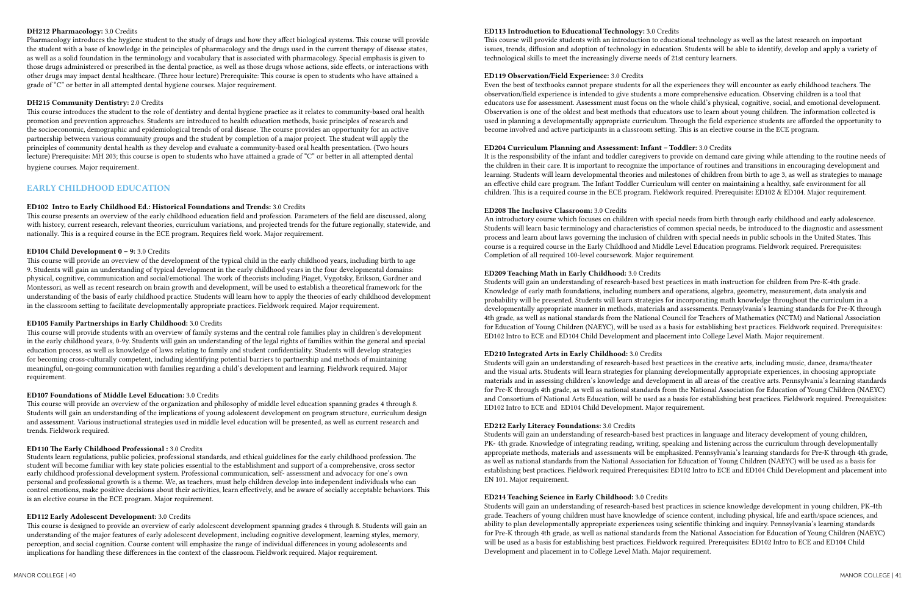**DH212 Pharmacology:** 3.0 Credits

Pharmacology introduces the hygiene student to the study of drugs and how they affect biological systems. This course will provide the student with a base of knowledge in the principles of pharmacology and the drugs used in the current therapy of disease states, as well as a solid foundation in the terminology and vocabulary that is associated with pharmacology. Special emphasis is given to those drugs administered or prescribed in the dental practice, as well as those drugs whose actions, side effects, or interactions with other drugs may impact dental healthcare. (Three hour lecture) Prerequisite: This course is open to students who have attained a grade of "C" or better in all attempted dental hygiene courses. Major requirement.

**DH215 Community Dentistry:** 2.0 Credits

This course introduces the student to the role of dentistry and dental hygiene practice as it relates to community-based oral health promotion and prevention approaches. Students are introduced to health education methods, basic principles of research and the socioeconomic, demographic and epidemiological trends of oral disease. The course provides an opportunity for an active partnership between various community groups and the student by completion of a major project. The student will apply the principles of community dental health as they develop and evaluate a community-based oral health presentation. (Two hours lecture) Prerequisite: MH 203; this course is open to students who have attained a grade of "C" or better in all attempted dental hygiene courses. Major requirement.

## EARLY CHILDHOOD EDUCATION

**ED102 Intro to Early Childhood Ed.: Historical Foundations and Trends:** 3.0 Credits

This course presents an overview of the early childhood education field and profession. Parameters of the field are discussed, along with history, current research, relevant theories, curriculum variations, and projected trends for the future regionally, statewide, and nationally. This is a required course in the ECE program. Requires field work. Major requirement.

**ED104 Child Development 0 – 9:** 3.0 Credits

This course will provide an overview of the development of the typical child in the early childhood years, including birth to age 9. Students will gain an understanding of typical development in the early childhood years in the four developmental domains: physical, cognitive, communication and social/emotional. The work of theorists including Piaget, Vygotsky, Erikson, Gardner and Montessori, as well as recent research on brain growth and development, will be used to establish a theoretical framework for the understanding of the basis of early childhood practice. Students will learn how to apply the theories of early childhood development in the classroom setting to facilitate developmentally appropriate practices. Fieldwork required. Major requirement.

**ED105 Family Partnerships in Early Childhood:** 3.0 Credits

This course will provide students with an overview of family systems and the central role families play in children's development in the early childhood years, 0-9y. Students will gain an understanding of the legal rights of families within the general and special education process, as well as knowledge of laws relating to family and student confidentiality. Students will develop strategies for becoming cross-culturally competent, including identifying potential barriers to partnership and methods of maintaining meaningful, on-going communication with families regarding a child's development and learning. Fieldwork required. Major requirement.

**ED107 Foundations of Middle Level Education:** 3.0 Credits

This course will provide an overview of the organization and philosophy of middle level education spanning grades 4 through 8. Students will gain an understanding of the implications of young adolescent development on program structure, curriculum design and assessment. Various instructional strategies used in middle level education will be presented, as well as current research and trends. Fieldwork required.

**ED110 The Early Childhood Professional :** 3.0 Credits

Students learn regulations, public policies, professional standards, and ethical guidelines for the early childhood profession. The student will become familiar with key state policies essential to the establishment and support of a comprehensive, cross sector early childhood professional development system. Professional communication, self- assessment and advocacy for one's own personal and professional growth is a theme. We, as teachers, must help children develop into independent individuals who can control emotions, make positive decisions about their activities, learn effectively, and be aware of socially acceptable behaviors. This is an elective course in the ECE program. Major requirement.

**ED112 Early Adolescent Development:** 3.0 Credits

This course is designed to provide an overview of early adolescent development spanning grades 4 through 8. Students will gain an understanding of the major features of early adolescent development, including cognitive development, learning styles, memory, perception, and social cognition. Course content will emphasize the range of individual differences in young adolescents and implications for handling these differences in the context of the classroom. Fieldwork required. Major requirement.

**ED113 Introduction to Educational Technology:** 3.0 Credits

This course will provide students with an introduction to educational technology as well as the latest research on important issues, trends, diffusion and adoption of technology in education. Students will be able to identify, develop and apply a variety of technological skills to meet the increasingly diverse needs of 21st century learners.

**ED119 Observation/Field Experience:** 3.0 Credits

Even the best of textbooks cannot prepare students for all the experiences they will encounter as early childhood teachers. The observation/field experience is intended to give students a more comprehensive education. Observing children is a tool that educators use for assessment. Assessment must focus on the whole child's physical, cognitive, social, and emotional development. Observation is one of the oldest and best methods that educators use to learn about young children. The information collected is used in planning a developmentally appropriate curriculum. Through the field experience students are afforded the opportunity to become involved and active participants in a classroom setting. This is an elective course in the ECE program.

**ED204 Curriculum Planning and Assessment: Infant – Toddler:** 3.0 Credits

It is the responsibility of the infant and toddler caregivers to provide on demand care giving while attending to the routine needs of the children in their care. It is important to recognize the importance of routines and transitions in encouraging development and learning. Students will learn developmental theories and milestones of children from birth to age 3, as well as strategies to manage an effective child care program. The Infant Toddler Curriculum will center on maintaining a healthy, safe environment for all children. This is a required course in the ECE program. Fieldwork required. Prerequisite: ED102 & ED104. Major requirement.

**ED208 The Inclusive Classroom:** 3.0 Credits

An introductory course which focuses on children with special needs from birth through early childhood and early adolescence. Students will learn basic terminology and characteristics of common special needs, be introduced to the diagnostic and assessment process and learn about laws governing the inclusion of children with special needs in public schools in the United States. This course is a required course in the Early Childhood and Middle Level Education programs. Fieldwork required. Prerequisites: Completion of all required 100-level coursework. Major requirement.

**ED209 Teaching Math in Early Childhood:** 3.0 Credits

Students will gain an understanding of research-based best practices in math instruction for children from Pre-K-4th grade. Knowledge of early math foundations, including numbers and operations, algebra, geometry, measurement, data analysis and probability will be presented. Students will learn strategies for incorporating math knowledge throughout the curriculum in a developmentally appropriate manner in methods, materials and assessments. Pennsylvania's learning standards for Pre-K through 4th grade, as well as national standards from the National Council for Teachers of Mathematics (NCTM) and National Association for Education of Young Children (NAEYC), will be used as a basis for establishing best practices. Fieldwork required. Prerequisites: ED102 Intro to ECE and ED104 Child Development and placement into College Level Math. Major requirement.

**ED210 Integrated Arts in Early Childhood:** 3.0 Credits

Students will gain an understanding of research-based best practices in the creative arts, including music, dance, drama/theater and the visual arts. Students will learn strategies for planning developmentally appropriate experiences, in choosing appropriate materials and in assessing children's knowledge and development in all areas of the creative arts. Pennsylvania's learning standards for Pre-K through 4th grade, as well as national standards from the National Association for Education of Young Children (NAEYC) and Consortium of National Arts Education, will be used as a basis for establishing best practices. Fieldwork required. Prerequisites: ED102 Intro to ECE and ED104 Child Development. Major requirement.

**ED212 Early Literacy Foundations:** 3.0 Credits

Students will gain an understanding of research-based best practices in language and literacy development of young children, PK- 4th grade. Knowledge of integrating reading, writing, speaking and listening across the curriculum through developmentally appropriate methods, materials and assessments will be emphasized. Pennsylvania's learning standards for Pre-K through 4th grade, as well as national standards from the National Association for Education of Young Children (NAEYC) will be used as a basis for establishing best practices. Fieldwork required Prerequisites: ED102 Intro to ECE and ED104 Child Development and placement into EN 101. Major requirement.

**ED214 Teaching Science in Early Childhood:** 3.0 Credits

Students will gain an understanding of research-based best practices in science knowledge development in young children, PK-4th grade. Teachers of young children must have knowledge of science content, including physical, life and earth/space sciences, and ability to plan developmentally appropriate experiences using scientific thinking and inquiry. Pennsylvania's learning standards for Pre-K through 4th grade, as well as national standards from the National Association for Education of Young Children (NAEYC) will be used as a basis for establishing best practices. Fieldwork required. Prerequisites: ED102 Intro to ECE and ED104 Child Development and placement in to College Level Math. Major requirement.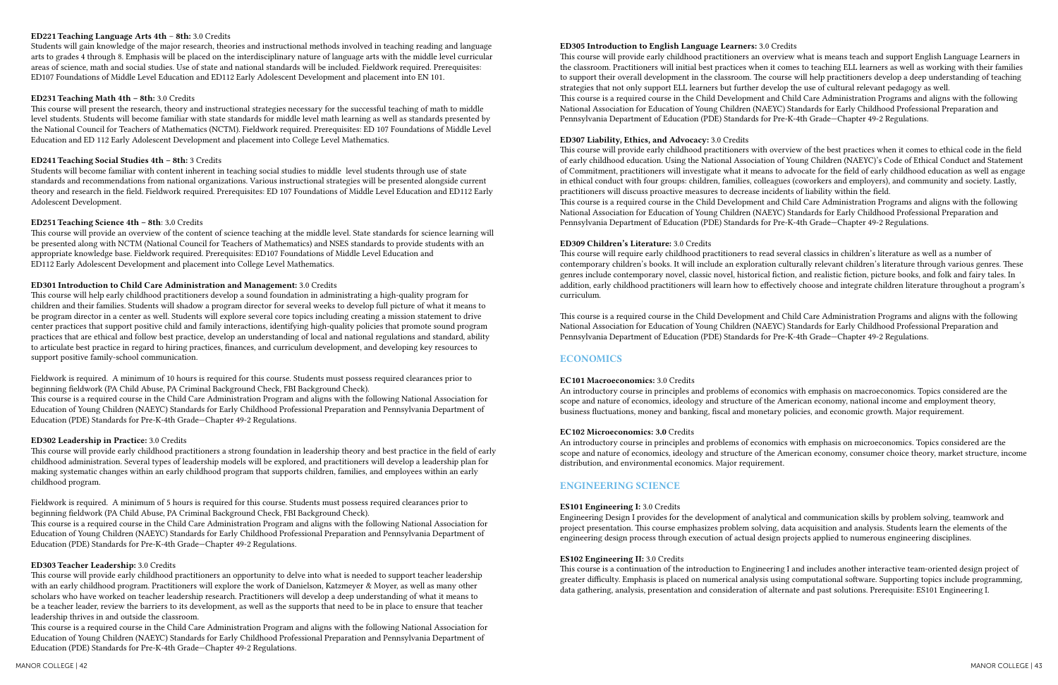**ED221 Teaching Language Arts 4th – 8th:** 3.0 Credits

Students will gain knowledge of the major research, theories and instructional methods involved in teaching reading and language arts to grades 4 through 8. Emphasis will be placed on the interdisciplinary nature of language arts with the middle level curricular areas of science, math and social studies. Use of state and national standards will be included. Fieldwork required. Prerequisites: ED107 Foundations of Middle Level Education and ED112 Early Adolescent Development and placement into EN 101.

**ED231 Teaching Math 4th – 8th:** 3.0 Credits

This course will present the research, theory and instructional strategies necessary for the successful teaching of math to middle level students. Students will become familiar with state standards for middle level math learning as well as standards presented by the National Council for Teachers of Mathematics (NCTM). Fieldwork required. Prerequisites: ED 107 Foundations of Middle Level Education and ED 112 Early Adolescent Development and placement into College Level Mathematics.

**ED241 Teaching Social Studies 4th – 8th:** 3 Credits

Students will become familiar with content inherent in teaching social studies to middle level students through use of state standards and recommendations from national organizations. Various instructional strategies will be presented alongside current theory and research in the field. Fieldwork required. Prerequisites: ED 107 Foundations of Middle Level Education and ED112 Early Adolescent Development.

**ED251 Teaching Science 4th – 8th**: 3.0 Credits

This course will provide an overview of the content of science teaching at the middle level. State standards for science learning will be presented along with NCTM (National Council for Teachers of Mathematics) and NSES standards to provide students with an appropriate knowledge base. Fieldwork required. Prerequisites: ED107 Foundations of Middle Level Education and ED112 Early Adolescent Development and placement into College Level Mathematics.

**ED301 Introduction to Child Care Administration and Management:** 3.0 Credits

This course will help early childhood practitioners develop a sound foundation in administrating a high-quality program for children and their families. Students will shadow a program director for several weeks to develop full picture of what it means to be program director in a center as well. Students will explore several core topics including creating a mission statement to drive center practices that support positive child and family interactions, identifying high-quality policies that promote sound program practices that are ethical and follow best practice, develop an understanding of local and national regulations and standard, ability to articulate best practice in regard to hiring practices, finances, and curriculum development, and developing key resources to support positive family-school communication.

Fieldwork is required. A minimum of 10 hours is required for this course. Students must possess required clearances prior to beginning fieldwork (PA Child Abuse, PA Criminal Background Check, FBI Background Check).
This course is a required course in the Child Care Administration Program and aligns with the following National Association for Education of Young Children (NAEYC) Standards for Early Childhood Professional Preparation and Pennsylvania Department of Education (PDE) Standards for Pre-K-4th Grade—Chapter 49-2 Regulations.

**ED302 Leadership in Practice:** 3.0 Credits

This course will provide early childhood practitioners a strong foundation in leadership theory and best practice in the field of early childhood administration. Several types of leadership models will be explored, and practitioners will develop a leadership plan for making systematic changes within an early childhood program that supports children, families, and employees within an early childhood program.

Fieldwork is required. A minimum of 5 hours is required for this course. Students must possess required clearances prior to beginning fieldwork (PA Child Abuse, PA Criminal Background Check, FBI Background Check).
This course is a required course in the Child Care Administration Program and aligns with the following National Association for Education of Young Children (NAEYC) Standards for Early Childhood Professional Preparation and Pennsylvania Department of Education (PDE) Standards for Pre-K-4th Grade—Chapter 49-2 Regulations.

**ED303 Teacher Leadership:** 3.0 Credits

This course will provide early childhood practitioners an opportunity to delve into what is needed to support teacher leadership with an early childhood program. Practitioners will explore the work of Danielson, Katzmeyer & Moyer, as well as many other scholars who have worked on teacher leadership research. Practitioners will develop a deep understanding of what it means to be a teacher leader, review the barriers to its development, as well as the supports that need to be in place to ensure that teacher leadership thrives in and outside the classroom.
This course is a required course in the Child Care Administration Program and aligns with the following National Association for Education of Young Children (NAEYC) Standards for Early Childhood Professional Preparation and Pennsylvania Department of Education (PDE) Standards for Pre-K-4th Grade—Chapter 49-2 Regulations.

**ED305 Introduction to English Language Learners:** 3.0 Credits

This course will provide early childhood practitioners an overview what is means teach and support English Language Learners in the classroom. Practitioners will initial best practices when it comes to teaching ELL learners as well as working with their families to support their overall development in the classroom. The course will help practitioners develop a deep understanding of teaching strategies that not only support ELL learners but further develop the use of cultural relevant pedagogy as well.
This course is a required course in the Child Development and Child Care Administration Programs and aligns with the following National Association for Education of Young Children (NAEYC) Standards for Early Childhood Professional Preparation and Pennsylvania Department of Education (PDE) Standards for Pre-K-4th Grade—Chapter 49-2 Regulations.

**ED307 Liability, Ethics, and Advocacy:** 3.0 Credits

This course will provide early childhood practitioners with overview of the best practices when it comes to ethical code in the field of early childhood education. Using the National Association of Young Children (NAEYC)'s Code of Ethical Conduct and Statement of Commitment, practitioners will investigate what it means to advocate for the field of early childhood education as well as engage in ethical conduct with four groups: children, families, colleagues (coworkers and employers), and community and society. Lastly, practitioners will discuss proactive measures to decrease incidents of liability within the field.
This course is a required course in the Child Development and Child Care Administration Programs and aligns with the following National Association for Education of Young Children (NAEYC) Standards for Early Childhood Professional Preparation and Pennsylvania Department of Education (PDE) Standards for Pre-K-4th Grade—Chapter 49-2 Regulations.

**ED309 Children's Literature:** 3.0 Credits

This course will require early childhood practitioners to read several classics in children's literature as well as a number of contemporary children's books. It will include an exploration culturally relevant children's literature through various genres. These genres include contemporary novel, classic novel, historical fiction, and realistic fiction, picture books, and folk and fairy tales. In addition, early childhood practitioners will learn how to effectively choose and integrate children literature throughout a program's curriculum.

This course is a required course in the Child Development and Child Care Administration Programs and aligns with the following National Association for Education of Young Children (NAEYC) Standards for Early Childhood Professional Preparation and Pennsylvania Department of Education (PDE) Standards for Pre-K-4th Grade—Chapter 49-2 Regulations.

## ECONOMICS

**EC101 Macroeconomics:** 3.0 Credits

An introductory course in principles and problems of economics with emphasis on macroeconomics. Topics considered are the scope and nature of economics, ideology and structure of the American economy, national income and employment theory, business fluctuations, money and banking, fiscal and monetary policies, and economic growth. Major requirement.

**EC102 Microeconomics: 3.0** Credits

An introductory course in principles and problems of economics with emphasis on microeconomics. Topics considered are the scope and nature of economics, ideology and structure of the American economy, consumer choice theory, market structure, income distribution, and environmental economics. Major requirement.

## ENGINEERING SCIENCE

**ES101 Engineering I:** 3.0 Credits

Engineering Design I provides for the development of analytical and communication skills by problem solving, teamwork and project presentation. This course emphasizes problem solving, data acquisition and analysis. Students learn the elements of the engineering design process through execution of actual design projects applied to numerous engineering disciplines.

**ES102 Engineering II:** 3.0 Credits

This course is a continuation of the introduction to Engineering I and includes another interactive team-oriented design project of greater difficulty. Emphasis is placed on numerical analysis using computational software. Supporting topics include programming, data gathering, analysis, presentation and consideration of alternate and past solutions. Prerequisite: ES101 Engineering I.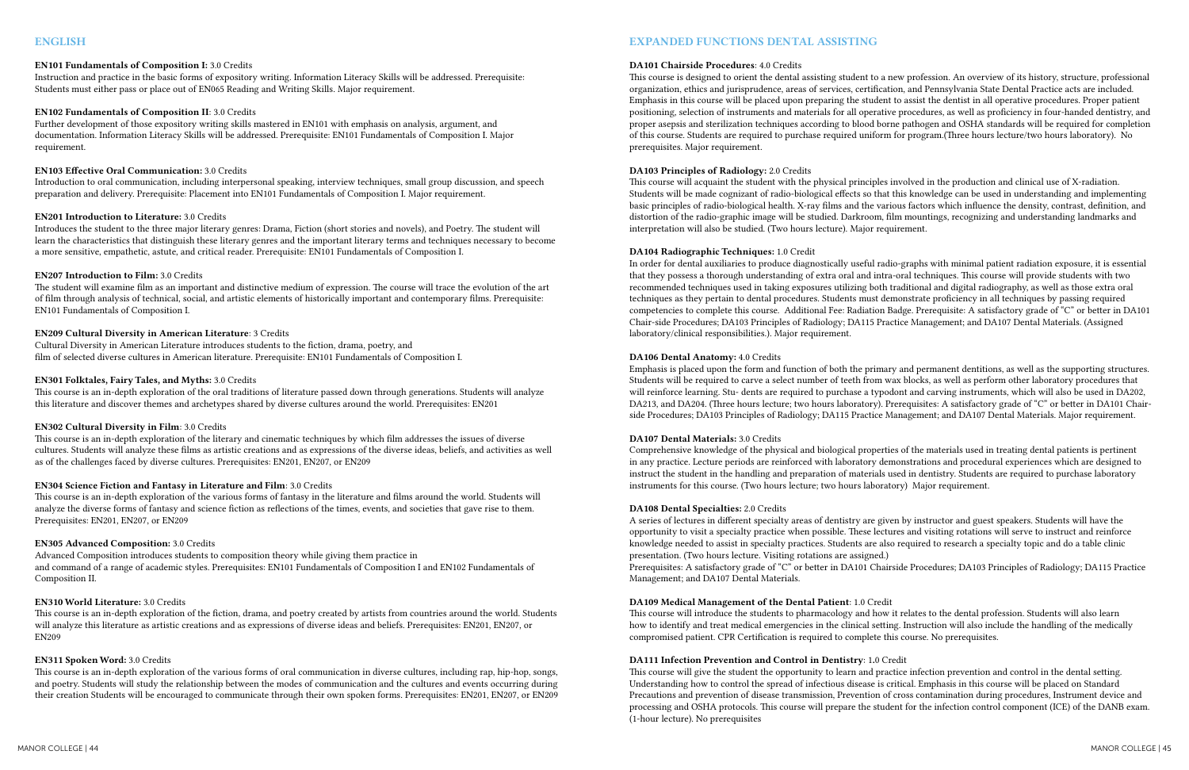## ENGLISH

**EN101 Fundamentals of Composition I:** 3.0 Credits
Instruction and practice in the basic forms of expository writing. Information Literacy Skills will be addressed. Prerequisite: Students must either pass or place out of EN065 Reading and Writing Skills. Major requirement.

**EN102 Fundamentals of Composition II**: 3.0 Credits
Further development of those expository writing skills mastered in EN101 with emphasis on analysis, argument, and documentation. Information Literacy Skills will be addressed. Prerequisite: EN101 Fundamentals of Composition I. Major requirement.

**EN103 Effective Oral Communication:** 3.0 Credits
Introduction to oral communication, including interpersonal speaking, interview techniques, small group discussion, and speech preparation and delivery. Prerequisite: Placement into EN101 Fundamentals of Composition I. Major requirement.

**EN201 Introduction to Literature:** 3.0 Credits
Introduces the student to the three major literary genres: Drama, Fiction (short stories and novels), and Poetry. The student will learn the characteristics that distinguish these literary genres and the important literary terms and techniques necessary to become a more sensitive, empathetic, astute, and critical reader. Prerequisite: EN101 Fundamentals of Composition I.

**EN207 Introduction to Film:** 3.0 Credits
The student will examine film as an important and distinctive medium of expression. The course will trace the evolution of the art of film through analysis of technical, social, and artistic elements of historically important and contemporary films. Prerequisite: EN101 Fundamentals of Composition I.

**EN209 Cultural Diversity in American Literature**: 3 Credits
Cultural Diversity in American Literature introduces students to the fiction, drama, poetry, and film of selected diverse cultures in American literature. Prerequisite: EN101 Fundamentals of Composition I.

**EN301 Folktales, Fairy Tales, and Myths:** 3.0 Credits
This course is an in-depth exploration of the oral traditions of literature passed down through generations. Students will analyze this literature and discover themes and archetypes shared by diverse cultures around the world. Prerequisites: EN201

**EN302 Cultural Diversity in Film**: 3.0 Credits
This course is an in-depth exploration of the literary and cinematic techniques by which film addresses the issues of diverse cultures. Students will analyze these films as artistic creations and as expressions of the diverse ideas, beliefs, and activities as well as of the challenges faced by diverse cultures. Prerequisites: EN201, EN207, or EN209

**EN304 Science Fiction and Fantasy in Literature and Film**: 3.0 Credits
This course is an in-depth exploration of the various forms of fantasy in the literature and film around the world. Students will analyze the diverse forms of fantasy and science fiction as reflections of the times, events, and societies that gave rise to them. Prerequisites: EN201, EN207, or EN209

**EN305 Advanced Composition:** 3.0 Credits
Advanced Composition introduces students to composition theory while giving them practice in and command of a range of academic styles. Prerequisites: EN101 Fundamentals of Composition I and EN102 Fundamentals of Composition II.

**EN310 World Literature:** 3.0 Credits
This course is an in-depth exploration of the fiction, drama, and poetry created by artists from countries around the world. Students will analyze this literature as artistic creations and as expressions of diverse ideas and beliefs. Prerequisites: EN201, EN207, or EN209

**EN311 Spoken Word:** 3.0 Credits
This course is an in-depth exploration of the various forms of oral communication in diverse cultures, including rap, hip-hop, songs, and poetry. Students will study the relationship between the modes of communication and the cultures and events occurring during their creation Students will be encouraged to communicate through their own spoken forms. Prerequisites: EN201, EN207, or EN209

## EXPANDED FUNCTIONS DENTAL ASSISTING

**DA101 Chairside Procedures**: 4.0 Credits
This course is designed to orient the dental assisting student to a new profession. An overview of its history, structure, professional organization, ethics and jurisprudence, areas of services, certification, and Pennsylvania State Dental Practice acts are included. Emphasis in this course will be placed upon preparing the student to assist the dentist in all operative procedures. Proper patient positioning, selection of instruments and materials for all operative procedures, as well as proficiency in four-handed dentistry, and proper asepsis and sterilization techniques according to blood borne pathogen and OSHA standards will be required for completion of this course. Students are required to purchase required uniform for program.(Three hours lecture/two hours laboratory). No prerequisites. Major requirement.

**DA103 Principles of Radiology:** 2.0 Credits
This course will acquaint the student with the physical principles involved in the production and clinical use of X-radiation. Students will be made cognizant of radio-biological effects so that this knowledge can be used in understanding and implementing basic principles of radio-biological health. X-ray films and the various factors which influence the density, contrast, definition, and distortion of the radio-graphic image will be studied. Darkroom, film mountings, recognizing and understanding landmarks and interpretation will also be studied. (Two hours lecture). Major requirement.

**DA104 Radiographic Techniques:** 1.0 Credit
In order for dental auxiliaries to produce diagnostically useful radio-graphs with minimal patient radiation exposure, it is essential that they possess a thorough understanding of extra oral and intra-oral techniques. This course will provide students with two recommended techniques used in taking exposures utilizing both traditional and digital radiography, as well as those extra oral techniques as they pertain to dental procedures. Students must demonstrate proficiency in all techniques by passing required competencies to complete this course. Additional Fee: Radiation Badge. Prerequisite: A satisfactory grade of "C" or better in DA101 Chair-side Procedures; DA103 Principles of Radiology; DA115 Practice Management; and DA107 Dental Materials. (Assigned laboratory/clinical responsibilities.). Major requirement.

**DA106 Dental Anatomy:** 4.0 Credits
Emphasis is placed upon the form and function of both the primary and permanent dentitions, as well as the supporting structures. Students will be required to carve a select number of teeth from wax blocks, as well as perform other laboratory procedures that will reinforce learning. Stu- dents are required to purchase a typodont and carving instruments, which will also be used in DA202, DA213, and DA204. (Three hours lecture; two hours laboratory). Prerequisites: A satisfactory grade of "C" or better in DA101 Chair-side Procedures; DA103 Principles of Radiology; DA115 Practice Management; and DA107 Dental Materials. Major requirement.

**DA107 Dental Materials:** 3.0 Credits
Comprehensive knowledge of the physical and biological properties of the materials used in treating dental patients is pertinent in any practice. Lecture periods are reinforced with laboratory demonstrations and procedural experiences which are designed to instruct the student in the handling and preparation of materials used in dentistry. Students are required to purchase laboratory instruments for this course. (Two hours lecture; two hours laboratory) Major requirement.

**DA108 Dental Specialties:** 2.0 Credits
A series of lectures in different specialty areas of dentistry are given by instructor and guest speakers. Students will have the opportunity to visit a specialty practice when possible. These lectures and visiting rotations will serve to instruct and reinforce knowledge needed to assist in specialty practices. Students are also required to research a specialty topic and do a table clinic presentation. (Two hours lecture. Visiting rotations are assigned.)
Prerequisites: A satisfactory grade of "C" or better in DA101 Chairside Procedures; DA103 Principles of Radiology; DA115 Practice Management; and DA107 Dental Materials.

**DA109 Medical Management of the Dental Patient**: 1.0 Credit
This course will introduce the students to pharmacology and how it relates to the dental profession. Students will also learn how to identify and treat medical emergencies in the clinical setting. Instruction will also include the handling of the medically compromised patient. CPR Certification is required to complete this course. No prerequisites.

**DA111 Infection Prevention and Control in Dentistry**: 1.0 Credit
This course will give the student the opportunity to learn and practice infection prevention and control in the dental setting. Understanding how to control the spread of infectious disease is critical. Emphasis in this course will be placed on Standard Precautions and prevention of disease transmission, Prevention of cross contamination during procedures, Instrument device and processing and OSHA protocols. This course will prepare the student for the infection control component (ICE) of the DANB exam. (1-hour lecture). No prerequisites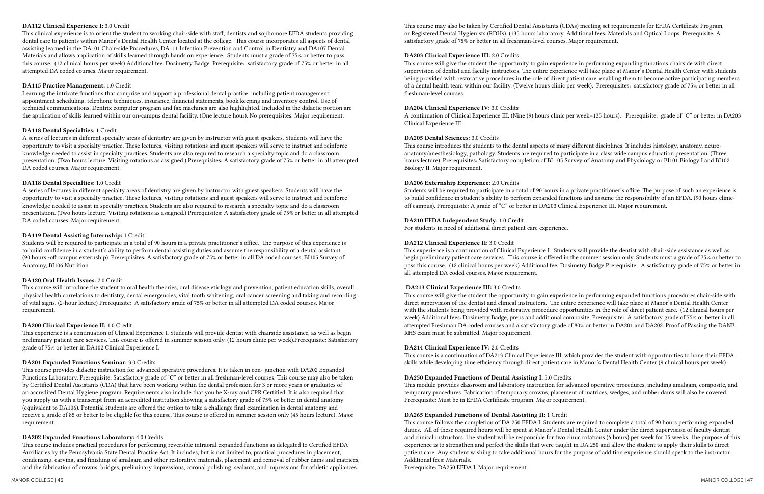**DA112 Clinical Experience I:** 3.0 Credit
This clinical experience is to orient the student to working chair-side with staff, dentists and sophomore EFDA students providing dental care to patients within Manor's Dental Health Center located at the college. This course incorporates all aspects of dental assisting learned in the DA101 Chair-side Procedures, DA111 Infection Prevention and Control in Dentistry and DA107 Dental Materials and allows application of skills learned through hands on experience. Students must a grade of 75% or better to pass this course. (12 clinical hours per week) Additional fee: Dosimetry Badge. Prerequisite: satisfactory grade of 75% or better in all attempted DA coded courses. Major requirement.

**DA115 Practice Management:** 1.0 Credit
Learning the intricate functions that comprise and support a professional dental practice, including patient management, appointment scheduling, telephone techniques, insurance, financial statements, book keeping and inventory control. Use of technical communications, Dentrix computer program and fax machines are also highlighted. Included in the didactic portion are the application of skills learned within our on-campus dental facility. (One lecture hour). No prerequisites. Major requirement.

**DA118 Dental Specialties:** 1 Credit
A series of lectures in different specialty areas of dentistry are given by instructor with guest speakers. Students will have the opportunity to visit a specialty practice. These lectures, visiting rotations and guest speakers will serve to instruct and reinforce knowledge needed to assist in specialty practices. Students are also required to research a specialty topic and do a classroom presentation. (Two hours lecture. Visiting rotations as assigned.) Prerequisites: A satisfactory grade of 75% or better in all attempted DA coded courses. Major requirement.

**DA118 Dental Specialties:** 1.0 Credit
A series of lectures in different specialty areas of dentistry are given by instructor with guest speakers. Students will have the opportunity to visit a specialty practice. These lectures, visiting rotations and guest speakers will serve to instruct and reinforce knowledge needed to assist in specialty practices. Students are also required to research a specialty topic and do a classroom presentation. (Two hours lecture. Visiting rotations as assigned.) Prerequisites: A satisfactory grade of 75% or better in all attempted DA coded courses. Major requirement.

**DA119 Dental Assisting Internship:** 1 Credit
Students will be required to participate in a total of 90 hours in a private practitioner's office. The purpose of this experience is to build confidence in a student's ability to perform dental assisting duties and assume the responsibility of a dental assistant. (90 hours -off campus externship). Prerequisites: A satisfactory grade of 75% or better in all DA coded courses, BI105 Survey of Anatomy, BI106 Nutrition

**DA120 Oral Health Issues**: 2.0 Credit
This course will introduce the student to oral health theories, oral disease etiology and prevention, patient education skills, overall physical health correlations to dentistry, dental emergencies, vital tooth whitening, oral cancer screening and taking and recording of vital signs. (2-hour lecture) Prerequisite: A satisfactory grade of 75% or better in all attempted DA coded courses. Major requirement.

**DA200 Clinical Experience II:** 1.0 Credit
This experience is a continuation of Clinical Experience I. Students will provide dentist with chairside assistance, as well as begin preliminary patient care services. This course is offered in summer session only. (12 hours clinic per week).Prerequisite: Satisfactory grade of 75% or better in DA102 Clinical Experience I.

**DA201 Expanded Functions Seminar:** 3.0 Credits
This course provides didactic instruction for advanced operative procedures. It is taken in con- junction with DA202 Expanded Functions Laboratory. Prerequisite: Satisfactory grade of "C" or better in all freshman-level courses. This course may also be taken by Certified Dental Assistants (CDA) that have been working within the dental profession for 3 or more years or graduates of an accredited Dental Hygiene program. Requirements also include that you be X-ray and CPR Certified. It is also required that you supply us with a transcript from an accredited institution showing a satisfactory grade of 75% or better in dental anatomy (equivalent to DA106). Potential students are offered the option to take a challenge final examination in dental anatomy and receive a grade of 85 or better to be eligible for this course. This course is offered in summer session only (45 hours lecture). Major requirement.

**DA202 Expanded Functions Laboratory:** 4.0 Credits
This course includes practical procedures for performing reversible intraoral expanded functions as delegated to Certified EFDA Auxiliaries by the Pennsylvania State Dental Practice Act. It includes, but is not limited to, practical procedures in placement, condensing, carving, and finishing of amalgam and other restorative materials, placement and removal of rubber dams and matrices, and the fabrication of crowns, bridges, preliminary impressions, coronal polishing, sealants, and impressions for athletic appliances. This course may also be taken by Certified Dental Assistants (CDAs) meeting set requirements for EFDA Certificate Program, or Registered Dental Hygienists (RDHs). (135 hours laboratory. Additional fees: Materials and Optical Loops. Prerequisite: A satisfactory grade of 75% or better in all freshman-level courses. Major requirement.

**DA203 Clinical Experience III:** 2.0 Credits
This course will give the student the opportunity to gain experience in performing expanding functions chairside with direct supervision of dentist and faculty instructors. The entire experience will take place at Manor's Dental Health Center with students being provided with restorative procedures in the role of direct patient care, enabling them to become active participating members of a dental health team within our facility. (Twelve hours clinic per week). Prerequisites: satisfactory grade of 75% or better in all freshman-level courses.

**DA204 Clinical Experience IV:** 3.0 Credits
A continuation of Clinical Experience III. (Nine (9) hours clinic per week=135 hours). Prerequisite: grade of "C" or better in DA203 Clinical Experience III

**DA205 Dental Sciences**: 3.0 Credits
This course introduces the students to the dental aspects of many different disciplines. It includes histology, anatomy, neuro-anatomy/anesthesiology, pathology. Students are required to participate in a class wide campus education presentation. (Three hours lecture). Prerequisites: Satisfactory completion of BI 105 Survey of Anatomy and Physiology or BI101 Biology I and BI102 Biology II. Major requirement.

**DA206 Externship Experience:** 2.0 Credits
Students will be required to participate in a total of 90 hours in a private practitioner's office. The purpose of such an experience is to build confidence in student's ability to perform expanded functions and assume the responsibility of an EFDA. (90 hours clinic-off campus). Prerequisite: A grade of "C" or better in DA203 Clinical Experience III. Major requirement.

**DA210 EFDA Independent Study**: 1.0 Credit
For students in need of additional direct patient care experience.

**DA212 Clinical Experience II:** 3.0 Credit
This experience is a continuation of Clinical Experience I. Students will provide the dentist with chair-side assistance as well as begin preliminary patient care services. This course is offered in the summer session only. Students must a grade of 75% or better to pass this course. (12 clinical hours per week) Additional fee: Dosimetry Badge Prerequisite: A satisfactory grade of 75% or better in all attempted DA coded courses. Major requirement.

**DA213 Clinical Experience III:** 3.0 Credits
This course will give the student the opportunity to gain experience in performing expanded functions procedures chair-side with direct supervision of the dentist and clinical instructors. The entire experience will take place at Manor's Dental Health Center with the students being provided with restorative procedure opportunities in the role of direct patient care. (12 clinical hours per week) Additional fees: Dosimetry Badge, preps and additional composite. Prerequisite: A satisfactory grade of 75% or better in all attempted Freshman DA coded courses and a satisfactory grade of 80% or better in DA201 and DA202. Proof of Passing the DANB RHS exam must be submitted. Major requirement.

**DA214 Clinical Experience IV:** 2.0 Credits
This course is a continuation of DA213 Clinical Experience III, which provides the student with opportunities to hone their EFDA skills while developing time efficiency through direct patient care in Manor's Dental Health Center (9 clinical hours per week)

**DA250 Expanded Functions of Dental Assisting I:** 5.0 Credits
This module provides classroom and laboratory instruction for advanced operative procedures, including amalgam, composite, and temporary procedures. Fabrication of temporary crowns, placement of matrices, wedges, and rubber dams will also be covered. Prerequisite: Must be in EFDA Certificate program. Major requirement.

**DA265 Expanded Functions of Dental Assisting II:** 1 Credit
This course follows the completion of DA 250 EFDA I. Students are required to complete a total of 90 hours performing expanded duties. All of these required hours will be spent at Manor's Dental Health Center under the direct supervision of faculty dentist and clinical instructors. The student will be responsible for two clinic rotations (6 hours) per week for 15 weeks. The purpose of this experience is to strengthen and perfect the skills that were taught in DA 250 and allow the student to apply their skills to direct patient care. Any student wishing to take additional hours for the purpose of addition experience should speak to the instructor. Additional fees: Materials.
Prerequisite: DA250 EFDA I. Major requirement.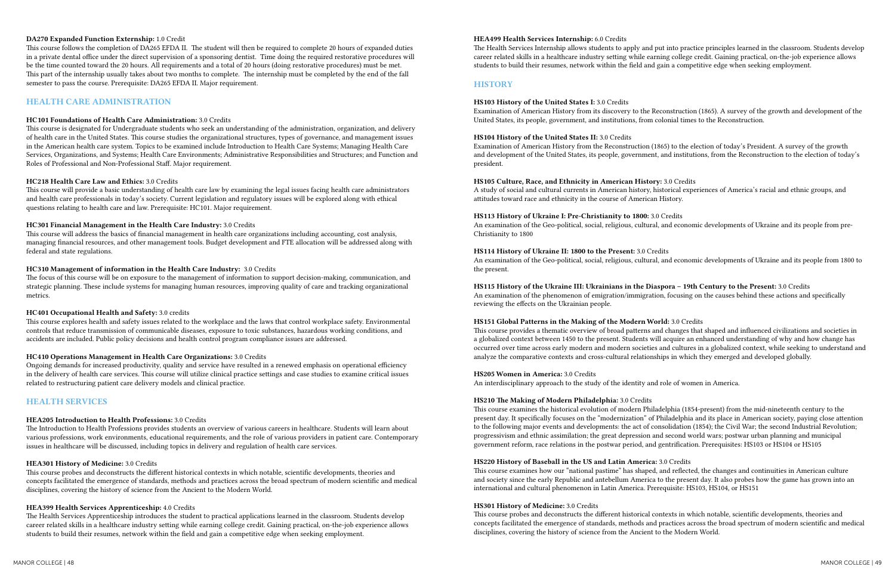**DA270 Expanded Function Externship:** 1.0 Credit
This course follows the completion of DA265 EFDA II. The student will then be required to complete 20 hours of expanded duties in a private dental office under the direct supervision of a sponsoring dentist. Time doing the required restorative procedures will be the time counted toward the 20 hours. All requirements and a total of 20 hours (doing restorative procedures) must be met. This part of the internship usually takes about two months to complete. The internship must be completed by the end of the fall semester to pass the course. Prerequisite: DA265 EFDA II. Major requirement.

## HEALTH CARE ADMINISTRATION

**HC101 Foundations of Health Care Administration:** 3.0 Credits
This course is designated for Undergraduate students who seek an understanding of the administration, organization, and delivery of health care in the United States. This course studies the organizational structures, types of governance, and management issues in the American health care system. Topics to be examined include Introduction to Health Care Systems; Managing Health Care Services, Organizations, and Systems; Health Care Environments; Administrative Responsibilities and Structures; and Function and Roles of Professional and Non-Professional Staff. Major requirement.

**HC218 Health Care Law and Ethics:** 3.0 Credits
This course will provide a basic understanding of health care law by examining the legal issues facing health care administrators and health care professionals in today's society. Current legislation and regulatory issues will be explored along with ethical questions relating to health care and law. Prerequisite: HC101. Major requirement.

**HC301 Financial Management in the Health Care Industry:** 3.0 Credits
This course will address the basics of financial management in health care organizations including accounting, cost analysis, managing financial resources, and other management tools. Budget development and FTE allocation will be addressed along with federal and state regulations.

**HC310 Management of information in the Health Care Industry:** 3.0 Credits
The focus of this course will be on exposure to the management of information to support decision-making, communication, and strategic planning. These include systems for managing human resources, improving quality of care and tracking organizational metrics.

**HC401 Occupational Health and Safety:** 3.0 credits
This course explores health and safety issues related to the workplace and the laws that control workplace safety. Environmental controls that reduce transmission of communicable diseases, exposure to toxic substances, hazardous working conditions, and accidents are included. Public policy decisions and health control program compliance issues are addressed.

**HC410 Operations Management in Health Care Organizations:** 3.0 Credits
Ongoing demands for increased productivity, quality and service have resulted in a renewed emphasis on operational efficiency in the delivery of health care services. This course will utilize clinical practice settings and case studies to examine critical issues related to restructuring patient care delivery models and clinical practice.

## HEALTH SERVICES

**HEA205 Introduction to Health Professions:** 3.0 Credits
The Introduction to Health Professions provides students an overview of various careers in healthcare. Students will learn about various professions, work environments, educational requirements, and the role of various providers in patient care. Contemporary issues in healthcare will be discussed, including topics in delivery and regulation of health care services.

**HEA301 History of Medicine:** 3.0 Credits
This course probes and deconstructs the different historical contexts in which notable, scientific developments, theories and concepts facilitated the emergence of standards, methods and practices across the broad spectrum of modern scientific and medical disciplines, covering the history of science from the Ancient to the Modern World.

**HEA399 Health Services Apprenticeship:** 4.0 Credits
The Health Services Apprenticeship introduces the student to practical applications learned in the classroom. Students develop career related skills in a healthcare industry setting while earning college credit. Gaining practical, on-the-job experience allows students to build their resumes, network within the field and gain a competitive edge when seeking employment.

**HEA499 Health Services Internship:** 6.0 Credits
The Health Services Internship allows students to apply and put into practice principles learned in the classroom. Students develop career related skills in a healthcare industry setting while earning college credit. Gaining practical, on-the-job experience allows students to build their resumes, network within the field and gain a competitive edge when seeking employment.

## HISTORY

**HS103 History of the United States I:** 3.0 Credits
Examination of American History from its discovery to the Reconstruction (1865). A survey of the growth and development of the United States, its people, government, and institutions, from colonial times to the Reconstruction.

**HS104 History of the United States II:** 3.0 Credits
Examination of American History from the Reconstruction (1865) to the election of today's President. A survey of the growth and development of the United States, its people, government, and institutions, from the Reconstruction to the election of today's president.

**HS105 Culture, Race, and Ethnicity in American History:** 3.0 Credits
A study of social and cultural currents in American history, historical experiences of America's racial and ethnic groups, and attitudes toward race and ethnicity in the course of American History.

**HS113 History of Ukraine I: Pre-Christianity to 1800:** 3.0 Credits
An examination of the Geo-political, social, religious, cultural, and economic developments of Ukraine and its people from pre-Christianity to 1800

**HS114 History of Ukraine II: 1800 to the Present:** 3.0 Credits
An examination of the Geo-political, social, religious, cultural, and economic developments of Ukraine and its people from 1800 to the present.

**HS115 History of the Ukraine III: Ukrainians in the Diaspora – 19th Century to the Present:** 3.0 Credits
An examination of the phenomenon of emigration/immigration, focusing on the causes behind these actions and specifically reviewing the effects on the Ukrainian people.

**HS151 Global Patterns in the Making of the Modern World:** 3.0 Credits
This course provides a thematic overview of broad patterns and changes that shaped and influenced civilizations and societies in a globalized context between 1450 to the present. Students will acquire an enhanced understanding of why and how change has occurred over time across early modern and modern societies and cultures in a globalized context, while seeking to understand and analyze the comparative contexts and cross-cultural relationships in which they emerged and developed globally.

**HS205 Women in America:** 3.0 Credits
An interdisciplinary approach to the study of the identity and role of women in America.

**HS210 The Making of Modern Philadelphia:** 3.0 Credits
This course examines the historical evolution of modern Philadelphia (1854-present) from the mid-nineteenth century to the present day. It specifically focuses on the "modernization" of Philadelphia and its place in American society, paying close attention to the following major events and developments: the act of consolidation (1854); the Civil War; the second Industrial Revolution; progressivism and ethnic assimilation; the great depression and second world wars; postwar urban planning and municipal government reform, race relations in the postwar period, and gentrification. Prerequisites: HS103 or HS104 or HS105

**HS220 History of Baseball in the US and Latin America:** 3.0 Credits
This course examines how our "national pastime" has shaped, and reflected, the changes and continuities in American culture and society since the early Republic and antebellum America to the present day. It also probes how the game has grown into an international and cultural phenomenon in Latin America. Prerequisite: HS103, HS104, or HS151

**HS301 History of Medicine:** 3.0 Credits
This course probes and deconstructs the different historical contexts in which notable, scientific developments, theories and concepts facilitated the emergence of standards, methods and practices across the broad spectrum of modern scientific and medical disciplines, covering the history of science from the Ancient to the Modern World.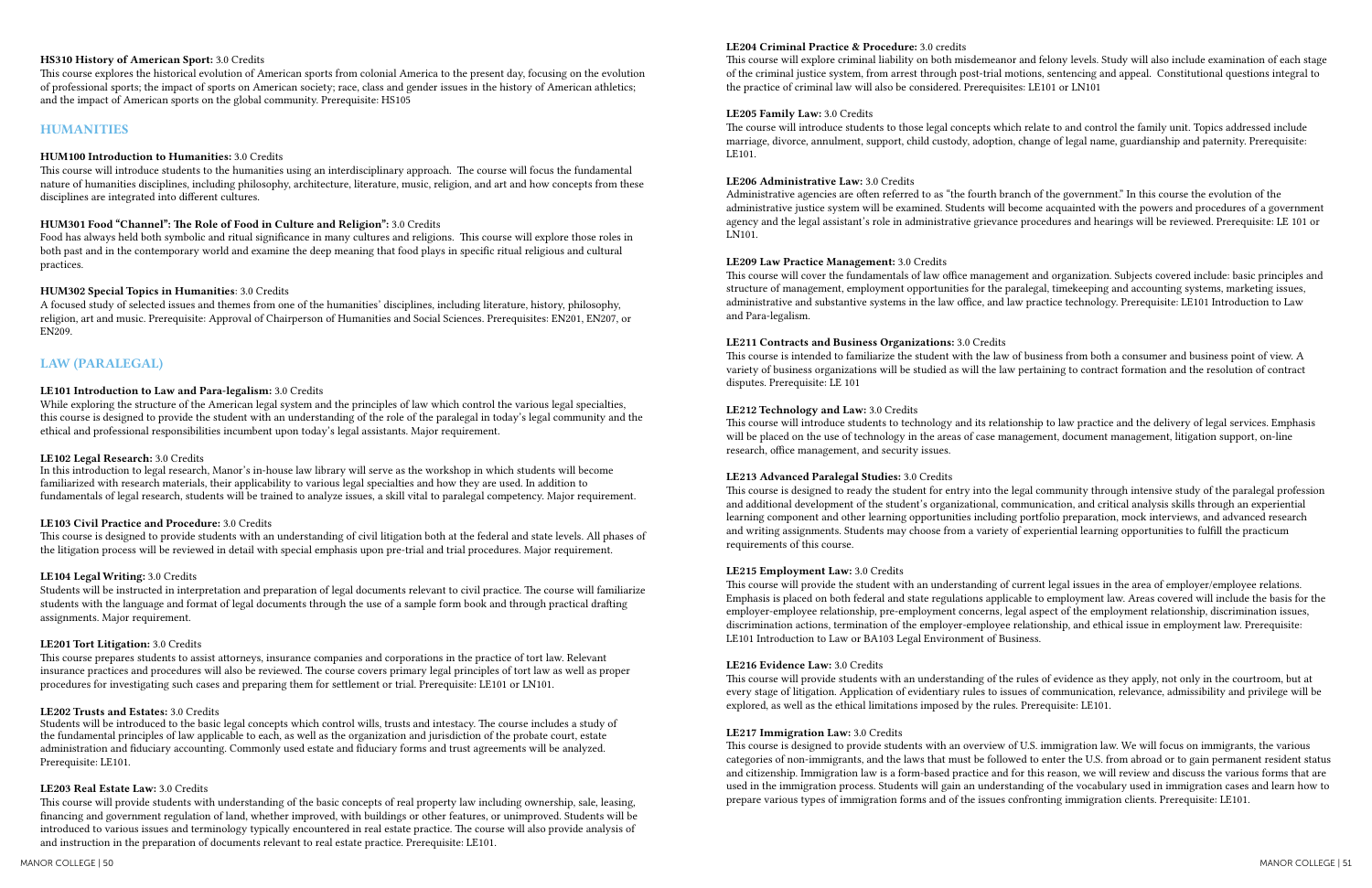**HS310 History of American Sport:** 3.0 Credits
This course explores the historical evolution of American sports from colonial America to the present day, focusing on the evolution of professional sports; the impact of sports on American society; race, class and gender issues in the history of American athletics; and the impact of American sports on the global community. Prerequisite: HS105

## HUMANITIES

**HUM100 Introduction to Humanities:** 3.0 Credits
This course will introduce students to the humanities using an interdisciplinary approach. The course will focus the fundamental nature of humanities disciplines, including philosophy, architecture, literature, music, religion, and art and how concepts from these disciplines are integrated into different cultures.

**HUM301 Food "Channel": The Role of Food in Culture and Religion":** 3.0 Credits
Food has always held both symbolic and ritual significance in many cultures and religions. This course will explore those roles in both past and in the contemporary world and examine the deep meaning that food plays in specific ritual religious and cultural practices.

**HUM302 Special Topics in Humanities**: 3.0 Credits
A focused study of selected issues and themes from one of the humanities' disciplines, including literature, history, philosophy, religion, art and music. Prerequisite: Approval of Chairperson of Humanities and Social Sciences. Prerequisites: EN201, EN207, or EN209.

## LAW (PARALEGAL)

**LE101 Introduction to Law and Para-legalism:** 3.0 Credits
While exploring the structure of the American legal system and the principles of law which control the various legal specialties, this course is designed to provide the student with an understanding of the role of the paralegal in today's legal community and the ethical and professional responsibilities incumbent upon today's legal assistants. Major requirement.

**LE102 Legal Research:** 3.0 Credits
In this introduction to legal research, Manor's in-house law library will serve as the workshop in which students will become familiarized with research materials, their applicability to various legal specialties and how they are used. In addition to fundamentals of legal research, students will be trained to analyze issues, a skill vital to paralegal competency. Major requirement.

**LE103 Civil Practice and Procedure:** 3.0 Credits
This course is designed to provide students with an understanding of civil litigation both at the federal and state levels. All phases of the litigation process will be reviewed in detail with special emphasis upon pre-trial and trial procedures. Major requirement.

**LE104 Legal Writing:** 3.0 Credits
Students will be instructed in interpretation and preparation of legal documents relevant to civil practice. The course will familiarize students with the language and format of legal documents through the use of a sample form book and through practical drafting assignments. Major requirement.

**LE201 Tort Litigation:** 3.0 Credits
This course prepares students to assist attorneys, insurance companies and corporations in the practice of tort law. Relevant insurance practices and procedures will also be reviewed. The course covers primary legal principles of tort law as well as proper procedures for investigating such cases and preparing them for settlement or trial. Prerequisite: LE101 or LN101.

**LE202 Trusts and Estates:** 3.0 Credits
Students will be introduced to the basic legal concepts which control wills, trusts and intestacy. The course includes a study of the fundamental principles of law applicable to each, as well as the organization and jurisdiction of the probate court, estate administration and fiduciary accounting. Commonly used estate and fiduciary forms and trust agreements will be analyzed. Prerequisite: LE101.

**LE203 Real Estate Law:** 3.0 Credits
This course will provide students with understanding of the basic concepts of real property law including ownership, sale, leasing, financing and government regulation of land, whether improved, with buildings or other features, or unimproved. Students will be introduced to various issues and terminology typically encountered in real estate practice. The course will also provide analysis of and instruction in the preparation of documents relevant to real estate practice. Prerequisite: LE101.

**LE204 Criminal Practice & Procedure:** 3.0 credits
This course will explore criminal liability on both misdemeanor and felony levels. Study will also include examination of each stage of the criminal justice system, from arrest through post-trial motions, sentencing and appeal. Constitutional questions integral to the practice of criminal law will also be considered. Prerequisites: LE101 or LN101

**LE205 Family Law:** 3.0 Credits
The course will introduce students to those legal concepts which relate to and control the family unit. Topics addressed include marriage, divorce, annulment, support, child custody, adoption, change of legal name, guardianship and paternity. Prerequisite: LE101.

**LE206 Administrative Law:** 3.0 Credits
Administrative agencies are often referred to as "the fourth branch of the government." In this course the evolution of the administrative justice system will be examined. Students will become acquainted with the powers and procedures of a government agency and the legal assistant's role in administrative grievance procedures and hearings will be reviewed. Prerequisite: LE 101 or LN101.

**LE209 Law Practice Management:** 3.0 Credits
This course will cover the fundamentals of law office management and organization. Subjects covered include: basic principles and structure of management, employment opportunities for the paralegal, timekeeping and accounting systems, marketing issues, administrative and substantive systems in the law office, and law practice technology. Prerequisite: LE101 Introduction to Law and Para-legalism.

**LE211 Contracts and Business Organizations:** 3.0 Credits
This course is intended to familiarize the student with the law of business from both a consumer and business point of view. A variety of business organizations will be studied as will the law pertaining to contract formation and the resolution of contract disputes. Prerequisite: LE 101

**LE212 Technology and Law:** 3.0 Credits
This course will introduce students to technology and its relationship to law practice and the delivery of legal services. Emphasis will be placed on the use of technology in the areas of case management, document management, litigation support, on-line research, office management, and security issues.

**LE213 Advanced Paralegal Studies:** 3.0 Credits
This course is designed to ready the student for entry into the legal community through intensive study of the paralegal profession and additional development of the student's organizational, communication, and critical analysis skills through an experiential learning component and other learning opportunities including portfolio preparation, mock interviews, and advanced research and writing assignments. Students may choose from a variety of experiential learning opportunities to fulfill the practicum requirements of this course.

**LE215 Employment Law:** 3.0 Credits
This course will provide the student with an understanding of current legal issues in the area of employer/employee relations. Emphasis is placed on both federal and state regulations applicable to employment law. Areas covered will include the basis for the employer-employee relationship, pre-employment concerns, legal aspect of the employment relationship, discrimination issues, discrimination actions, termination of the employer-employee relationship, and ethical issue in employment law. Prerequisite: LE101 Introduction to Law or BA103 Legal Environment of Business.

**LE216 Evidence Law:** 3.0 Credits
This course will provide students with an understanding of the rules of evidence as they apply, not only in the courtroom, but at every stage of litigation. Application of evidentiary rules to issues of communication, relevance, admissibility and privilege will be explored, as well as the ethical limitations imposed by the rules. Prerequisite: LE101.

**LE217 Immigration Law:** 3.0 Credits
This course is designed to provide students with an overview of U.S. immigration law. We will focus on immigrants, the various categories of non-immigrants, and the laws that must be followed to enter the U.S. from abroad or to gain permanent resident status and citizenship. Immigration law is a form-based practice and for this reason, we will review and discuss the various forms that are used in the immigration process. Students will gain an understanding of the vocabulary used in immigration cases and learn how to prepare various types of immigration forms and of the issues confronting immigration clients. Prerequisite: LE101.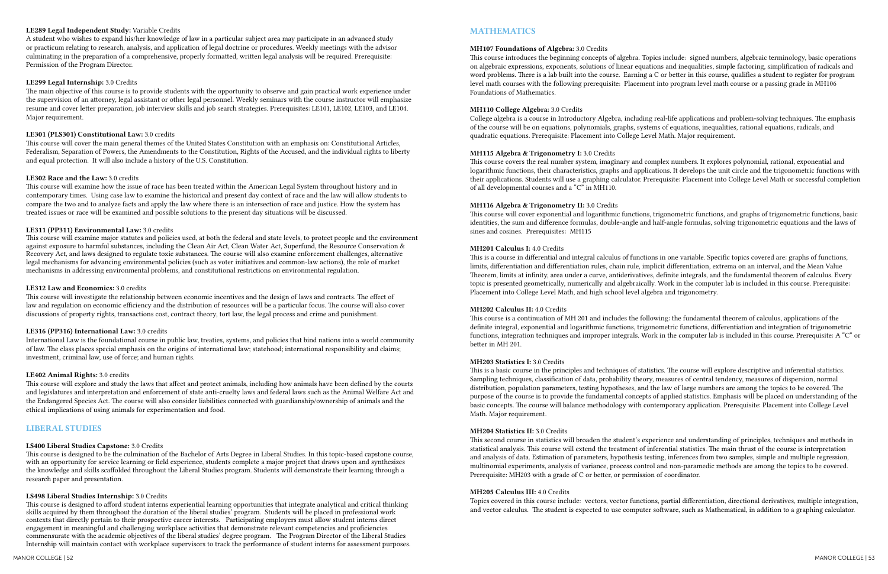**LE289 Legal Independent Study:** Variable Credits
A student who wishes to expand his/her knowledge of law in a particular subject area may participate in an advanced study or practicum relating to research, analysis, and application of legal doctrine or procedures. Weekly meetings with the advisor culminating in the preparation of a comprehensive, properly formatted, written legal analysis will be required. Prerequisite: Permission of the Program Director.

**LE299 Legal Internship:** 3.0 Credits
The main objective of this course is to provide students with the opportunity to observe and gain practical work experience under the supervision of an attorney, legal assistant or other legal personnel. Weekly seminars with the course instructor will emphasize resume and cover letter preparation, job interview skills and job search strategies. Prerequisites: LE101, LE102, LE103, and LE104. Major requirement.

**LE301 (PLS301) Constitutional Law:** 3.0 credits
This course will cover the main general themes of the United States Constitution with an emphasis on: Constitutional Articles, Federalism, Separation of Powers, the Amendments to the Constitution, Rights of the Accused, and the individual rights to liberty and equal protection. It will also include a history of the U.S. Constitution.

**LE302 Race and the Law:** 3.0 credits
This course will examine how the issue of race has been treated within the American Legal System throughout history and in contemporary times. Using case law to examine the historical and present day context of race and the law will allow students to compare the two and to analyze facts and apply the law where there is an intersection of race and justice. How the system has treated issues or race will be examined and possible solutions to the present day situations will be discussed.

**LE311 (PP311) Environmental Law:** 3.0 credits
This course will examine major statutes and policies used, at both the federal and state levels, to protect people and the environment against exposure to harmful substances, including the Clean Air Act, Clean Water Act, Superfund, the Resource Conservation & Recovery Act, and laws designed to regulate toxic substances. The course will also examine enforcement challenges, alternative legal mechanisms for advancing environmental policies (such as voter initiatives and common-law actions), the role of market mechanisms in addressing environmental problems, and constitutional restrictions on environmental regulation.

**LE312 Law and Economics:** 3.0 credits
This course will investigate the relationship between economic incentives and the design of laws and contracts. The effect of law and regulation on economic efficiency and the distribution of resources will be a particular focus. The course will also cover discussions of property rights, transactions cost, contract theory, tort law, the legal process and crime and punishment.

**LE316 (PP316) International Law:** 3.0 credits
International Law is the foundational course in public law, treaties, systems, and policies that bind nations into a world community of law. The class places special emphasis on the origins of international law; statehood; international responsibility and claims; investment, criminal law, use of force; and human rights.

**LE402 Animal Rights:** 3.0 credits
This course will explore and study the laws that affect and protect animals, including how animals have been defined by the courts and legislatures and interpretation and enforcement of state anti-cruelty laws and federal laws such as the Animal Welfare Act and the Endangered Species Act. The course will also consider liabilities connected with guardianship/ownership of animals and the ethical implications of using animals for experimentation and food.

## LIBERAL STUDIES

**LS400 Liberal Studies Capstone:** 3.0 Credits
This course is designed to be the culmination of the Bachelor of Arts Degree in Liberal Studies. In this topic-based capstone course, with an opportunity for service learning or field experience, students complete a major project that draws upon and synthesizes the knowledge and skills scaffolded throughout the Liberal Studies program. Students will demonstrate their learning through a research paper and presentation.

**LS498 Liberal Studies Internship:** 3.0 Credits
This course is designed to afford student interns experiential learning opportunities that integrate analytical and critical thinking skills acquired by them throughout the duration of the liberal studies' program. Students will be placed in professional work contexts that directly pertain to their prospective career interests. Participating employers must allow student interns direct engagement in meaningful and challenging workplace activities that demonstrate relevant competencies and proficiencies commensurate with the academic objectives of the liberal studies' degree program. The Program Director of the Liberal Studies Internship will maintain contact with workplace supervisors to track the performance of student interns for assessment purposes.

## MATHEMATICS

**MH107 Foundations of Algebra:** 3.0 Credits
This course introduces the beginning concepts of algebra. Topics include: signed numbers, algebraic terminology, basic operations on algebraic expressions, exponents, solutions of linear equations and inequalities, simple factoring, simplification of radicals and word problems. There is a lab built into the course. Earning a C or better in this course, qualifies a student to register for program level math courses with the following prerequisite: Placement into program level math course or a passing grade in MH106 Foundations of Mathematics.

**MH110 College Algebra:** 3.0 Credits
College algebra is a course in Introductory Algebra, including real-life applications and problem-solving techniques. The emphasis of the course will be on equations, polynomials, graphs, systems of equations, inequalities, rational equations, radicals, and quadratic equations. Prerequisite: Placement into College Level Math. Major requirement.

**MH115 Algebra & Trigonometry I:** 3.0 Credits
This course covers the real number system, imaginary and complex numbers. It explores polynomial, rational, exponential and logarithmic functions, their characteristics, graphs and applications. It develops the unit circle and the trigonometric functions with their applications. Students will use a graphing calculator. Prerequisite: Placement into College Level Math or successful completion of all developmental courses and a "C" in MH110.

**MH116 Algebra & Trigonometry II:** 3.0 Credits
This course will cover exponential and logarithmic functions, trigonometric functions, and graphs of trigonometric functions, basic identities, the sum and difference formulas, double-angle and half-angle formulas, solving trigonometric equations and the laws of sines and cosines. Prerequisites: MH115

**MH201 Calculus I:** 4.0 Credits
This is a course in differential and integral calculus of functions in one variable. Specific topics covered are: graphs of functions, limits, differentiation and differentiation rules, chain rule, implicit differentiation, extrema on an interval, and the Mean Value Theorem, limits at infinity, area under a curve, antiderivatives, definite integrals, and the fundamental theorem of calculus. Every topic is presented geometrically, numerically and algebraically. Work in the computer lab is included in this course. Prerequisite: Placement into College Level Math, and high school level algebra and trigonometry.

**MH202 Calculus II:** 4.0 Credits
This course is a continuation of MH 201 and includes the following: the fundamental theorem of calculus, applications of the definite integral, exponential and logarithmic functions, trigonometric functions, differentiation and integration of trigonometric functions, integration techniques and improper integrals. Work in the computer lab is included in this course. Prerequisite: A "C" or better in MH 201.

**MH203 Statistics I:** 3.0 Credits
This is a basic course in the principles and techniques of statistics. The course will explore descriptive and inferential statistics. Sampling techniques, classification of data, probability theory, measures of central tendency, measures of dispersion, normal distribution, population parameters, testing hypotheses, and the law of large numbers are among the topics to be covered. The purpose of the course is to provide the fundamental concepts of applied statistics. Emphasis will be placed on understanding of the basic concepts. The course will balance methodology with contemporary application. Prerequisite: Placement into College Level Math. Major requirement.

**MH204 Statistics II:** 3.0 Credits
This second course in statistics will broaden the student's experience and understanding of principles, techniques and methods in statistical analysis. This course will extend the treatment of inferential statistics. The main thrust of the course is interpretation and analysis of data. Estimation of parameters, hypothesis testing, inferences from two samples, simple and multiple regression, multinomial experiments, analysis of variance, process control and non-paramedic methods are among the topics to be covered. Prerequisite: MH203 with a grade of C or better, or permission of coordinator.

**MH205 Calculus III:** 4.0 Credits
Topics covered in this course include: vectors, vector functions, partial differentiation, directional derivatives, multiple integration, and vector calculus. The student is expected to use computer software, such as Mathematical, in addition to a graphing calculator.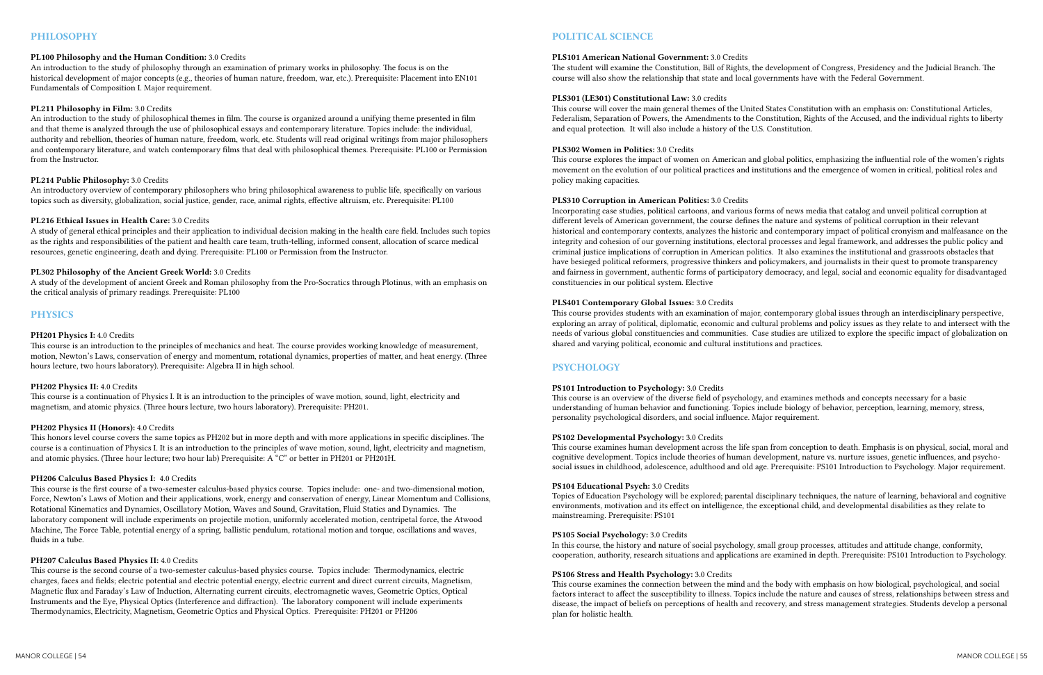## PHILOSOPHY

**PL100 Philosophy and the Human Condition:** 3.0 Credits
An introduction to the study of philosophy through an examination of primary works in philosophy. The focus is on the historical development of major concepts (e.g., theories of human nature, freedom, war, etc.). Prerequisite: Placement into EN101 Fundamentals of Composition I. Major requirement.

**PL211 Philosophy in Film:** 3.0 Credits
An introduction to the study of philosophical themes in film. The course is organized around a unifying theme presented in film and that theme is analyzed through the use of philosophical essays and contemporary literature. Topics include: the individual, authority and rebellion, theories of human nature, freedom, work, etc. Students will read original writings from major philosophers and contemporary literature, and watch contemporary films that deal with philosophical themes. Prerequisite: PL100 or Permission from the Instructor.

**PL214 Public Philosophy:** 3.0 Credits
An introductory overview of contemporary philosophers who bring philosophical awareness to public life, specifically on various topics such as diversity, globalization, social justice, gender, race, animal rights, effective altruism, etc. Prerequisite: PL100

**PL216 Ethical Issues in Health Care:** 3.0 Credits
A study of general ethical principles and their application to individual decision making in the health care field. Includes such topics as the rights and responsibilities of the patient and health care team, truth-telling, informed consent, allocation of scarce medical resources, genetic engineering, death and dying. Prerequisite: PL100 or Permission from the Instructor.

**PL302 Philosophy of the Ancient Greek World:** 3.0 Credits
A study of the development of ancient Greek and Roman philosophy from the Pro-Socratics through Plotinus, with an emphasis on the critical analysis of primary readings. Prerequisite: PL100

## PHYSICS

**PH201 Physics I:** 4.0 Credits
This course is an introduction to the principles of mechanics and heat. The course provides working knowledge of measurement, motion, Newton's Laws, conservation of energy and momentum, rotational dynamics, properties of matter, and heat energy. (Three hours lecture, two hours laboratory). Prerequisite: Algebra II in high school.

**PH202 Physics II:** 4.0 Credits
This course is a continuation of Physics I. It is an introduction to the principles of wave motion, sound, light, electricity and magnetism, and atomic physics. (Three hours lecture, two hours laboratory). Prerequisite: PH201.

**PH202 Physics II (Honors):** 4.0 Credits
This honors level course covers the same topics as PH202 but in more depth and with more applications in specific disciplines. The course is a continuation of Physics I. It is an introduction to the principles of wave motion, sound, light, electricity and magnetism, and atomic physics. (Three hour lecture; two hour lab) Prerequisite: A "C" or better in PH201 or PH201H.

**PH206 Calculus Based Physics I:** 4.0 Credits
This course is the first course of a two-semester calculus-based physics course. Topics include: one- and two-dimensional motion, Force, Newton's Laws of Motion and their applications, work, energy and conservation of energy, Linear Momentum and Collisions, Rotational Kinematics and Dynamics, Oscillatory Motion, Waves and Sound, Gravitation, Fluid Statics and Dynamics. The laboratory component will include experiments on projectile motion, uniformly accelerated motion, centripetal force, the Atwood Machine, The Force Table, potential energy of a spring, ballistic pendulum, rotational motion and torque, oscillations and waves, fluids in a tube.

**PH207 Calculus Based Physics II:** 4.0 Credits
This course is the second course of a two-semester calculus-based physics course. Topics include: Thermodynamics, electric charges, faces and fields; electric potential and electric potential energy, electric current and direct current circuits, Magnetism, Magnetic flux and Faraday's Law of Induction, Alternating current circuits, electromagnetic waves, Geometric Optics, Optical Instruments and the Eye, Physical Optics (Interference and diffraction). The laboratory component will include experiments Thermodynamics, Electricity, Magnetism, Geometric Optics and Physical Optics. Prerequisite: PH201 or PH206

## POLITICAL SCIENCE

**PLS101 American National Government:** 3.0 Credits
The student will examine the Constitution, Bill of Rights, the development of Congress, Presidency and the Judicial Branch. The course will also show the relationship that state and local governments have with the Federal Government.

**PLS301 (LE301) Constitutional Law:** 3.0 credits
This course will cover the main general themes of the United States Constitution with an emphasis on: Constitutional Articles, Federalism, Separation of Powers, the Amendments to the Constitution, Rights of the Accused, and the individual rights to liberty and equal protection. It will also include a history of the U.S. Constitution.

**PLS302 Women in Politics:** 3.0 Credits
This course explores the impact of women on American and global politics, emphasizing the influential role of the women's rights movement on the evolution of our political practices and institutions and the emergence of women in critical, political roles and policy making capacities.

**PLS310 Corruption in American Politics:** 3.0 Credits
Incorporating case studies, political cartoons, and various forms of news media that catalog and unveil political corruption at different levels of American government, the course defines the nature and systems of political corruption in their relevant historical and contemporary contexts, analyzes the historic and contemporary impact of political cronyism and malfeasance on the integrity and cohesion of our governing institutions, electoral processes and legal framework, and addresses the public policy and criminal justice implications of corruption in American politics. It also examines the institutional and grassroots obstacles that have besieged political reformers, progressive thinkers and policymakers, and journalists in their quest to promote transparency and fairness in government, authentic forms of participatory democracy, and legal, social and economic equality for disadvantaged constituencies in our political system. Elective

**PLS401 Contemporary Global Issues:** 3.0 Credits
This course provides students with an examination of major, contemporary global issues through an interdisciplinary perspective, exploring an array of political, diplomatic, economic and cultural problems and policy issues as they relate to and intersect with the needs of various global constituencies and communities. Case studies are utilized to explore the specific impact of globalization on shared and varying political, economic and cultural institutions and practices.

## PSYCHOLOGY

**PS101 Introduction to Psychology:** 3.0 Credits
This course is an overview of the diverse field of psychology, and examines methods and concepts necessary for a basic understanding of human behavior and functioning. Topics include biology of behavior, perception, learning, memory, stress, personality psychological disorders, and social influence. Major requirement.

**PS102 Developmental Psychology:** 3.0 Credits
This course examines human development across the life span from conception to death. Emphasis is on physical, social, moral and cognitive development. Topics include theories of human development, nature vs. nurture issues, genetic influences, and psycho-social issues in childhood, adolescence, adulthood and old age. Prerequisite: PS101 Introduction to Psychology. Major requirement.

**PS104 Educational Psych:** 3.0 Credits
Topics of Education Psychology will be explored; parental disciplinary techniques, the nature of learning, behavioral and cognitive environments, motivation and its effect on intelligence, the exceptional child, and developmental disabilities as they relate to mainstreaming. Prerequisite: PS101

**PS105 Social Psychology:** 3.0 Credits
In this course, the history and nature of social psychology, small group processes, attitudes and attitude change, conformity, cooperation, authority, research situations and applications are examined in depth. Prerequisite: PS101 Introduction to Psychology.

**PS106 Stress and Health Psychology:** 3.0 Credits
This course examines the connection between the mind and the body with emphasis on how biological, psychological, and social factors interact to affect the susceptibility to illness. Topics include the nature and causes of stress, relationships between stress and disease, the impact of beliefs on perceptions of health and recovery, and stress management strategies. Students develop a personal plan for holistic health.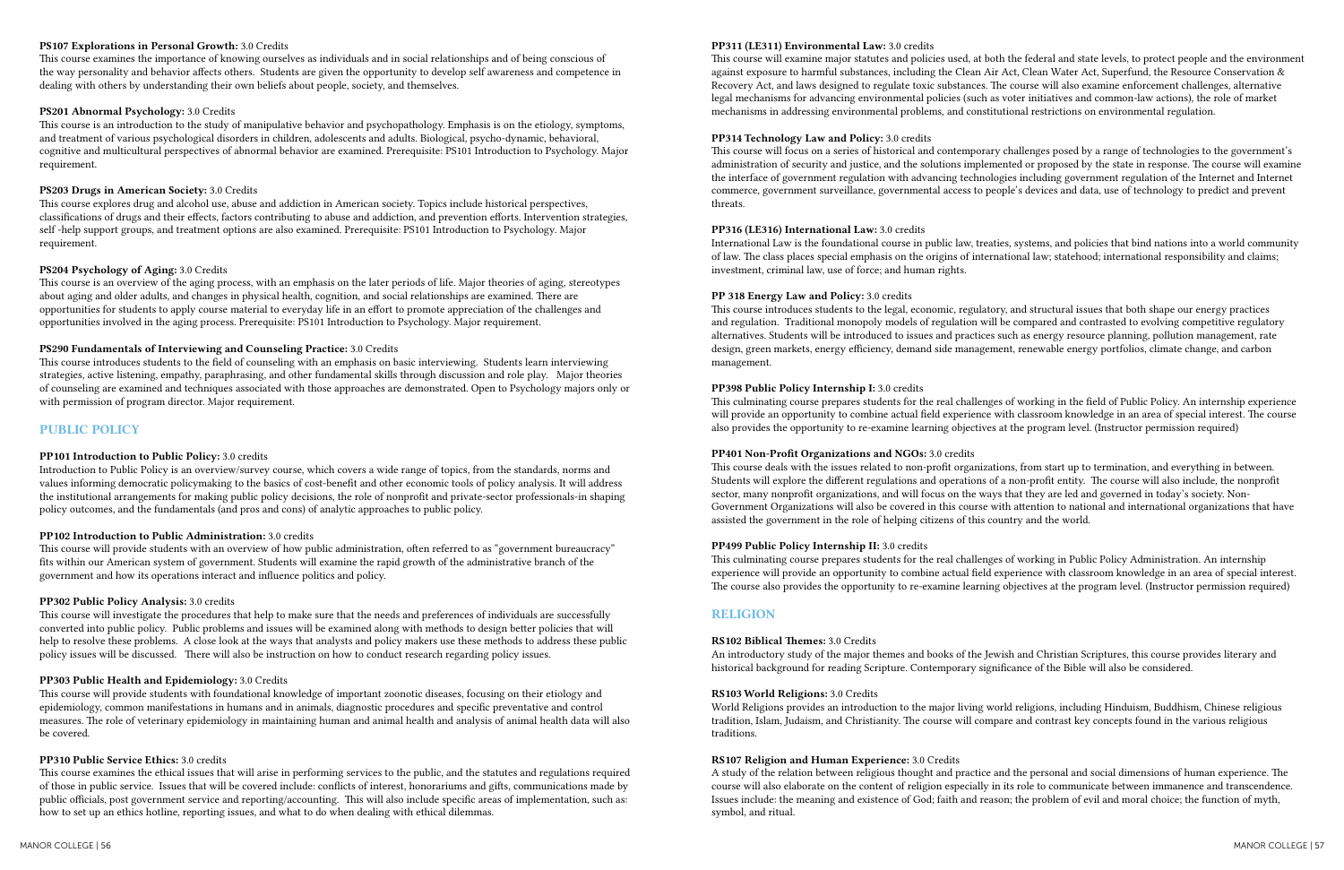**PS107 Explorations in Personal Growth:** 3.0 Credits
This course examines the importance of knowing ourselves as individuals and in social relationships and of being conscious of the way personality and behavior affects others. Students are given the opportunity to develop self awareness and competence in dealing with others by understanding their own beliefs about people, society, and themselves.

**PS201 Abnormal Psychology:** 3.0 Credits
This course is an introduction to the study of manipulative behavior and psychopathology. Emphasis is on the etiology, symptoms, and treatment of various psychological disorders in children, adolescents and adults. Biological, psycho-dynamic, behavioral, cognitive and multicultural perspectives of abnormal behavior are examined. Prerequisite: PS101 Introduction to Psychology. Major requirement.

**PS203 Drugs in American Society:** 3.0 Credits
This course explores drug and alcohol use, abuse and addiction in American society. Topics include historical perspectives, classifications of drugs and their effects, factors contributing to abuse and addiction, and prevention efforts. Intervention strategies, self -help support groups, and treatment options are also examined. Prerequisite: PS101 Introduction to Psychology. Major requirement.

**PS204 Psychology of Aging:** 3.0 Credits
This course is an overview of the aging process, with an emphasis on the later periods of life. Major theories of aging, stereotypes about aging and older adults, and changes in physical health, cognition, and social relationships are examined. There are opportunities for students to apply course material to everyday life in an effort to promote appreciation of the challenges and opportunities involved in the aging process. Prerequisite: PS101 Introduction to Psychology. Major requirement.

**PS290 Fundamentals of Interviewing and Counseling Practice:** 3.0 Credits
This course introduces students to the field of counseling with an emphasis on basic interviewing. Students learn interviewing strategies, active listening, empathy, paraphrasing, and other fundamental skills through discussion and role play. Major theories of counseling are examined and techniques associated with those approaches are demonstrated. Open to Psychology majors only or with permission of program director. Major requirement.

## PUBLIC POLICY

**PP101 Introduction to Public Policy:** 3.0 credits
Introduction to Public Policy is an overview/survey course, which covers a wide range of topics, from the standards, norms and values informing democratic policymaking to the basics of cost-benefit and other economic tools of policy analysis. It will address the institutional arrangements for making public policy decisions, the role of nonprofit and private-sector professionals-in shaping policy outcomes, and the fundamentals (and pros and cons) of analytic approaches to public policy.

**PP102 Introduction to Public Administration:** 3.0 credits
This course will provide students with an overview of how public administration, often referred to as "government bureaucracy" fits within our American system of government. Students will examine the rapid growth of the administrative branch of the government and how its operations interact and influence politics and policy.

**PP302 Public Policy Analysis:** 3.0 credits
This course will investigate the procedures that help to make sure that the needs and preferences of individuals are successfully converted into public policy. Public problems and issues will be examined along with methods to design better policies that will help to resolve these problems. A close look at the ways that analysts and policy makers use these methods to address these public policy issues will be discussed. There will also be instruction on how to conduct research regarding policy issues.

**PP303 Public Health and Epidemiology:** 3.0 Credits
This course will provide students with foundational knowledge of important zoonotic diseases, focusing on their etiology and epidemiology, common manifestations in humans and in animals, diagnostic procedures and specific preventative and control measures. The role of veterinary epidemiology in maintaining human and animal health and analysis of animal health data will also be covered.

**PP310 Public Service Ethics:** 3.0 credits
This course examines the ethical issues that will arise in performing services to the public, and the statutes and regulations required of those in public service. Issues that will be covered include: conflicts of interest, honorariums and gifts, communications made by public officials, post government service and reporting/accounting. This will also include specific areas of implementation, such as: how to set up an ethics hotline, reporting issues, and what to do when dealing with ethical dilemmas.

**PP311 (LE311) Environmental Law:** 3.0 credits
This course will examine major statutes and policies used, at both the federal and state levels, to protect people and the environment against exposure to harmful substances, including the Clean Air Act, Clean Water Act, Superfund, the Resource Conservation & Recovery Act, and laws designed to regulate toxic substances. The course will also examine enforcement challenges, alternative legal mechanisms for advancing environmental policies (such as voter initiatives and common-law actions), the role of market mechanisms in addressing environmental problems, and constitutional restrictions on environmental regulation.

**PP314 Technology Law and Policy:** 3.0 credits
This course will focus on a series of historical and contemporary challenges posed by a range of technologies to the government's administration of security and justice, and the solutions implemented or proposed by the state in response. The course will examine the interface of government regulation with advancing technologies including government regulation of the Internet and Internet commerce, government surveillance, governmental access to people's devices and data, use of technology to predict and prevent threats.

**PP316 (LE316) International Law:** 3.0 credits
International Law is the foundational course in public law, treaties, systems, and policies that bind nations into a world community of law. The class places special emphasis on the origins of international law; statehood; international responsibility and claims; investment, criminal law, use of force; and human rights.

**PP 318 Energy Law and Policy:** 3.0 credits
This course introduces students to the legal, economic, regulatory, and structural issues that both shape our energy practices and regulation. Traditional monopoly models of regulation will be compared and contrasted to evolving competitive regulatory alternatives. Students will be introduced to issues and practices such as energy resource planning, pollution management, rate design, green markets, energy efficiency, demand side management, renewable energy portfolios, climate change, and carbon management.

**PP398 Public Policy Internship I:** 3.0 credits
This culminating course prepares students for the real challenges of working in the field of Public Policy. An internship experience will provide an opportunity to combine actual field experience with classroom knowledge in an area of special interest. The course also provides the opportunity to re-examine learning objectives at the program level. (Instructor permission required)

**PP401 Non-Profit Organizations and NGOs:** 3.0 credits
This course deals with the issues related to non-profit organizations, from start up to termination, and everything in between. Students will explore the different regulations and operations of a non-profit entity. The course will also include, the nonprofit sector, many nonprofit organizations, and will focus on the ways that they are led and governed in today's society. Non-Government Organizations will also be covered in this course with attention to national and international organizations that have assisted the government in the role of helping citizens of this country and the world.

**PP499 Public Policy Internship II:** 3.0 credits
This culminating course prepares students for the real challenges of working in Public Policy Administration. An internship experience will provide an opportunity to combine actual field experience with classroom knowledge in an area of special interest. The course also provides the opportunity to re-examine learning objectives at the program level. (Instructor permission required)

## RELIGION

**RS102 Biblical Themes:** 3.0 Credits
An introductory study of the major themes and books of the Jewish and Christian Scriptures, this course provides literary and historical background for reading Scripture. Contemporary significance of the Bible will also be considered.

**RS103 World Religions:** 3.0 Credits
World Religions provides an introduction to the major living world religions, including Hinduism, Buddhism, Chinese religious tradition, Islam, Judaism, and Christianity. The course will compare and contrast key concepts found in the various religious traditions.

**RS107 Religion and Human Experience:** 3.0 Credits
A study of the relation between religious thought and practice and the personal and social dimensions of human experience. The course will also elaborate on the content of religion especially in its role to communicate between immanence and transcendence. Issues include: the meaning and existence of God; faith and reason; the problem of evil and moral choice; the function of myth, symbol, and ritual.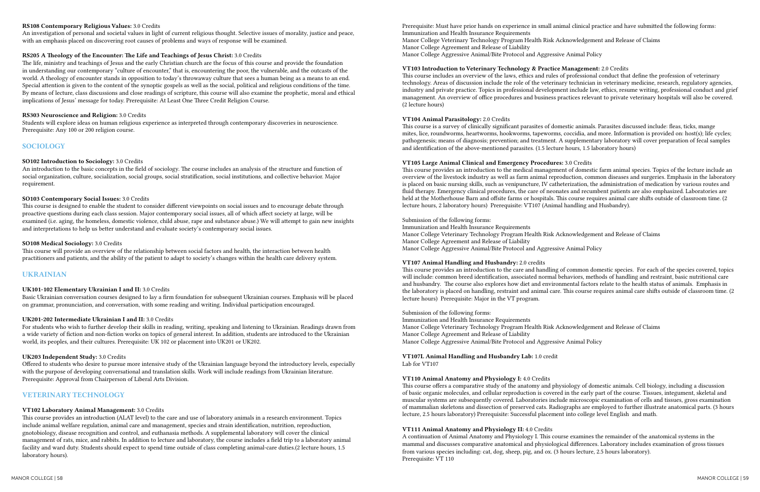**RS108 Contemporary Religious Values:** 3.0 Credits
An investigation of personal and societal values in light of current religious thought. Selective issues of morality, justice and peace, with an emphasis placed on discovering root causes of problems and ways of response will be examined.

**RS205 A Theology of the Encounter: The Life and Teachings of Jesus Christ:** 3.0 Credits
The life, ministry and teachings of Jesus and the early Christian church are the focus of this course and provide the foundation in understanding our contemporary "culture of encounter," that is, encountering the poor, the vulnerable, and the outcasts of the world. A theology of encounter stands in opposition to today's throwaway culture that sees a human being as a means to an end. Special attention is given to the content of the synoptic gospels as well as the social, political and religious conditions of the time. By means of lecture, class discussions and close readings of scripture, this course will also examine the prophetic, moral and ethical implications of Jesus' message for today. Prerequisite: At Least One Three Credit Religion Course.

**RS303 Neuroscience and Religion:** 3.0 Credits
Students will explore ideas on human religious experience as interpreted through contemporary discoveries in neuroscience. Prerequisite: Any 100 or 200 religion course.

## SOCIOLOGY

**SO102 Introduction to Sociology:** 3.0 Credits
An introduction to the basic concepts in the field of sociology. The course includes an analysis of the structure and function of social organization, culture, socialization, social groups, social stratification, social institutions, and collective behavior. Major requirement.

**SO103 Contemporary Social Issues:** 3.0 Credits
This course is designed to enable the student to consider different viewpoints on social issues and to encourage debate through proactive questions during each class session. Major contemporary social issues, all of which affect society at large, will be examined (i.e. aging, the homeless, domestic violence, child abuse, rape and substance abuse.) We will attempt to gain new insights and interpretations to help us better understand and evaluate society's contemporary social issues.

**SO108 Medical Sociology:** 3.0 Credits
This course will provide an overview of the relationship between social factors and health, the interaction between health practitioners and patients, and the ability of the patient to adapt to society's changes within the health care delivery system.

## UKRAINIAN

**UK101-102 Elementary Ukrainian I and II:** 3.0 Credits
Basic Ukrainian conversation courses designed to lay a firm foundation for subsequent Ukrainian courses. Emphasis will be placed on grammar, pronunciation, and conversation, with some reading and writing. Individual participation encouraged.

**UK201-202 Intermediate Ukrainian I and II:** 3.0 Credits
For students who wish to further develop their skills in reading, writing, speaking and listening to Ukrainian. Readings drawn from a wide variety of fiction and non-fiction works on topics of general interest. In addition, students are introduced to the Ukrainian world, its peoples, and their cultures. Prerequisite: UK 102 or placement into UK201 or UK202.

**UK203 Independent Study:** 3.0 Credits
Offered to students who desire to pursue more intensive study of the Ukrainian language beyond the introductory levels, especially with the purpose of developing conversational and translation skills. Work will include readings from Ukrainian literature. Prerequisite: Approval from Chairperson of Liberal Arts Division.

## VETERINARY TECHNOLOGY

**VT102 Laboratory Animal Management:** 3.0 Credits
This course provides an introduction (ALAT level) to the care and use of laboratory animals in a research environment. Topics include animal welfare regulation, animal care and management, species and strain identification, nutrition, reproduction, gnotobiology, disease recognition and control, and euthanasia methods. A supplemental laboratory will cover the clinical management of rats, mice, and rabbits. In addition to lecture and laboratory, the course includes a field trip to a laboratory animal facility and ward duty. Students should expect to spend time outside of class completing animal-care duties.(2 lecture hours, 1.5 laboratory hours).

Prerequisite: Must have prior hands on experience in small animal clinical practice and have submitted the following forms:
Immunization and Health Insurance Requirements
Manor College Veterinary Technology Program Health Risk Acknowledgement and Release of Claims
Manor College Agreement and Release of Liability
Manor College Aggressive Animal/Bite Protocol and Aggressive Animal Policy

**VT103 Introduction to Veterinary Technology & Practice Management:** 2.0 Credits
This course includes an overview of the laws, ethics and rules of professional conduct that define the profession of veterinary technology. Areas of discussion include the role of the veterinary technician in veterinary medicine, research, regulatory agencies, industry and private practice. Topics in professional development include law, ethics, resume writing, professional conduct and grief management. An overview of office procedures and business practices relevant to private veterinary hospitals will also be covered. (2 lecture hours)

**VT104 Animal Parasitology:** 2.0 Credits
This course is a survey of clinically significant parasites of domestic animals. Parasites discussed include: fleas, ticks, mange mites, lice, roundworms, heartworms, hookworms, tapeworms, coccidia, and more. Information is provided on: host(s); life cycles; pathogenesis; means of diagnosis; prevention; and treatment. A supplementary laboratory will cover preparation of fecal samples and identification of the above-mentioned parasites. (1.5 lecture hours, 1.5 laboratory hours)

**VT105 Large Animal Clinical and Emergency Procedures:** 3.0 Credits
This course provides an introduction to the medical management of domestic farm animal species. Topics of the lecture include an overview of the livestock industry as well as farm animal reproduction, common diseases and surgeries. Emphasis in the laboratory is placed on basic nursing skills, such as venipuncture, IV catheterization, the administration of medication by various routes and fluid therapy. Emergency clinical procedures, the care of neonates and recumbent patients are also emphasized. Laboratories are held at the Motherhouse Barn and offsite farms or hospitals. This course requires animal care shifts outside of classroom time. (2 lecture hours, 2 laboratory hours) Prerequisite: VT107 (Animal handling and Husbandry).

Submission of the following forms:
Immunization and Health Insurance Requirements
Manor College Veterinary Technology Program Health Risk Acknowledgement and Release of Claims
Manor College Agreement and Release of Liability
Manor College Aggressive Animal/Bite Protocol and Aggressive Animal Policy

**VT107 Animal Handling and Husbandry:** 2.0 credits
This course provides an introduction to the care and handling of common domestic species. For each of the species covered, topics will include: common breed identification, associated normal behaviors, methods of handling and restraint, basic nutritional care and husbandry. The course also explores how diet and environmental factors relate to the health status of animals. Emphasis in the laboratory is placed on handling, restraint and animal care. This course requires animal care shifts outside of classroom time. (2 lecture hours) Prerequisite: Major in the VT program.

Submission of the following forms:
Immunization and Health Insurance Requirements
Manor College Veterinary Technology Program Health Risk Acknowledgement and Release of Claims
Manor College Agreement and Release of Liability
Manor College Aggressive Animal/Bite Protocol and Aggressive Animal Policy

**VT107L Animal Handling and Husbandry Lab:** 1.0 credit
Lab for VT107

**VT110 Animal Anatomy and Physiology I:** 4.0 Credits
This course offers a comparative study of the anatomy and physiology of domestic animals. Cell biology, including a discussion of basic organic molecules, and cellular reproduction is covered in the early part of the course. Tissues, integument, skeletal and muscular systems are subsequently covered. Laboratories include microscopic examination of cells and tissues, gross examination of mammalian skeletons and dissection of preserved cats. Radiographs are employed to further illustrate anatomical parts. (3 hours lecture, 2.5 hours laboratory) Prerequisite: Successful placement into college level English and math.

**VT111 Animal Anatomy and Physiology II:** 4.0 Credits
A continuation of Animal Anatomy and Physiology I. This course examines the remainder of the anatomical systems in the mammal and discusses comparative anatomical and physiological differences. Laboratory includes examination of gross tissues from various species including: cat, dog, sheep, pig, and ox. (3 hours lecture, 2.5 hours laboratory).
Prerequisite: VT 110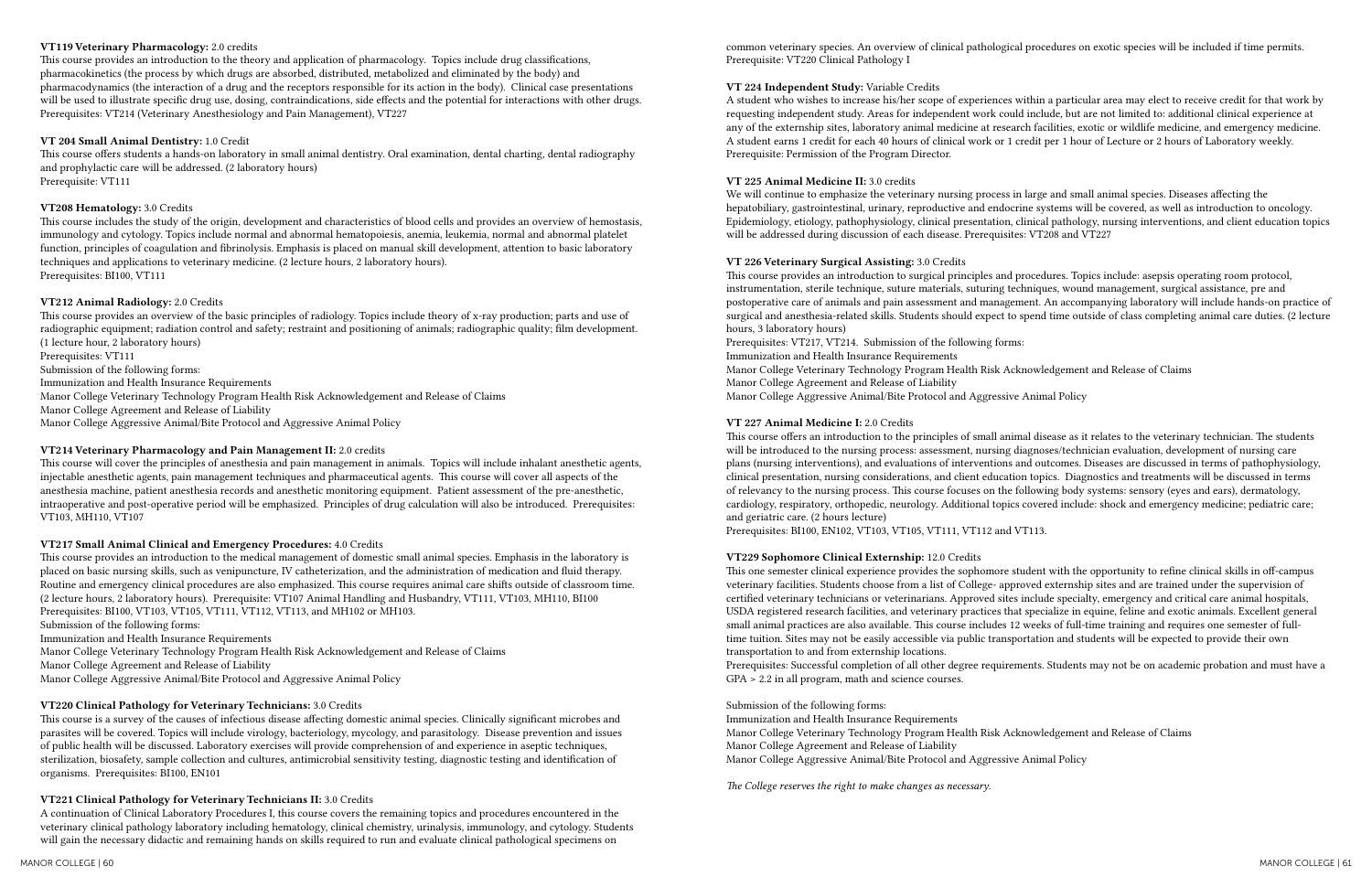**VT119 Veterinary Pharmacology:** 2.0 credits
This course provides an introduction to the theory and application of pharmacology. Topics include drug classifications, pharmacokinetics (the process by which drugs are absorbed, distributed, metabolized and eliminated by the body) and pharmacodynamics (the interaction of a drug and the receptors responsible for its action in the body). Clinical case presentations will be used to illustrate specific drug use, dosing, contraindications, side effects and the potential for interactions with other drugs. Prerequisites: VT214 (Veterinary Anesthesiology and Pain Management), VT227

**VT 204 Small Animal Dentistry:** 1.0 Credit
This course offers students a hands-on laboratory in small animal dentistry. Oral examination, dental charting, dental radiography and prophylactic care will be addressed. (2 laboratory hours)
Prerequisite: VT111

**VT208 Hematology:** 3.0 Credits
This course includes the study of the origin, development and characteristics of blood cells and provides an overview of hemostasis, immunology and cytology. Topics include normal and abnormal hematopoiesis, anemia, leukemia, normal and abnormal platelet function, principles of coagulation and fibrinolysis. Emphasis is placed on manual skill development, attention to basic laboratory techniques and applications to veterinary medicine. (2 lecture hours, 2 laboratory hours).
Prerequisites: BI100, VT111

**VT212 Animal Radiology:** 2.0 Credits
This course provides an overview of the basic principles of radiology. Topics include theory of x-ray production; parts and use of radiographic equipment; radiation control and safety; restraint and positioning of animals; radiographic quality; film development. (1 lecture hour, 2 laboratory hours)
Prerequisites: VT111
Submission of the following forms:
Immunization and Health Insurance Requirements
Manor College Veterinary Technology Program Health Risk Acknowledgement and Release of Claims
Manor College Agreement and Release of Liability
Manor College Aggressive Animal/Bite Protocol and Aggressive Animal Policy

**VT214 Veterinary Pharmacology and Pain Management II:** 2.0 credits
This course will cover the principles of anesthesia and pain management in animals. Topics will include inhalant anesthetic agents, injectable anesthetic agents, pain management techniques and pharmaceutical agents. This course will cover all aspects of the anesthesia machine, patient anesthesia records and anesthetic monitoring equipment. Patient assessment of the pre-anesthetic, intraoperative and post-operative period will be emphasized. Principles of drug calculation will also be introduced. Prerequisites: VT103, MH110, VT107

**VT217 Small Animal Clinical and Emergency Procedures:** 4.0 Credits
This course provides an introduction to the medical management of domestic small animal species. Emphasis in the laboratory is placed on basic nursing skills, such as venipuncture, IV catheterization, and the administration of medication and fluid therapy. Routine and emergency clinical procedures are also emphasized. This course requires animal care shifts outside of classroom time. (2 lecture hours, 2 laboratory hours). Prerequisite: VT107 Animal Handling and Husbandry, VT111, VT103, MH110, BI100
Prerequisites: BI100, VT103, VT105, VT111, VT112, VT113, and MH102 or MH103.
Submission of the following forms:
Immunization and Health Insurance Requirements
Manor College Veterinary Technology Program Health Risk Acknowledgement and Release of Claims
Manor College Agreement and Release of Liability
Manor College Aggressive Animal/Bite Protocol and Aggressive Animal Policy

**VT220 Clinical Pathology for Veterinary Technicians:** 3.0 Credits
This course is a survey of the causes of infectious disease affecting domestic animal species. Clinically significant microbes and parasites will be covered. Topics will include virology, bacteriology, mycology, and parasitology. Disease prevention and issues of public health will be discussed. Laboratory exercises will provide comprehension of and experience in aseptic techniques, sterilization, biosafety, sample collection and cultures, antimicrobial sensitivity testing, diagnostic testing and identification of organisms. Prerequisites: BI100, EN101

**VT221 Clinical Pathology for Veterinary Technicians II:** 3.0 Credits
A continuation of Clinical Laboratory Procedures I, this course covers the remaining topics and procedures encountered in the veterinary clinical pathology laboratory including hematology, clinical chemistry, urinalysis, immunology, and cytology. Students will gain the necessary didactic and remaining hands on skills required to run and evaluate clinical pathological specimens on common veterinary species. An overview of clinical pathological procedures on exotic species will be included if time permits.
Prerequisite: VT220 Clinical Pathology I

**VT 224 Independent Study:** Variable Credits
A student who wishes to increase his/her scope of experiences within a particular area may elect to receive credit for that work by requesting independent study. Areas for independent work could include, but are not limited to: additional clinical experience at any of the externship sites, laboratory animal medicine at research facilities, exotic or wildlife medicine, and emergency medicine. A student earns 1 credit for each 40 hours of clinical work or 1 credit per 1 hour of Lecture or 2 hours of Laboratory weekly.
Prerequisite: Permission of the Program Director.

**VT 225 Animal Medicine II:** 3.0 credits
We will continue to emphasize the veterinary nursing process in large and small animal species. Diseases affecting the hepatobiliary, gastrointestinal, urinary, reproductive and endocrine systems will be covered, as well as introduction to oncology. Epidemiology, etiology, pathophysiology, clinical presentation, clinical pathology, nursing interventions, and client education topics will be addressed during discussion of each disease. Prerequisites: VT208 and VT227

**VT 226 Veterinary Surgical Assisting:** 3.0 Credits
This course provides an introduction to surgical principles and procedures. Topics include: asepsis operating room protocol, instrumentation, sterile technique, suture materials, suturing techniques, wound management, surgical assistance, pre and postoperative care of animals and pain assessment and management. An accompanying laboratory will include hands-on practice of surgical and anesthesia-related skills. Students should expect to spend time outside of class completing animal care duties. (2 lecture hours, 3 laboratory hours)
Prerequisites: VT217, VT214. Submission of the following forms:
Immunization and Health Insurance Requirements
Manor College Veterinary Technology Program Health Risk Acknowledgement and Release of Claims
Manor College Agreement and Release of Liability
Manor College Aggressive Animal/Bite Protocol and Aggressive Animal Policy

**VT 227 Animal Medicine I:** 2.0 Credits
This course offers an introduction to the principles of small animal disease as it relates to the veterinary technician. The students will be introduced to the nursing process: assessment, nursing diagnoses/technician evaluation, development of nursing care plans (nursing interventions), and evaluations of interventions and outcomes. Diseases are discussed in terms of pathophysiology, clinical presentation, nursing considerations, and client education topics. Diagnostics and treatments will be discussed in terms of relevancy to the nursing process. This course focuses on the following body systems: sensory (eyes and ears), dermatology, cardiology, respiratory, orthopedic, neurology. Additional topics covered include: shock and emergency medicine; pediatric care; and geriatric care. (2 hours lecture)
Prerequisites: BI100, EN102, VT103, VT105, VT111, VT112 and VT113.

**VT229 Sophomore Clinical Externship:** 12.0 Credits
This one semester clinical experience provides the sophomore student with the opportunity to refine clinical skills in off-campus veterinary facilities. Students choose from a list of College- approved externship sites and are trained under the supervision of certified veterinary technicians or veterinarians. Approved sites include specialty, emergency and critical care animal hospitals, USDA registered research facilities, and veterinary practices that specialize in equine, feline and exotic animals. Excellent general small animal practices are also available. This course includes 12 weeks of full-time training and requires one semester of full-time tuition. Sites may not be easily accessible via public transportation and students will be expected to provide their own transportation to and from externship locations.
Prerequisites: Successful completion of all other degree requirements. Students may not be on academic probation and must have a GPA > 2.2 in all program, math and science courses.

Submission of the following forms:
Immunization and Health Insurance Requirements
Manor College Veterinary Technology Program Health Risk Acknowledgement and Release of Claims
Manor College Agreement and Release of Liability
Manor College Aggressive Animal/Bite Protocol and Aggressive Animal Policy

*The College reserves the right to make changes as necessary.*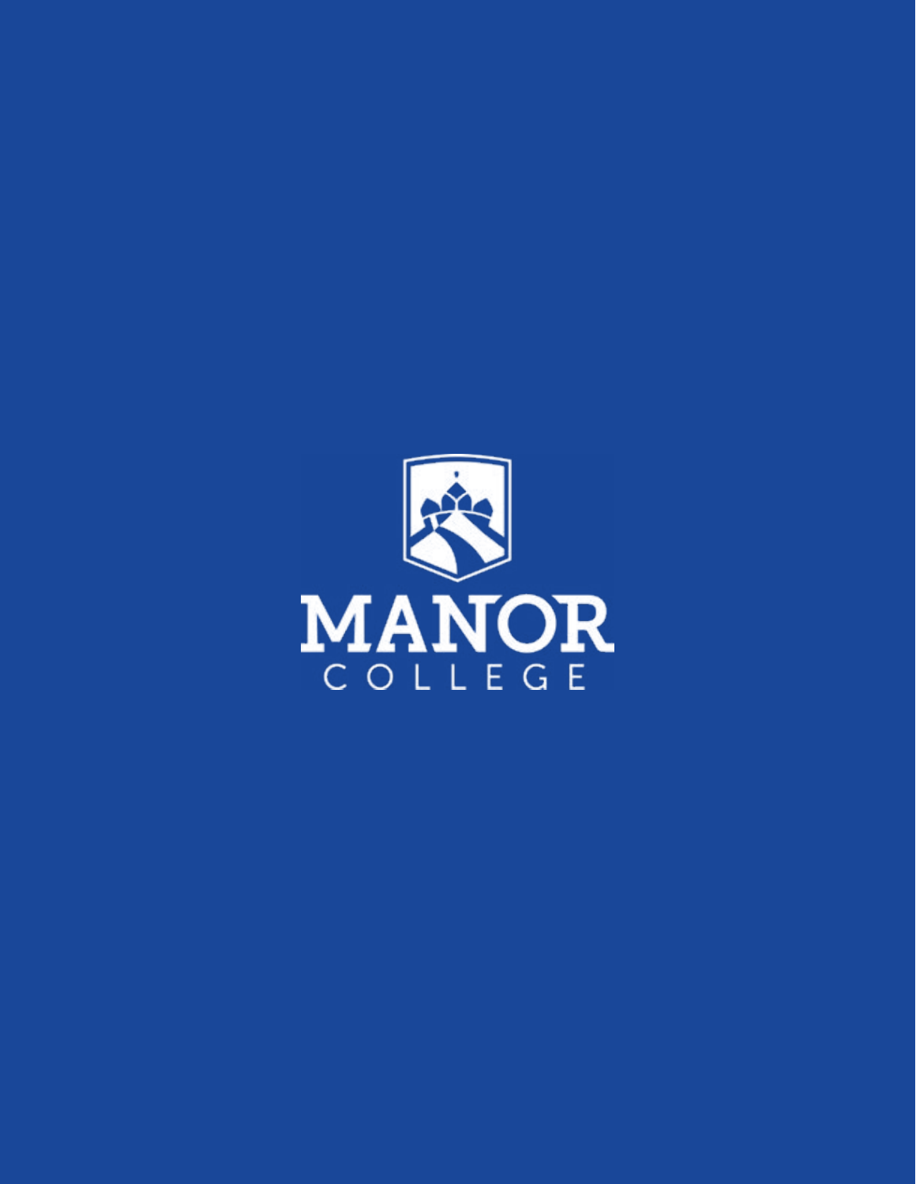MANOR
COLLEGE